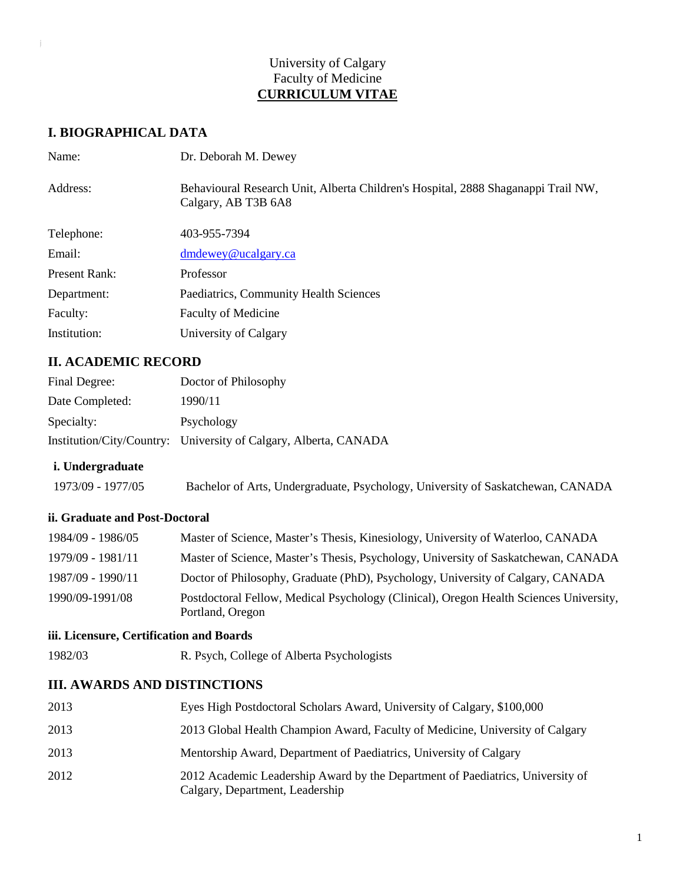University of Calgary
Faculty of Medicine
**CURRICULUM VITAE**

## I. BIOGRAPHICAL DATA

| | |
|---|---|
| Name: | Dr. Deborah M. Dewey |
| Address: | Behavioural Research Unit, Alberta Children's Hospital, 2888 Shaganappi Trail NW, Calgary, AB T3B 6A8 |
| Telephone: | 403-955-7394 |
| Email: | dmdewey@ucalgary.ca |
| Present Rank: | Professor |
| Department: | Paediatrics, Community Health Sciences |
| Faculty: | Faculty of Medicine |
| Institution: | University of Calgary |

## II. ACADEMIC RECORD

| | |
|---|---|
| Final Degree: | Doctor of Philosophy |
| Date Completed: | 1990/11 |
| Specialty: | Psychology |
| Institution/City/Country: | University of Calgary, Alberta, CANADA |

### i. Undergraduate

| | |
|---|---|
| 1973/09 - 1977/05 | Bachelor of Arts, Undergraduate, Psychology, University of Saskatchewan, CANADA |

### ii. Graduate and Post-Doctoral

| | |
|---|---|
| 1984/09 - 1986/05 | Master of Science, Master's Thesis, Kinesiology, University of Waterloo, CANADA |
| 1979/09 - 1981/11 | Master of Science, Master's Thesis, Psychology, University of Saskatchewan, CANADA |
| 1987/09 - 1990/11 | Doctor of Philosophy, Graduate (PhD), Psychology, University of Calgary, CANADA |
| 1990/09-1991/08 | Postdoctoral Fellow, Medical Psychology (Clinical), Oregon Health Sciences University, Portland, Oregon |

### iii. Licensure, Certification and Boards

| | |
|---|---|
| 1982/03 | R. Psych, College of Alberta Psychologists |

## III. AWARDS AND DISTINCTIONS

| | |
|---|---|
| 2013 | Eyes High Postdoctoral Scholars Award, University of Calgary, $100,000 |
| 2013 | 2013 Global Health Champion Award, Faculty of Medicine, University of Calgary |
| 2013 | Mentorship Award, Department of Paediatrics, University of Calgary |
| 2012 | 2012 Academic Leadership Award by the Department of Paediatrics, University of Calgary, Department, Leadership |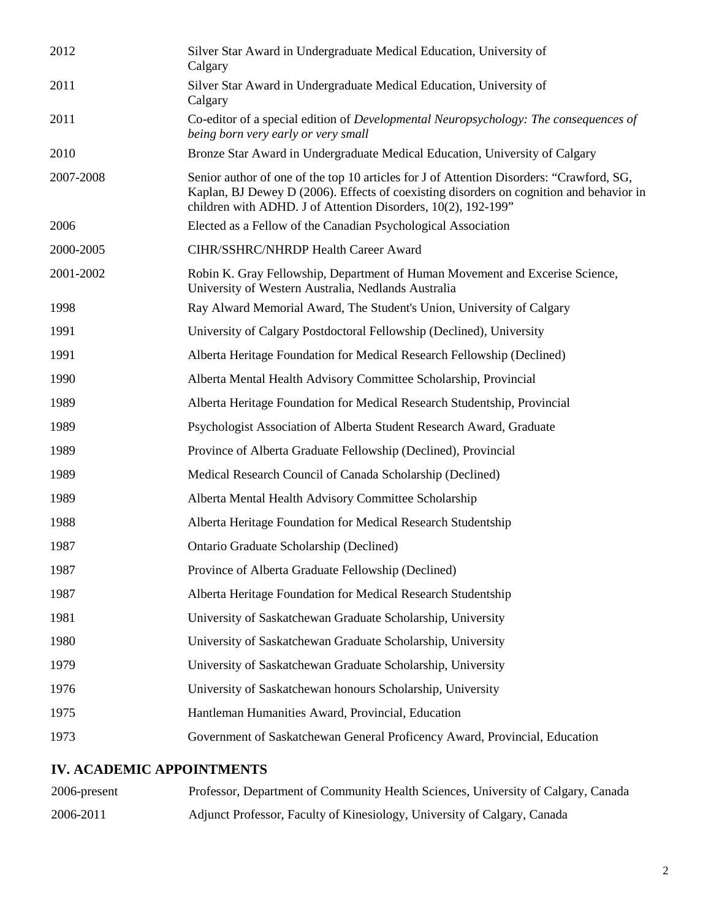| | |
|---|---|
| 2012 | Silver Star Award in Undergraduate Medical Education, University of Calgary |
| 2011 | Silver Star Award in Undergraduate Medical Education, University of Calgary |
| 2011 | Co-editor of a special edition of *Developmental Neuropsychology: The consequences of being born very early or very small* |
| 2010 | Bronze Star Award in Undergraduate Medical Education, University of Calgary |
| 2007-2008 | Senior author of one of the top 10 articles for J of Attention Disorders: "Crawford, SG, Kaplan, BJ Dewey D (2006). Effects of coexisting disorders on cognition and behavior in children with ADHD. J of Attention Disorders, 10(2), 192-199" |
| 2006 | Elected as a Fellow of the Canadian Psychological Association |
| 2000-2005 | CIHR/SSHRC/NHRDP Health Career Award |
| 2001-2002 | Robin K. Gray Fellowship, Department of Human Movement and Excerise Science, University of Western Australia, Nedlands Australia |
| 1998 | Ray Alward Memorial Award, The Student's Union, University of Calgary |
| 1991 | University of Calgary Postdoctoral Fellowship (Declined), University |
| 1991 | Alberta Heritage Foundation for Medical Research Fellowship (Declined) |
| 1990 | Alberta Mental Health Advisory Committee Scholarship, Provincial |
| 1989 | Alberta Heritage Foundation for Medical Research Studentship, Provincial |
| 1989 | Psychologist Association of Alberta Student Research Award, Graduate |
| 1989 | Province of Alberta Graduate Fellowship (Declined), Provincial |
| 1989 | Medical Research Council of Canada Scholarship (Declined) |
| 1989 | Alberta Mental Health Advisory Committee Scholarship |
| 1988 | Alberta Heritage Foundation for Medical Research Studentship |
| 1987 | Ontario Graduate Scholarship (Declined) |
| 1987 | Province of Alberta Graduate Fellowship (Declined) |
| 1987 | Alberta Heritage Foundation for Medical Research Studentship |
| 1981 | University of Saskatchewan Graduate Scholarship, University |
| 1980 | University of Saskatchewan Graduate Scholarship, University |
| 1979 | University of Saskatchewan Graduate Scholarship, University |
| 1976 | University of Saskatchewan honours Scholarship, University |
| 1975 | Hantleman Humanities Award, Provincial, Education |
| 1973 | Government of Saskatchewan General Proficency Award, Provincial, Education |

## IV. ACADEMIC APPOINTMENTS

| | |
|---|---|
| 2006-present | Professor, Department of Community Health Sciences, University of Calgary, Canada |
| 2006-2011 | Adjunct Professor, Faculty of Kinesiology, University of Calgary, Canada |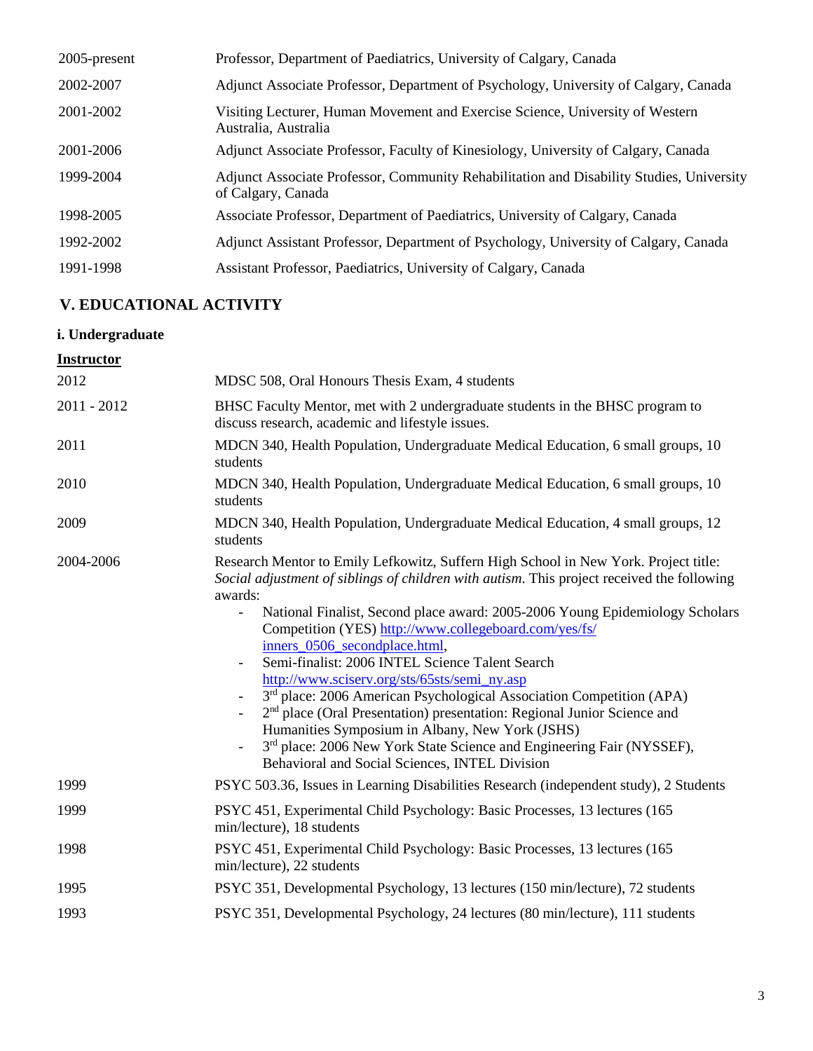| | |
|---|---|
| 2005-present | Professor, Department of Paediatrics, University of Calgary, Canada |
| 2002-2007 | Adjunct Associate Professor, Department of Psychology, University of Calgary, Canada |
| 2001-2002 | Visiting Lecturer, Human Movement and Exercise Science, University of Western Australia, Australia |
| 2001-2006 | Adjunct Associate Professor, Faculty of Kinesiology, University of Calgary, Canada |
| 1999-2004 | Adjunct Associate Professor, Community Rehabilitation and Disability Studies, University of Calgary, Canada |
| 1998-2005 | Associate Professor, Department of Paediatrics, University of Calgary, Canada |
| 1992-2002 | Adjunct Assistant Professor, Department of Psychology, University of Calgary, Canada |
| 1991-1998 | Assistant Professor, Paediatrics, University of Calgary, Canada |

## V. EDUCATIONAL ACTIVITY

### i. Undergraduate

**Instructor**

2012 — MDSC 508, Oral Honours Thesis Exam, 4 students

2011 - 2012 — BHSC Faculty Mentor, met with 2 undergraduate students in the BHSC program to discuss research, academic and lifestyle issues.

2011 — MDCN 340, Health Population, Undergraduate Medical Education, 6 small groups, 10 students

2010 — MDCN 340, Health Population, Undergraduate Medical Education, 6 small groups, 10 students

2009 — MDCN 340, Health Population, Undergraduate Medical Education, 4 small groups, 12 students

2004-2006 — Research Mentor to Emily Lefkowitz, Suffern High School in New York. Project title: *Social adjustment of siblings of children with autism*. This project received the following awards:

- National Finalist, Second place award: 2005-2006 Young Epidemiology Scholars Competition (YES) http://www.collegeboard.com/yes/fs/inners_0506_secondplace.html,
- Semi-finalist: 2006 INTEL Science Talent Search http://www.sciserv.org/sts/65sts/semi_ny.asp
- 3rd place: 2006 American Psychological Association Competition (APA)
- 2nd place (Oral Presentation) presentation: Regional Junior Science and Humanities Symposium in Albany, New York (JSHS)
- 3rd place: 2006 New York State Science and Engineering Fair (NYSSEF), Behavioral and Social Sciences, INTEL Division

1999 — PSYC 503.36, Issues in Learning Disabilities Research (independent study), 2 Students

1999 — PSYC 451, Experimental Child Psychology: Basic Processes, 13 lectures (165 min/lecture), 18 students

1998 — PSYC 451, Experimental Child Psychology: Basic Processes, 13 lectures (165 min/lecture), 22 students

1995 — PSYC 351, Developmental Psychology, 13 lectures (150 min/lecture), 72 students

1993 — PSYC 351, Developmental Psychology, 24 lectures (80 min/lecture), 111 students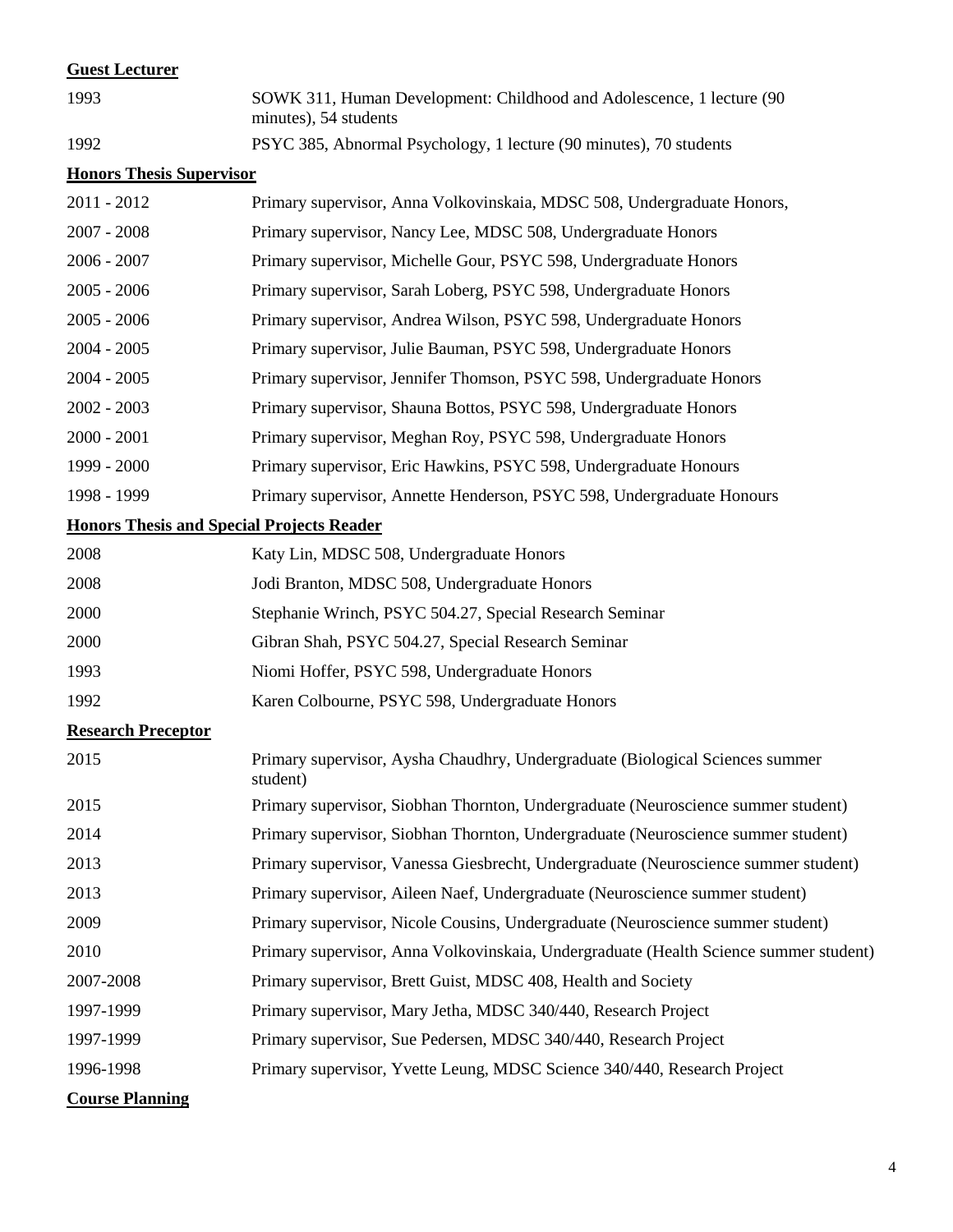**Guest Lecturer**

| | |
|---|---|
| 1993 | SOWK 311, Human Development: Childhood and Adolescence, 1 lecture (90 minutes), 54 students |
| 1992 | PSYC 385, Abnormal Psychology, 1 lecture (90 minutes), 70 students |

**Honors Thesis Supervisor**

| | |
|---|---|
| 2011 - 2012 | Primary supervisor, Anna Volkovinskaia, MDSC 508, Undergraduate Honors, |
| 2007 - 2008 | Primary supervisor, Nancy Lee, MDSC 508, Undergraduate Honors |
| 2006 - 2007 | Primary supervisor, Michelle Gour, PSYC 598, Undergraduate Honors |
| 2005 - 2006 | Primary supervisor, Sarah Loberg, PSYC 598, Undergraduate Honors |
| 2005 - 2006 | Primary supervisor, Andrea Wilson, PSYC 598, Undergraduate Honors |
| 2004 - 2005 | Primary supervisor, Julie Bauman, PSYC 598, Undergraduate Honors |
| 2004 - 2005 | Primary supervisor, Jennifer Thomson, PSYC 598, Undergraduate Honors |
| 2002 - 2003 | Primary supervisor, Shauna Bottos, PSYC 598, Undergraduate Honors |
| 2000 - 2001 | Primary supervisor, Meghan Roy, PSYC 598, Undergraduate Honors |
| 1999 - 2000 | Primary supervisor, Eric Hawkins, PSYC 598, Undergraduate Honours |
| 1998 - 1999 | Primary supervisor, Annette Henderson, PSYC 598, Undergraduate Honours |

**Honors Thesis and Special Projects Reader**

| | |
|---|---|
| 2008 | Katy Lin, MDSC 508, Undergraduate Honors |
| 2008 | Jodi Branton, MDSC 508, Undergraduate Honors |
| 2000 | Stephanie Wrinch, PSYC 504.27, Special Research Seminar |
| 2000 | Gibran Shah, PSYC 504.27, Special Research Seminar |
| 1993 | Niomi Hoffer, PSYC 598, Undergraduate Honors |
| 1992 | Karen Colbourne, PSYC 598, Undergraduate Honors |

**Research Preceptor**

| | |
|---|---|
| 2015 | Primary supervisor, Aysha Chaudhry, Undergraduate (Biological Sciences summer student) |
| 2015 | Primary supervisor, Siobhan Thornton, Undergraduate (Neuroscience summer student) |
| 2014 | Primary supervisor, Siobhan Thornton, Undergraduate (Neuroscience summer student) |
| 2013 | Primary supervisor, Vanessa Giesbrecht, Undergraduate (Neuroscience summer student) |
| 2013 | Primary supervisor, Aileen Naef, Undergraduate (Neuroscience summer student) |
| 2009 | Primary supervisor, Nicole Cousins, Undergraduate (Neuroscience summer student) |
| 2010 | Primary supervisor, Anna Volkovinskaia, Undergraduate (Health Science summer student) |
| 2007-2008 | Primary supervisor, Brett Guist, MDSC 408, Health and Society |
| 1997-1999 | Primary supervisor, Mary Jetha, MDSC 340/440, Research Project |
| 1997-1999 | Primary supervisor, Sue Pedersen, MDSC 340/440, Research Project |
| 1996-1998 | Primary supervisor, Yvette Leung, MDSC Science 340/440, Research Project |

**Course Planning**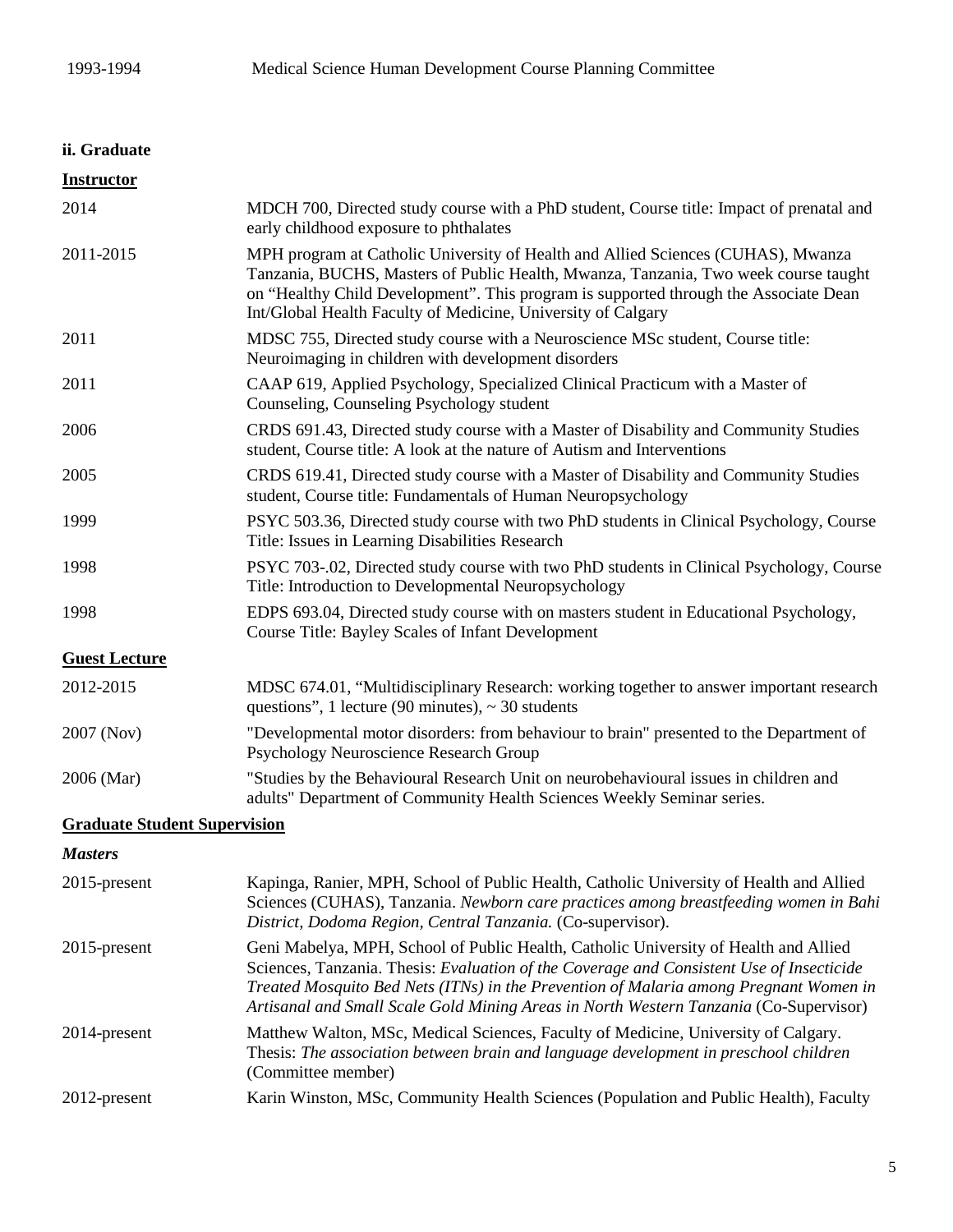| | |
|---|---|
| 1993-1994 | Medical Science Human Development Course Planning Committee |

**ii. Graduate**

**Instructor**

| | |
|---|---|
| 2014 | MDCH 700, Directed study course with a PhD student, Course title: Impact of prenatal and early childhood exposure to phthalates |
| 2011-2015 | MPH program at Catholic University of Health and Allied Sciences (CUHAS), Mwanza Tanzania, BUCHS, Masters of Public Health, Mwanza, Tanzania, Two week course taught on "Healthy Child Development". This program is supported through the Associate Dean Int/Global Health Faculty of Medicine, University of Calgary |
| 2011 | MDSC 755, Directed study course with a Neuroscience MSc student, Course title: Neuroimaging in children with development disorders |
| 2011 | CAAP 619, Applied Psychology, Specialized Clinical Practicum with a Master of Counseling, Counseling Psychology student |
| 2006 | CRDS 691.43, Directed study course with a Master of Disability and Community Studies student, Course title: A look at the nature of Autism and Interventions |
| 2005 | CRDS 619.41, Directed study course with a Master of Disability and Community Studies student, Course title: Fundamentals of Human Neuropsychology |
| 1999 | PSYC 503.36, Directed study course with two PhD students in Clinical Psychology, Course Title: Issues in Learning Disabilities Research |
| 1998 | PSYC 703-.02, Directed study course with two PhD students in Clinical Psychology, Course Title: Introduction to Developmental Neuropsychology |
| 1998 | EDPS 693.04, Directed study course with on masters student in Educational Psychology, Course Title: Bayley Scales of Infant Development |

**Guest Lecture**

| | |
|---|---|
| 2012-2015 | MDSC 674.01, "Multidisciplinary Research: working together to answer important research questions", 1 lecture (90 minutes), ~ 30 students |
| 2007 (Nov) | "Developmental motor disorders: from behaviour to brain" presented to the Department of Psychology Neuroscience Research Group |
| 2006 (Mar) | "Studies by the Behavioural Research Unit on neurobehavioural issues in children and adults" Department of Community Health Sciences Weekly Seminar series. |

**Graduate Student Supervision**

***Masters***

| | |
|---|---|
| 2015-present | Kapinga, Ranier, MPH, School of Public Health, Catholic University of Health and Allied Sciences (CUHAS), Tanzania. *Newborn care practices among breastfeeding women in Bahi District, Dodoma Region, Central Tanzania.* (Co-supervisor). |
| 2015-present | Geni Mabelya, MPH, School of Public Health, Catholic University of Health and Allied Sciences, Tanzania. Thesis: *Evaluation of the Coverage and Consistent Use of Insecticide Treated Mosquito Bed Nets (ITNs) in the Prevention of Malaria among Pregnant Women in Artisanal and Small Scale Gold Mining Areas in North Western Tanzania* (Co-Supervisor) |
| 2014-present | Matthew Walton, MSc, Medical Sciences, Faculty of Medicine, University of Calgary. Thesis: *The association between brain and language development in preschool children* (Committee member) |
| 2012-present | Karin Winston, MSc, Community Health Sciences (Population and Public Health), Faculty |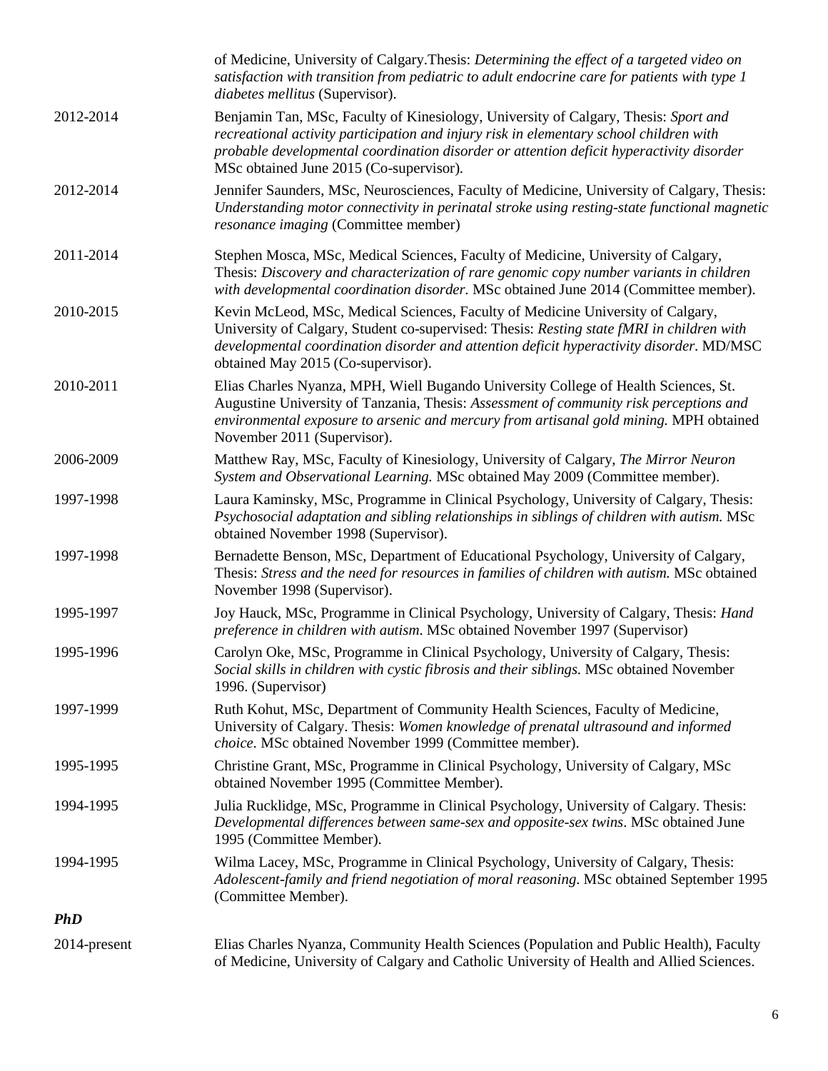| | |
|---|---|
| | of Medicine, University of Calgary.Thesis: *Determining the effect of a targeted video on satisfaction with transition from pediatric to adult endocrine care for patients with type 1 diabetes mellitus* (Supervisor). |
| 2012-2014 | Benjamin Tan, MSc, Faculty of Kinesiology, University of Calgary, Thesis: *Sport and recreational activity participation and injury risk in elementary school children with probable developmental coordination disorder or attention deficit hyperactivity disorder* MSc obtained June 2015 (Co-supervisor). |
| 2012-2014 | Jennifer Saunders, MSc, Neurosciences, Faculty of Medicine, University of Calgary, Thesis: *Understanding motor connectivity in perinatal stroke using resting-state functional magnetic resonance imaging* (Committee member) |
| 2011-2014 | Stephen Mosca, MSc, Medical Sciences, Faculty of Medicine, University of Calgary, Thesis: *Discovery and characterization of rare genomic copy number variants in children with developmental coordination disorder*. MSc obtained June 2014 (Committee member). |
| 2010-2015 | Kevin McLeod, MSc, Medical Sciences, Faculty of Medicine University of Calgary, University of Calgary, Student co-supervised: Thesis: *Resting state fMRI in children with developmental coordination disorder and attention deficit hyperactivity disorder*. MD/MSC obtained May 2015 (Co-supervisor). |
| 2010-2011 | Elias Charles Nyanza, MPH, Wiell Bugando University College of Health Sciences, St. Augustine University of Tanzania, Thesis: *Assessment of community risk perceptions and environmental exposure to arsenic and mercury from artisanal gold mining.* MPH obtained November 2011 (Supervisor). |
| 2006-2009 | Matthew Ray, MSc, Faculty of Kinesiology, University of Calgary, *The Mirror Neuron System and Observational Learning.* MSc obtained May 2009 (Committee member). |
| 1997-1998 | Laura Kaminsky, MSc, Programme in Clinical Psychology, University of Calgary, Thesis: *Psychosocial adaptation and sibling relationships in siblings of children with autism.* MSc obtained November 1998 (Supervisor). |
| 1997-1998 | Bernadette Benson, MSc, Department of Educational Psychology, University of Calgary, Thesis: *Stress and the need for resources in families of children with autism.* MSc obtained November 1998 (Supervisor). |
| 1995-1997 | Joy Hauck, MSc, Programme in Clinical Psychology, University of Calgary, Thesis: *Hand preference in children with autism*. MSc obtained November 1997 (Supervisor) |
| 1995-1996 | Carolyn Oke, MSc, Programme in Clinical Psychology, University of Calgary, Thesis: *Social skills in children with cystic fibrosis and their siblings.* MSc obtained November 1996. (Supervisor) |
| 1997-1999 | Ruth Kohut, MSc, Department of Community Health Sciences, Faculty of Medicine, University of Calgary. Thesis: *Women knowledge of prenatal ultrasound and informed choice*. MSc obtained November 1999 (Committee member). |
| 1995-1995 | Christine Grant, MSc, Programme in Clinical Psychology, University of Calgary, MSc obtained November 1995 (Committee Member). |
| 1994-1995 | Julia Rucklidge, MSc, Programme in Clinical Psychology, University of Calgary. Thesis: *Developmental differences between same-sex and opposite-sex twins*. MSc obtained June 1995 (Committee Member). |
| 1994-1995 | Wilma Lacey, MSc, Programme in Clinical Psychology, University of Calgary, Thesis: *Adolescent-family and friend negotiation of moral reasoning*. MSc obtained September 1995 (Committee Member). |

***PhD***

| | |
|---|---|
| 2014-present | Elias Charles Nyanza, Community Health Sciences (Population and Public Health), Faculty of Medicine, University of Calgary and Catholic University of Health and Allied Sciences. |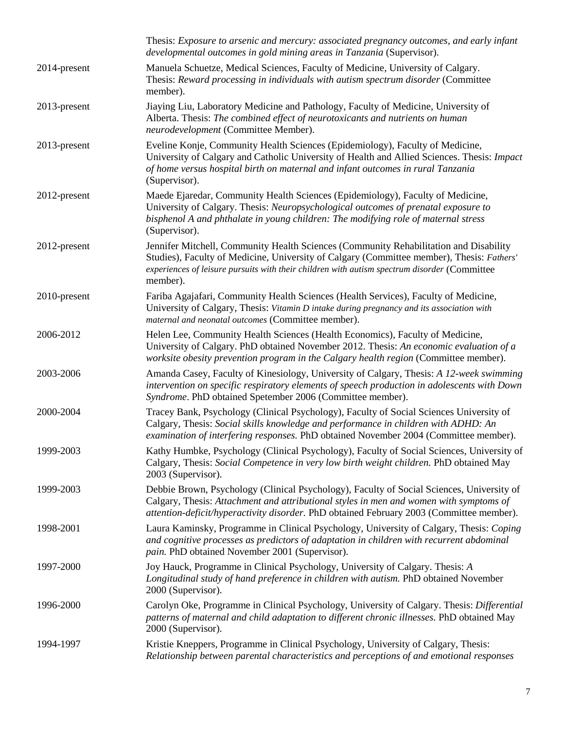| | |
|---|---|
| | Thesis: *Exposure to arsenic and mercury: associated pregnancy outcomes, and early infant developmental outcomes in gold mining areas in Tanzania* (Supervisor). |
| 2014-present | Manuela Schuetze, Medical Sciences, Faculty of Medicine, University of Calgary. Thesis: *Reward processing in individuals with autism spectrum disorder* (Committee member). |
| 2013-present | Jiaying Liu, Laboratory Medicine and Pathology, Faculty of Medicine, University of Alberta. Thesis: *The combined effect of neurotoxicants and nutrients on human neurodevelopment* (Committee Member). |
| 2013-present | Eveline Konje, Community Health Sciences (Epidemiology), Faculty of Medicine, University of Calgary and Catholic University of Health and Allied Sciences. Thesis: *Impact of home versus hospital birth on maternal and infant outcomes in rural Tanzania* (Supervisor). |
| 2012-present | Maede Ejaredar, Community Health Sciences (Epidemiology), Faculty of Medicine, University of Calgary. Thesis: *Neuropsychological outcomes of prenatal exposure to bisphenol A and phthalate in young children: The modifying role of maternal stress* (Supervisor). |
| 2012-present | Jennifer Mitchell, Community Health Sciences (Community Rehabilitation and Disability Studies), Faculty of Medicine, University of Calgary (Committee member), Thesis: *Fathers' experiences of leisure pursuits with their children with autism spectrum disorder* (Committee member). |
| 2010-present | Fariba Agajafari, Community Health Sciences (Health Services), Faculty of Medicine, University of Calgary, Thesis: *Vitamin D intake during pregnancy and its association with maternal and neonatal outcomes* (Committee member). |
| 2006-2012 | Helen Lee, Community Health Sciences (Health Economics), Faculty of Medicine, University of Calgary. PhD obtained November 2012. Thesis: *An economic evaluation of a worksite obesity prevention program in the Calgary health region* (Committee member). |
| 2003-2006 | Amanda Casey, Faculty of Kinesiology, University of Calgary, Thesis: *A 12-week swimming intervention on specific respiratory elements of speech production in adolescents with Down Syndrome*. PhD obtained Spetember 2006 (Committee member). |
| 2000-2004 | Tracey Bank, Psychology (Clinical Psychology), Faculty of Social Sciences University of Calgary, Thesis: *Social skills knowledge and performance in children with ADHD: An examination of interfering responses.* PhD obtained November 2004 (Committee member). |
| 1999-2003 | Kathy Humbke, Psychology (Clinical Psychology), Faculty of Social Sciences, University of Calgary, Thesis: *Social Competence in very low birth weight children.* PhD obtained May 2003 (Supervisor). |
| 1999-2003 | Debbie Brown, Psychology (Clinical Psychology), Faculty of Social Sciences, University of Calgary, Thesis: *Attachment and attributional styles in men and women with symptoms of attention-deficit/hyperactivity disorder*. PhD obtained February 2003 (Committee member). |
| 1998-2001 | Laura Kaminsky, Programme in Clinical Psychology, University of Calgary, Thesis: *Coping and cognitive processes as predictors of adaptation in children with recurrent abdominal pain.* PhD obtained November 2001 (Supervisor). |
| 1997-2000 | Joy Hauck, Programme in Clinical Psychology, University of Calgary. Thesis: *A Longitudinal study of hand preference in children with autism.* PhD obtained November 2000 (Supervisor). |
| 1996-2000 | Carolyn Oke, Programme in Clinical Psychology, University of Calgary. Thesis: *Differential patterns of maternal and child adaptation to different chronic illnesses.* PhD obtained May 2000 (Supervisor). |
| 1994-1997 | Kristie Kneppers, Programme in Clinical Psychology, University of Calgary, Thesis: *Relationship between parental characteristics and perceptions of and emotional responses* |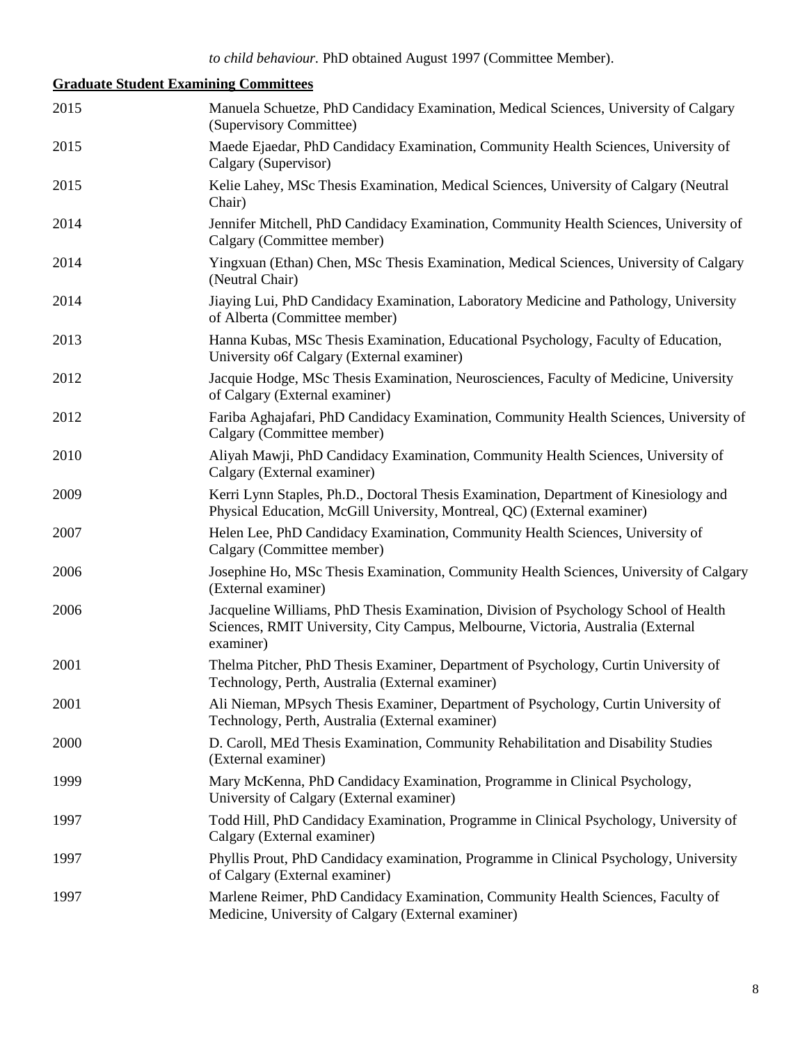*to child behaviour.* PhD obtained August 1997 (Committee Member).

**Graduate Student Examining Committees**

| | |
|---|---|
| 2015 | Manuela Schuetze, PhD Candidacy Examination, Medical Sciences, University of Calgary (Supervisory Committee) |
| 2015 | Maede Ejaedar, PhD Candidacy Examination, Community Health Sciences, University of Calgary (Supervisor) |
| 2015 | Kelie Lahey, MSc Thesis Examination, Medical Sciences, University of Calgary (Neutral Chair) |
| 2014 | Jennifer Mitchell, PhD Candidacy Examination, Community Health Sciences, University of Calgary (Committee member) |
| 2014 | Yingxuan (Ethan) Chen, MSc Thesis Examination, Medical Sciences, University of Calgary (Neutral Chair) |
| 2014 | Jiaying Lui, PhD Candidacy Examination, Laboratory Medicine and Pathology, University of Alberta (Committee member) |
| 2013 | Hanna Kubas, MSc Thesis Examination, Educational Psychology, Faculty of Education, University o6f Calgary (External examiner) |
| 2012 | Jacquie Hodge, MSc Thesis Examination, Neurosciences, Faculty of Medicine, University of Calgary (External examiner) |
| 2012 | Fariba Aghajafari, PhD Candidacy Examination, Community Health Sciences, University of Calgary (Committee member) |
| 2010 | Aliyah Mawji, PhD Candidacy Examination, Community Health Sciences, University of Calgary (External examiner) |
| 2009 | Kerri Lynn Staples, Ph.D., Doctoral Thesis Examination, Department of Kinesiology and Physical Education, McGill University, Montreal, QC) (External examiner) |
| 2007 | Helen Lee, PhD Candidacy Examination, Community Health Sciences, University of Calgary (Committee member) |
| 2006 | Josephine Ho, MSc Thesis Examination, Community Health Sciences, University of Calgary (External examiner) |
| 2006 | Jacqueline Williams, PhD Thesis Examination, Division of Psychology School of Health Sciences, RMIT University, City Campus, Melbourne, Victoria, Australia (External examiner) |
| 2001 | Thelma Pitcher, PhD Thesis Examiner, Department of Psychology, Curtin University of Technology, Perth, Australia (External examiner) |
| 2001 | Ali Nieman, MPsych Thesis Examiner, Department of Psychology, Curtin University of Technology, Perth, Australia (External examiner) |
| 2000 | D. Caroll, MEd Thesis Examination, Community Rehabilitation and Disability Studies (External examiner) |
| 1999 | Mary McKenna, PhD Candidacy Examination, Programme in Clinical Psychology, University of Calgary (External examiner) |
| 1997 | Todd Hill, PhD Candidacy Examination, Programme in Clinical Psychology, University of Calgary (External examiner) |
| 1997 | Phyllis Prout, PhD Candidacy examination, Programme in Clinical Psychology, University of Calgary (External examiner) |
| 1997 | Marlene Reimer, PhD Candidacy Examination, Community Health Sciences, Faculty of Medicine, University of Calgary (External examiner) |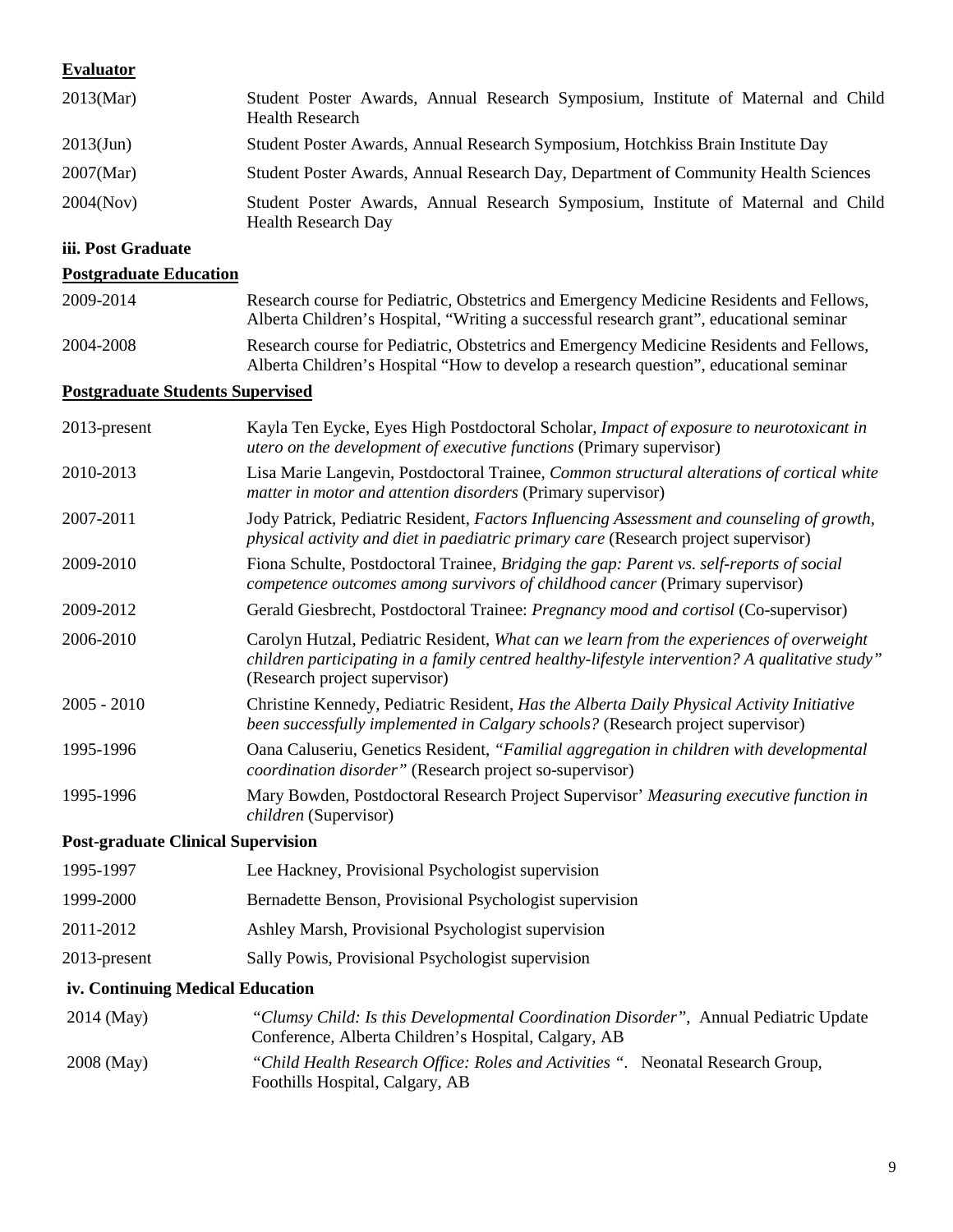**Evaluator**

| | |
|---|---|
| 2013(Mar) | Student Poster Awards, Annual Research Symposium, Institute of Maternal and Child Health Research |
| 2013(Jun) | Student Poster Awards, Annual Research Symposium, Hotchkiss Brain Institute Day |
| 2007(Mar) | Student Poster Awards, Annual Research Day, Department of Community Health Sciences |
| 2004(Nov) | Student Poster Awards, Annual Research Symposium, Institute of Maternal and Child Health Research Day |

**iii. Post Graduate**

**Postgraduate Education**

| | |
|---|---|
| 2009-2014 | Research course for Pediatric, Obstetrics and Emergency Medicine Residents and Fellows, Alberta Children's Hospital, "Writing a successful research grant", educational seminar |
| 2004-2008 | Research course for Pediatric, Obstetrics and Emergency Medicine Residents and Fellows, Alberta Children's Hospital "How to develop a research question", educational seminar |

**Postgraduate Students Supervised**

| | |
|---|---|
| 2013-present | Kayla Ten Eycke, Eyes High Postdoctoral Scholar, *Impact of exposure to neurotoxicant in utero on the development of executive functions* (Primary supervisor) |
| 2010-2013 | Lisa Marie Langevin, Postdoctoral Trainee, *Common structural alterations of cortical white matter in motor and attention disorders* (Primary supervisor) |
| 2007-2011 | Jody Patrick, Pediatric Resident, *Factors Influencing Assessment and counseling of growth, physical activity and diet in paediatric primary care* (Research project supervisor) |
| 2009-2010 | Fiona Schulte, Postdoctoral Trainee, *Bridging the gap: Parent vs. self-reports of social competence outcomes among survivors of childhood cancer* (Primary supervisor) |
| 2009-2012 | Gerald Giesbrecht, Postdoctoral Trainee: *Pregnancy mood and cortisol* (Co-supervisor) |
| 2006-2010 | Carolyn Hutzal, Pediatric Resident, *What can we learn from the experiences of overweight children participating in a family centred healthy-lifestyle intervention? A qualitative study"* (Research project supervisor) |
| 2005 - 2010 | Christine Kennedy, Pediatric Resident, *Has the Alberta Daily Physical Activity Initiative been successfully implemented in Calgary schools?* (Research project supervisor) |
| 1995-1996 | Oana Caluseriu, Genetics Resident, *"Familial aggregation in children with developmental coordination disorder"* (Research project so-supervisor) |
| 1995-1996 | Mary Bowden, Postdoctoral Research Project Supervisor' *Measuring executive function in children* (Supervisor) |

**Post-graduate Clinical Supervision**

| | |
|---|---|
| 1995-1997 | Lee Hackney, Provisional Psychologist supervision |
| 1999-2000 | Bernadette Benson, Provisional Psychologist supervision |
| 2011-2012 | Ashley Marsh, Provisional Psychologist supervision |
| 2013-present | Sally Powis, Provisional Psychologist supervision |

**iv. Continuing Medical Education**

| | |
|---|---|
| 2014 (May) | *"Clumsy Child: Is this Developmental Coordination Disorder"*, Annual Pediatric Update Conference, Alberta Children's Hospital, Calgary, AB |
| 2008 (May) | *"Child Health Research Office: Roles and Activities "*. Neonatal Research Group, Foothills Hospital, Calgary, AB |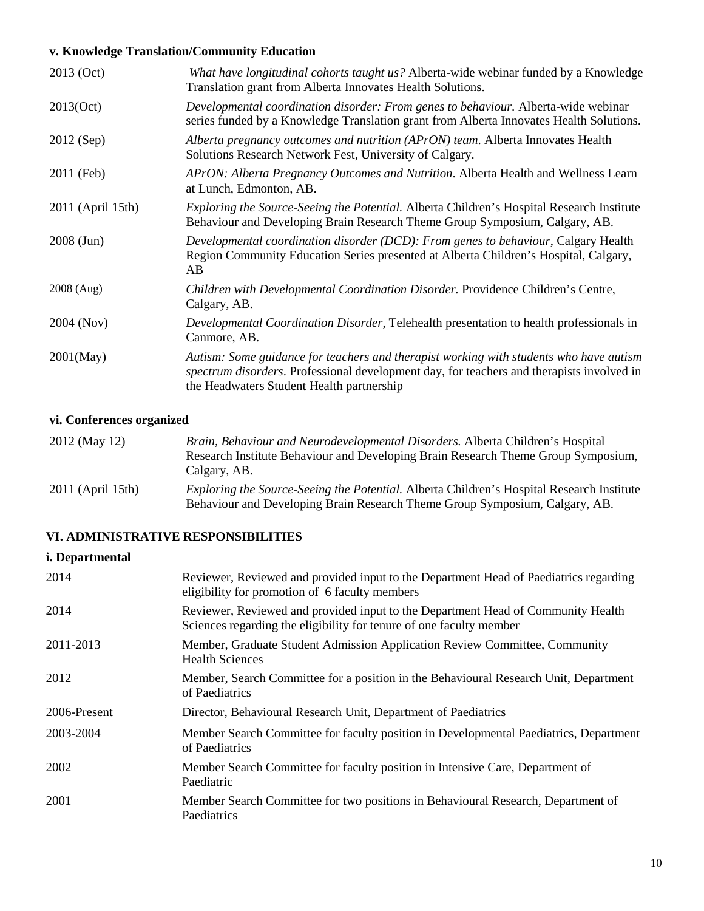#### v. Knowledge Translation/Community Education

| | |
|---|---|
| 2013 (Oct) | *What have longitudinal cohorts taught us?* Alberta-wide webinar funded by a Knowledge Translation grant from Alberta Innovates Health Solutions. |
| 2013(Oct) | *Developmental coordination disorder: From genes to behaviour.* Alberta-wide webinar series funded by a Knowledge Translation grant from Alberta Innovates Health Solutions. |
| 2012 (Sep) | *Alberta pregnancy outcomes and nutrition (APrON) team*. Alberta Innovates Health Solutions Research Network Fest, University of Calgary. |
| 2011 (Feb) | *APrON: Alberta Pregnancy Outcomes and Nutrition*. Alberta Health and Wellness Learn at Lunch, Edmonton, AB. |
| 2011 (April 15th) | *Exploring the Source-Seeing the Potential.* Alberta Children's Hospital Research Institute Behaviour and Developing Brain Research Theme Group Symposium, Calgary, AB. |
| 2008 (Jun) | *Developmental coordination disorder (DCD): From genes to behaviour*, Calgary Health Region Community Education Series presented at Alberta Children's Hospital, Calgary, AB |
| 2008 (Aug) | *Children with Developmental Coordination Disorder.* Providence Children's Centre, Calgary, AB. |
| 2004 (Nov) | *Developmental Coordination Disorder*, Telehealth presentation to health professionals in Canmore, AB. |
| 2001(May) | *Autism: Some guidance for teachers and therapist working with students who have autism spectrum disorders*. Professional development day, for teachers and therapists involved in the Headwaters Student Health partnership |

#### vi. Conferences organized

| | |
|---|---|
| 2012 (May 12) | *Brain, Behaviour and Neurodevelopmental Disorders.* Alberta Children's Hospital Research Institute Behaviour and Developing Brain Research Theme Group Symposium, Calgary, AB. |
| 2011 (April 15th) | *Exploring the Source-Seeing the Potential.* Alberta Children's Hospital Research Institute Behaviour and Developing Brain Research Theme Group Symposium, Calgary, AB. |

## VI. ADMINISTRATIVE RESPONSIBILITIES

#### i. Departmental

| | |
|---|---|
| 2014 | Reviewer, Reviewed and provided input to the Department Head of Paediatrics regarding eligibility for promotion of 6 faculty members |
| 2014 | Reviewer, Reviewed and provided input to the Department Head of Community Health Sciences regarding the eligibility for tenure of one faculty member |
| 2011-2013 | Member, Graduate Student Admission Application Review Committee, Community Health Sciences |
| 2012 | Member, Search Committee for a position in the Behavioural Research Unit, Department of Paediatrics |
| 2006-Present | Director, Behavioural Research Unit, Department of Paediatrics |
| 2003-2004 | Member Search Committee for faculty position in Developmental Paediatrics, Department of Paediatrics |
| 2002 | Member Search Committee for faculty position in Intensive Care, Department of Paediatric |
| 2001 | Member Search Committee for two positions in Behavioural Research, Department of Paediatrics |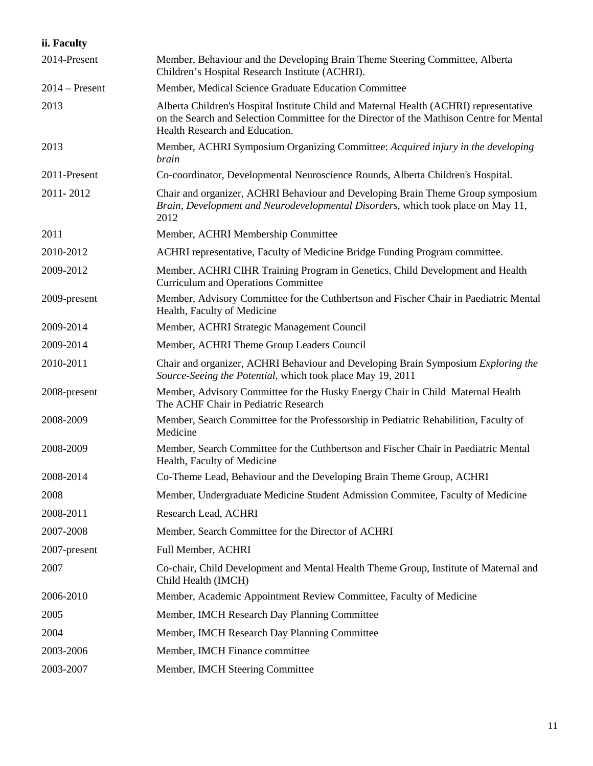**ii. Faculty**

| | |
|---|---|
| 2014-Present | Member, Behaviour and the Developing Brain Theme Steering Committee, Alberta Children's Hospital Research Institute (ACHRI). |
| 2014 – Present | Member, Medical Science Graduate Education Committee |
| 2013 | Alberta Children's Hospital Institute Child and Maternal Health (ACHRI) representative on the Search and Selection Committee for the Director of the Mathison Centre for Mental Health Research and Education. |
| 2013 | Member, ACHRI Symposium Organizing Committee: *Acquired injury in the developing brain* |
| 2011-Present | Co-coordinator, Developmental Neuroscience Rounds, Alberta Children's Hospital. |
| 2011- 2012 | Chair and organizer, ACHRI Behaviour and Developing Brain Theme Group symposium *Brain, Development and Neurodevelopmental Disorders*, which took place on May 11, 2012 |
| 2011 | Member, ACHRI Membership Committee |
| 2010-2012 | ACHRI representative, Faculty of Medicine Bridge Funding Program committee. |
| 2009-2012 | Member, ACHRI CIHR Training Program in Genetics, Child Development and Health Curriculum and Operations Committee |
| 2009-present | Member, Advisory Committee for the Cuthbertson and Fischer Chair in Paediatric Mental Health, Faculty of Medicine |
| 2009-2014 | Member, ACHRI Strategic Management Council |
| 2009-2014 | Member, ACHRI Theme Group Leaders Council |
| 2010-2011 | Chair and organizer, ACHRI Behaviour and Developing Brain Symposium *Exploring the Source-Seeing the Potential,* which took place May 19, 2011 |
| 2008-present | Member, Advisory Committee for the Husky Energy Chair in Child Maternal Health The ACHF Chair in Pediatric Research |
| 2008-2009 | Member, Search Committee for the Professorship in Pediatric Rehabilition, Faculty of Medicine |
| 2008-2009 | Member, Search Committee for the Cuthbertson and Fischer Chair in Paediatric Mental Health, Faculty of Medicine |
| 2008-2014 | Co-Theme Lead, Behaviour and the Developing Brain Theme Group, ACHRI |
| 2008 | Member, Undergraduate Medicine Student Admission Commitee, Faculty of Medicine |
| 2008-2011 | Research Lead, ACHRI |
| 2007-2008 | Member, Search Committee for the Director of ACHRI |
| 2007-present | Full Member, ACHRI |
| 2007 | Co-chair, Child Development and Mental Health Theme Group, Institute of Maternal and Child Health (IMCH) |
| 2006-2010 | Member, Academic Appointment Review Committee, Faculty of Medicine |
| 2005 | Member, IMCH Research Day Planning Committee |
| 2004 | Member, IMCH Research Day Planning Committee |
| 2003-2006 | Member, IMCH Finance committee |
| 2003-2007 | Member, IMCH Steering Committee |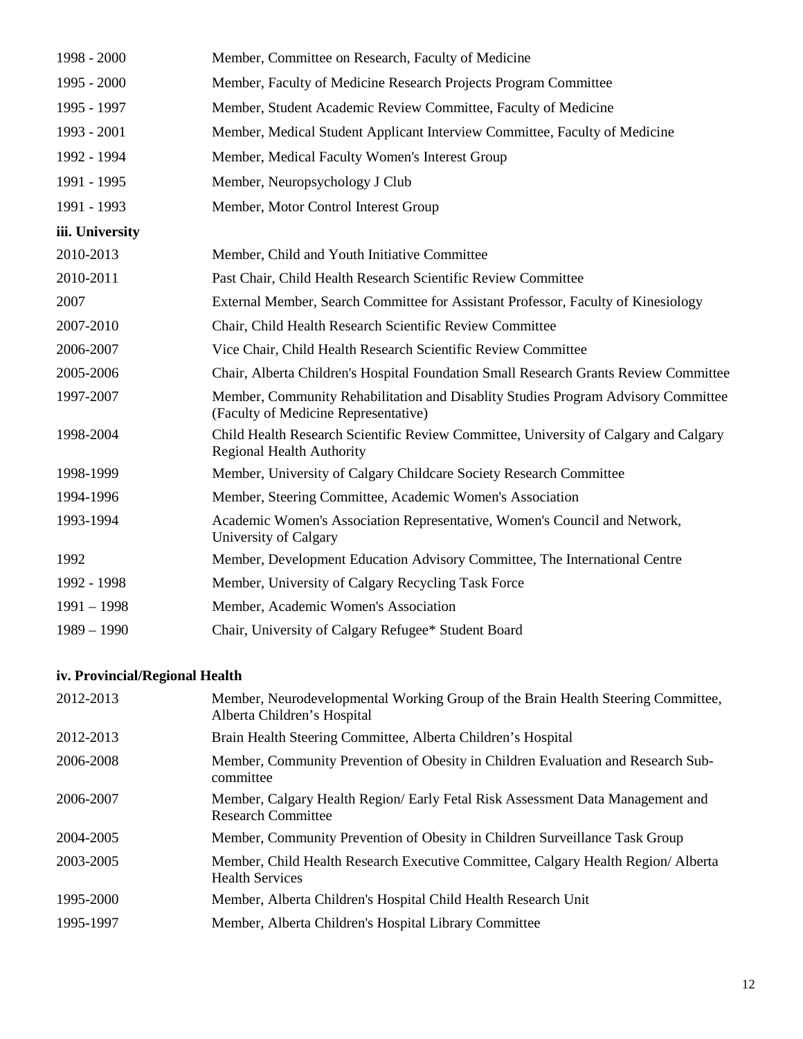| | |
|---|---|
| 1998 - 2000 | Member, Committee on Research, Faculty of Medicine |
| 1995 - 2000 | Member, Faculty of Medicine Research Projects Program Committee |
| 1995 - 1997 | Member, Student Academic Review Committee, Faculty of Medicine |
| 1993 - 2001 | Member, Medical Student Applicant Interview Committee, Faculty of Medicine |
| 1992 - 1994 | Member, Medical Faculty Women's Interest Group |
| 1991 - 1995 | Member, Neuropsychology J Club |
| 1991 - 1993 | Member, Motor Control Interest Group |

**iii. University**

| | |
|---|---|
| 2010-2013 | Member, Child and Youth Initiative Committee |
| 2010-2011 | Past Chair, Child Health Research Scientific Review Committee |
| 2007 | External Member, Search Committee for Assistant Professor, Faculty of Kinesiology |
| 2007-2010 | Chair, Child Health Research Scientific Review Committee |
| 2006-2007 | Vice Chair, Child Health Research Scientific Review Committee |
| 2005-2006 | Chair, Alberta Children's Hospital Foundation Small Research Grants Review Committee |
| 1997-2007 | Member, Community Rehabilitation and Disablity Studies Program Advisory Committee (Faculty of Medicine Representative) |
| 1998-2004 | Child Health Research Scientific Review Committee, University of Calgary and Calgary Regional Health Authority |
| 1998-1999 | Member, University of Calgary Childcare Society Research Committee |
| 1994-1996 | Member, Steering Committee, Academic Women's Association |
| 1993-1994 | Academic Women's Association Representative, Women's Council and Network, University of Calgary |
| 1992 | Member, Development Education Advisory Committee, The International Centre |
| 1992 - 1998 | Member, University of Calgary Recycling Task Force |
| 1991 – 1998 | Member, Academic Women's Association |
| 1989 – 1990 | Chair, University of Calgary Refugee* Student Board |

**iv. Provincial/Regional Health**

| | |
|---|---|
| 2012-2013 | Member, Neurodevelopmental Working Group of the Brain Health Steering Committee, Alberta Children's Hospital |
| 2012-2013 | Brain Health Steering Committee, Alberta Children's Hospital |
| 2006-2008 | Member, Community Prevention of Obesity in Children Evaluation and Research Sub-committee |
| 2006-2007 | Member, Calgary Health Region/ Early Fetal Risk Assessment Data Management and Research Committee |
| 2004-2005 | Member, Community Prevention of Obesity in Children Surveillance Task Group |
| 2003-2005 | Member, Child Health Research Executive Committee, Calgary Health Region/ Alberta Health Services |
| 1995-2000 | Member, Alberta Children's Hospital Child Health Research Unit |
| 1995-1997 | Member, Alberta Children's Hospital Library Committee |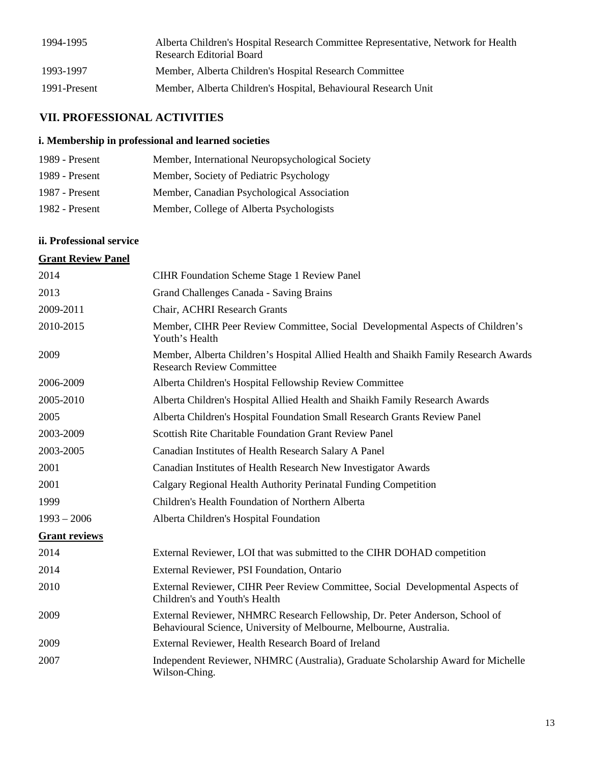| | |
|---|---|
| 1994-1995 | Alberta Children's Hospital Research Committee Representative, Network for Health Research Editorial Board |
| 1993-1997 | Member, Alberta Children's Hospital Research Committee |
| 1991-Present | Member, Alberta Children's Hospital, Behavioural Research Unit |

## VII. PROFESSIONAL ACTIVITIES

### i. Membership in professional and learned societies

| | |
|---|---|
| 1989 - Present | Member, International Neuropsychological Society |
| 1989 - Present | Member, Society of Pediatric Psychology |
| 1987 - Present | Member, Canadian Psychological Association |
| 1982 - Present | Member, College of Alberta Psychologists |

### ii. Professional service

**Grant Review Panel**

| | |
|---|---|
| 2014 | CIHR Foundation Scheme Stage 1 Review Panel |
| 2013 | Grand Challenges Canada - Saving Brains |
| 2009-2011 | Chair, ACHRI Research Grants |
| 2010-2015 | Member, CIHR Peer Review Committee, Social Developmental Aspects of Children's Youth's Health |
| 2009 | Member, Alberta Children's Hospital Allied Health and Shaikh Family Research Awards Research Review Committee |
| 2006-2009 | Alberta Children's Hospital Fellowship Review Committee |
| 2005-2010 | Alberta Children's Hospital Allied Health and Shaikh Family Research Awards |
| 2005 | Alberta Children's Hospital Foundation Small Research Grants Review Panel |
| 2003-2009 | Scottish Rite Charitable Foundation Grant Review Panel |
| 2003-2005 | Canadian Institutes of Health Research Salary A Panel |
| 2001 | Canadian Institutes of Health Research New Investigator Awards |
| 2001 | Calgary Regional Health Authority Perinatal Funding Competition |
| 1999 | Children's Health Foundation of Northern Alberta |
| 1993 – 2006 | Alberta Children's Hospital Foundation |

**Grant reviews**

| | |
|---|---|
| 2014 | External Reviewer, LOI that was submitted to the CIHR DOHAD competition |
| 2014 | External Reviewer, PSI Foundation, Ontario |
| 2010 | External Reviewer, CIHR Peer Review Committee, Social Developmental Aspects of Children's and Youth's Health |
| 2009 | External Reviewer, NHMRC Research Fellowship, Dr. Peter Anderson, School of Behavioural Science, University of Melbourne, Melbourne, Australia. |
| 2009 | External Reviewer, Health Research Board of Ireland |
| 2007 | Independent Reviewer, NHMRC (Australia), Graduate Scholarship Award for Michelle Wilson-Ching. |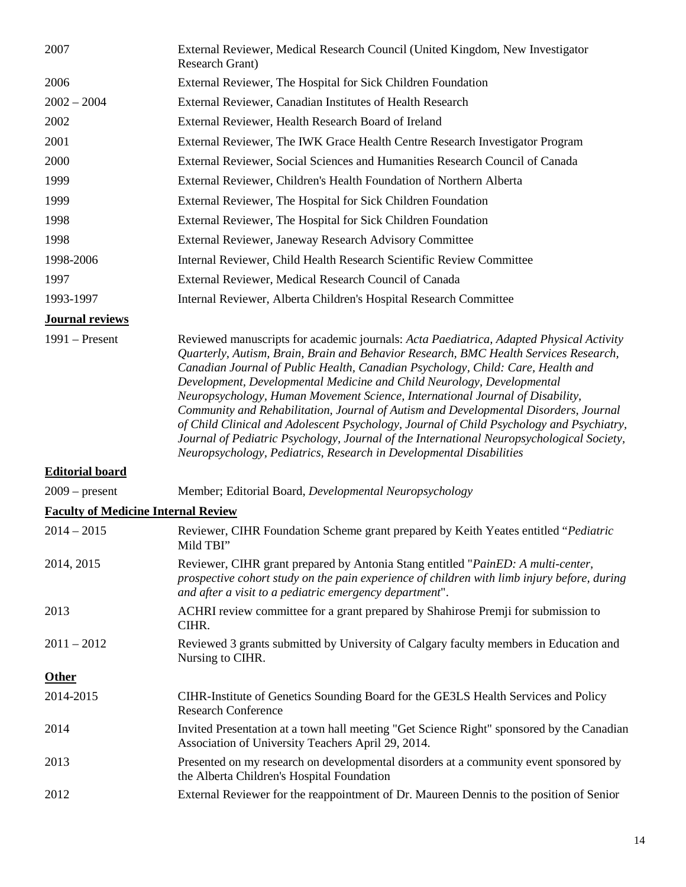| | |
|---|---|
| 2007 | External Reviewer, Medical Research Council (United Kingdom, New Investigator Research Grant) |
| 2006 | External Reviewer, The Hospital for Sick Children Foundation |
| 2002 – 2004 | External Reviewer, Canadian Institutes of Health Research |
| 2002 | External Reviewer, Health Research Board of Ireland |
| 2001 | External Reviewer, The IWK Grace Health Centre Research Investigator Program |
| 2000 | External Reviewer, Social Sciences and Humanities Research Council of Canada |
| 1999 | External Reviewer, Children's Health Foundation of Northern Alberta |
| 1999 | External Reviewer, The Hospital for Sick Children Foundation |
| 1998 | External Reviewer, The Hospital for Sick Children Foundation |
| 1998 | External Reviewer, Janeway Research Advisory Committee |
| 1998-2006 | Internal Reviewer, Child Health Research Scientific Review Committee |
| 1997 | External Reviewer, Medical Research Council of Canada |
| 1993-1997 | Internal Reviewer, Alberta Children's Hospital Research Committee |

**Journal reviews**

| | |
|---|---|
| 1991 – Present | Reviewed manuscripts for academic journals: *Acta Paediatrica, Adapted Physical Activity Quarterly, Autism, Brain, Brain and Behavior Research, BMC Health Services Research, Canadian Journal of Public Health, Canadian Psychology, Child: Care, Health and Development, Developmental Medicine and Child Neurology, Developmental Neuropsychology, Human Movement Science, International Journal of Disability, Community and Rehabilitation, Journal of Autism and Developmental Disorders, Journal of Child Clinical and Adolescent Psychology, Journal of Child Psychology and Psychiatry, Journal of Pediatric Psychology, Journal of the International Neuropsychological Society, Neuropsychology, Pediatrics, Research in Developmental Disabilities* |

**Editorial board**

| | |
|---|---|
| 2009 – present | Member; Editorial Board, *Developmental Neuropsychology* |

**Faculty of Medicine Internal Review**

| | |
|---|---|
| 2014 – 2015 | Reviewer, CIHR Foundation Scheme grant prepared by Keith Yeates entitled "*Pediatric* Mild TBI" |
| 2014, 2015 | Reviewer, CIHR grant prepared by Antonia Stang entitled "*PainED: A multi-center, prospective cohort study on the pain experience of children with limb injury before, during and after a visit to a pediatric emergency department*". |
| 2013 | ACHRI review committee for a grant prepared by Shahirose Premji for submission to CIHR. |
| 2011 – 2012 | Reviewed 3 grants submitted by University of Calgary faculty members in Education and Nursing to CIHR. |

**Other**

| | |
|---|---|
| 2014-2015 | CIHR-Institute of Genetics Sounding Board for the GE3LS Health Services and Policy Research Conference |
| 2014 | Invited Presentation at a town hall meeting "Get Science Right" sponsored by the Canadian Association of University Teachers April 29, 2014. |
| 2013 | Presented on my research on developmental disorders at a community event sponsored by the Alberta Children's Hospital Foundation |
| 2012 | External Reviewer for the reappointment of Dr. Maureen Dennis to the position of Senior |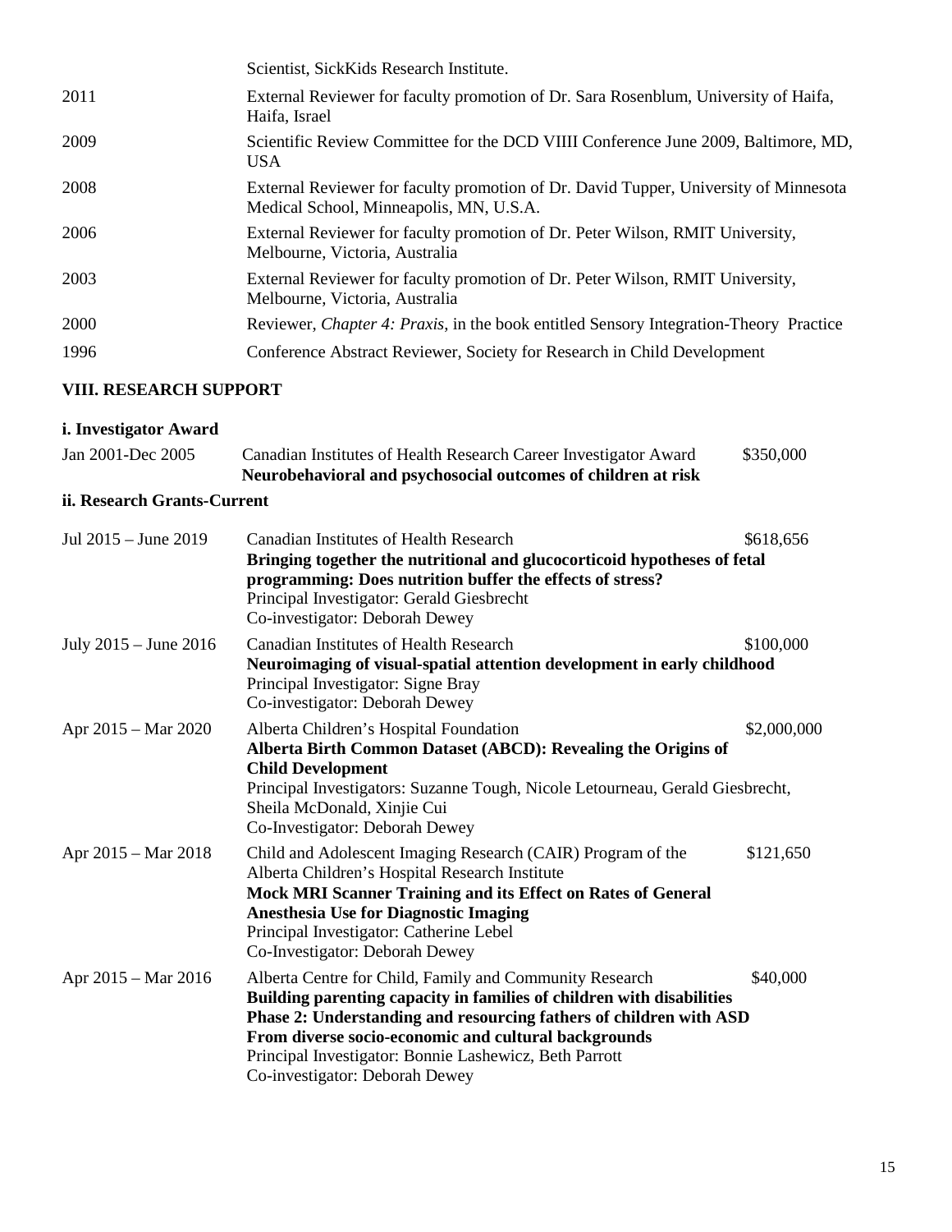| | |
|---|---|
| | Scientist, SickKids Research Institute. |
| 2011 | External Reviewer for faculty promotion of Dr. Sara Rosenblum, University of Haifa, Haifa, Israel |
| 2009 | Scientific Review Committee for the DCD VIIII Conference June 2009, Baltimore, MD, USA |
| 2008 | External Reviewer for faculty promotion of Dr. David Tupper, University of Minnesota Medical School, Minneapolis, MN, U.S.A. |
| 2006 | External Reviewer for faculty promotion of Dr. Peter Wilson, RMIT University, Melbourne, Victoria, Australia |
| 2003 | External Reviewer for faculty promotion of Dr. Peter Wilson, RMIT University, Melbourne, Victoria, Australia |
| 2000 | Reviewer, *Chapter 4: Praxis*, in the book entitled Sensory Integration-Theory Practice |
| 1996 | Conference Abstract Reviewer, Society for Research in Child Development |

## VIII. RESEARCH SUPPORT

### i. Investigator Award

| | | |
|---|---|---|
| Jan 2001-Dec 2005 | Canadian Institutes of Health Research Career Investigator Award<br>**Neurobehavioral and psychosocial outcomes of children at risk** | $350,000 |

### ii. Research Grants-Current

| | | |
|---|---|---|
| Jul 2015 – June 2019 | Canadian Institutes of Health Research<br>**Bringing together the nutritional and glucocorticoid hypotheses of fetal programming: Does nutrition buffer the effects of stress?**<br>Principal Investigator: Gerald Giesbrecht<br>Co-investigator: Deborah Dewey | $618,656 |
| July 2015 – June 2016 | Canadian Institutes of Health Research<br>**Neuroimaging of visual-spatial attention development in early childhood**<br>Principal Investigator: Signe Bray<br>Co-investigator: Deborah Dewey | $100,000 |
| Apr 2015 – Mar 2020 | Alberta Children's Hospital Foundation<br>**Alberta Birth Common Dataset (ABCD): Revealing the Origins of Child Development**<br>Principal Investigators: Suzanne Tough, Nicole Letourneau, Gerald Giesbrecht, Sheila McDonald, Xinjie Cui<br>Co-Investigator: Deborah Dewey | $2,000,000 |
| Apr 2015 – Mar 2018 | Child and Adolescent Imaging Research (CAIR) Program of the Alberta Children's Hospital Research Institute<br>**Mock MRI Scanner Training and its Effect on Rates of General Anesthesia Use for Diagnostic Imaging**<br>Principal Investigator: Catherine Lebel<br>Co-Investigator: Deborah Dewey | $121,650 |
| Apr 2015 – Mar 2016 | Alberta Centre for Child, Family and Community Research<br>**Building parenting capacity in families of children with disabilities Phase 2: Understanding and resourcing fathers of children with ASD From diverse socio-economic and cultural backgrounds**<br>Principal Investigator: Bonnie Lashewicz, Beth Parrott<br>Co-investigator: Deborah Dewey | $40,000 |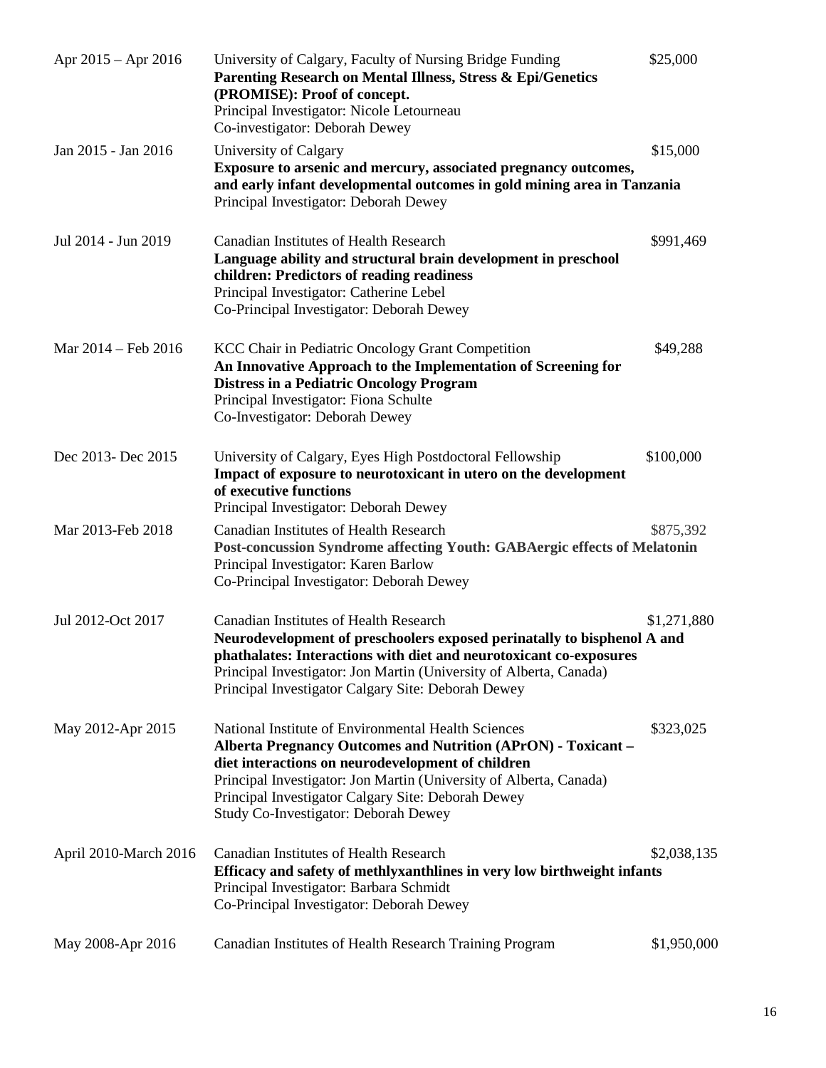| | | |
|---|---|---|
| Apr 2015 – Apr 2016 | University of Calgary, Faculty of Nursing Bridge Funding<br>**Parenting Research on Mental Illness, Stress & Epi/Genetics (PROMISE): Proof of concept.**<br>Principal Investigator: Nicole Letourneau<br>Co-investigator: Deborah Dewey | $25,000 |
| Jan 2015 - Jan 2016 | University of Calgary<br>**Exposure to arsenic and mercury, associated pregnancy outcomes, and early infant developmental outcomes in gold mining area in Tanzania**<br>Principal Investigator: Deborah Dewey | $15,000 |
| Jul 2014 - Jun 2019 | Canadian Institutes of Health Research<br>**Language ability and structural brain development in preschool children: Predictors of reading readiness**<br>Principal Investigator: Catherine Lebel<br>Co-Principal Investigator: Deborah Dewey | $991,469 |
| Mar 2014 – Feb 2016 | KCC Chair in Pediatric Oncology Grant Competition<br>**An Innovative Approach to the Implementation of Screening for Distress in a Pediatric Oncology Program**<br>Principal Investigator: Fiona Schulte<br>Co-Investigator: Deborah Dewey | $49,288 |
| Dec 2013- Dec 2015 | University of Calgary, Eyes High Postdoctoral Fellowship<br>**Impact of exposure to neurotoxicant in utero on the development of executive functions**<br>Principal Investigator: Deborah Dewey | $100,000 |
| Mar 2013-Feb 2018 | Canadian Institutes of Health Research<br>**Post-concussion Syndrome affecting Youth: GABAergic effects of Melatonin**<br>Principal Investigator: Karen Barlow<br>Co-Principal Investigator: Deborah Dewey | $875,392 |
| Jul 2012-Oct 2017 | Canadian Institutes of Health Research<br>**Neurodevelopment of preschoolers exposed perinatally to bisphenol A and phathalates: Interactions with diet and neurotoxicant co-exposures**<br>Principal Investigator: Jon Martin (University of Alberta, Canada)<br>Principal Investigator Calgary Site: Deborah Dewey | $1,271,880 |
| May 2012-Apr 2015 | National Institute of Environmental Health Sciences<br>**Alberta Pregnancy Outcomes and Nutrition (APrON) - Toxicant – diet interactions on neurodevelopment of children**<br>Principal Investigator: Jon Martin (University of Alberta, Canada)<br>Principal Investigator Calgary Site: Deborah Dewey<br>Study Co-Investigator: Deborah Dewey | $323,025 |
| April 2010-March 2016 | Canadian Institutes of Health Research<br>**Efficacy and safety of methlyxanthlines in very low birthweight infants**<br>Principal Investigator: Barbara Schmidt<br>Co-Principal Investigator: Deborah Dewey | $2,038,135 |
| May 2008-Apr 2016 | Canadian Institutes of Health Research Training Program | $1,950,000 |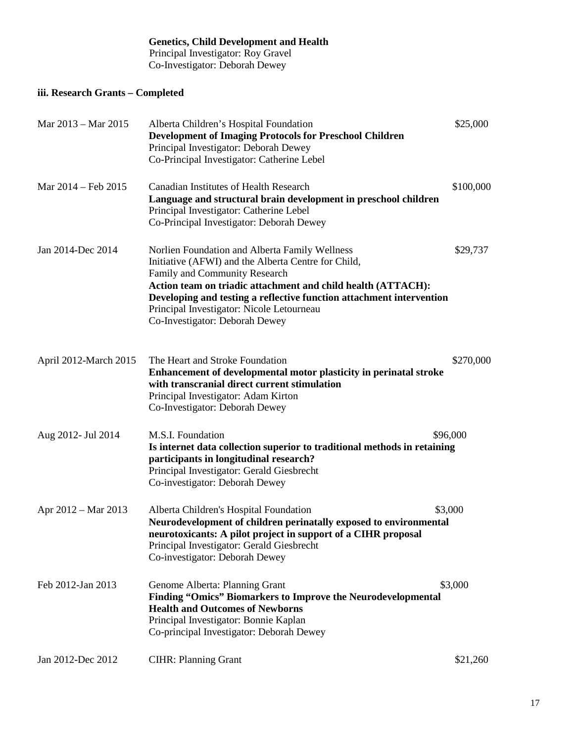**Genetics, Child Development and Health**
Principal Investigator: Roy Gravel
Co-Investigator: Deborah Dewey

### iii. Research Grants – Completed

| | | |
|---|---|---|
| Mar 2013 – Mar 2015 | Alberta Children's Hospital Foundation<br>**Development of Imaging Protocols for Preschool Children**<br>Principal Investigator: Deborah Dewey<br>Co-Principal Investigator: Catherine Lebel | $25,000 |
| Mar 2014 – Feb 2015 | Canadian Institutes of Health Research<br>**Language and structural brain development in preschool children**<br>Principal Investigator: Catherine Lebel<br>Co-Principal Investigator: Deborah Dewey | $100,000 |
| Jan 2014-Dec 2014 | Norlien Foundation and Alberta Family Wellness Initiative (AFWI) and the Alberta Centre for Child, Family and Community Research<br>**Action team on triadic attachment and child health (ATTACH): Developing and testing a reflective function attachment intervention**<br>Principal Investigator: Nicole Letourneau<br>Co-Investigator: Deborah Dewey | $29,737 |
| April 2012-March 2015 | The Heart and Stroke Foundation<br>**Enhancement of developmental motor plasticity in perinatal stroke with transcranial direct current stimulation**<br>Principal Investigator: Adam Kirton<br>Co-Investigator: Deborah Dewey | $270,000 |
| Aug 2012- Jul 2014 | M.S.I. Foundation<br>**Is internet data collection superior to traditional methods in retaining participants in longitudinal research?**<br>Principal Investigator: Gerald Giesbrecht<br>Co-investigator: Deborah Dewey | $96,000 |
| Apr 2012 – Mar 2013 | Alberta Children's Hospital Foundation<br>**Neurodevelopment of children perinatally exposed to environmental neurotoxicants: A pilot project in support of a CIHR proposal**<br>Principal Investigator: Gerald Giesbrecht<br>Co-investigator: Deborah Dewey | $3,000 |
| Feb 2012-Jan 2013 | Genome Alberta: Planning Grant<br>**Finding "Omics" Biomarkers to Improve the Neurodevelopmental Health and Outcomes of Newborns**<br>Principal Investigator: Bonnie Kaplan<br>Co-principal Investigator: Deborah Dewey | $3,000 |
| Jan 2012-Dec 2012 | CIHR: Planning Grant | $21,260 |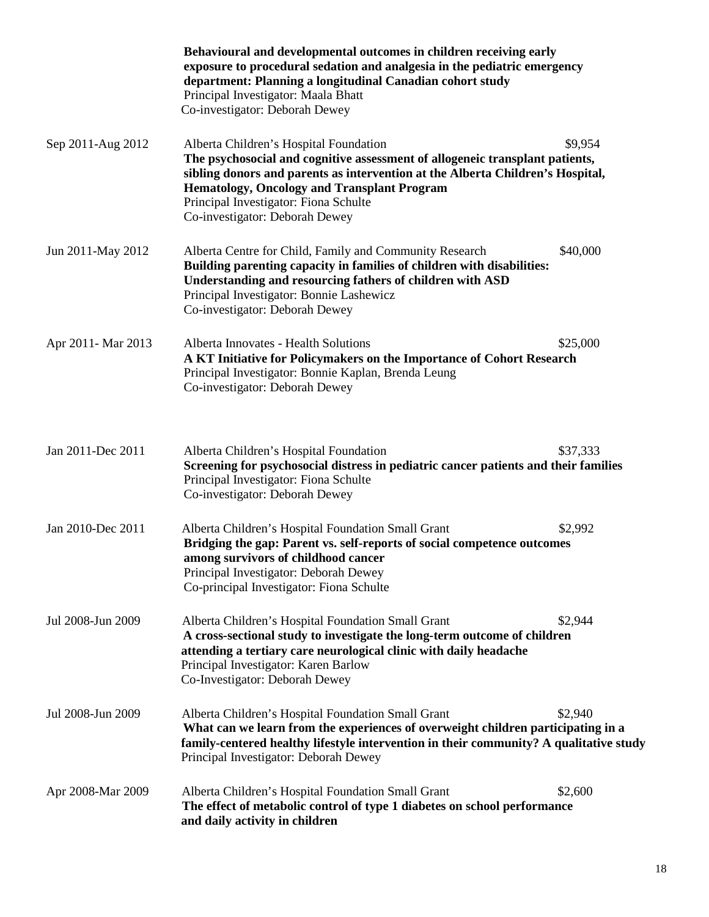**Behavioural and developmental outcomes in children receiving early exposure to procedural sedation and analgesia in the pediatric emergency department: Planning a longitudinal Canadian cohort study**
Principal Investigator: Maala Bhatt
Co-investigator: Deborah Dewey

Sep 2011-Aug 2012 Alberta Children's Hospital Foundation $9,954
**The psychosocial and cognitive assessment of allogeneic transplant patients, sibling donors and parents as intervention at the Alberta Children's Hospital, Hematology, Oncology and Transplant Program**
Principal Investigator: Fiona Schulte
Co-investigator: Deborah Dewey

Jun 2011-May 2012 Alberta Centre for Child, Family and Community Research $40,000
**Building parenting capacity in families of children with disabilities: Understanding and resourcing fathers of children with ASD**
Principal Investigator: Bonnie Lashewicz
Co-investigator: Deborah Dewey

Apr 2011- Mar 2013 Alberta Innovates - Health Solutions $25,000
**A KT Initiative for Policymakers on the Importance of Cohort Research**
Principal Investigator: Bonnie Kaplan, Brenda Leung
Co-investigator: Deborah Dewey

Jan 2011-Dec 2011 Alberta Children's Hospital Foundation $37,333
**Screening for psychosocial distress in pediatric cancer patients and their families**
Principal Investigator: Fiona Schulte
Co-investigator: Deborah Dewey

Jan 2010-Dec 2011 Alberta Children's Hospital Foundation Small Grant $2,992
**Bridging the gap: Parent vs. self-reports of social competence outcomes among survivors of childhood cancer**
Principal Investigator: Deborah Dewey
Co-principal Investigator: Fiona Schulte

Jul 2008-Jun 2009 Alberta Children's Hospital Foundation Small Grant $2,944
**A cross-sectional study to investigate the long-term outcome of children attending a tertiary care neurological clinic with daily headache**
Principal Investigator: Karen Barlow
Co-Investigator: Deborah Dewey

Jul 2008-Jun 2009 Alberta Children's Hospital Foundation Small Grant $2,940
**What can we learn from the experiences of overweight children participating in a family-centered healthy lifestyle intervention in their community? A qualitative study**
Principal Investigator: Deborah Dewey

Apr 2008-Mar 2009 Alberta Children's Hospital Foundation Small Grant $2,600
**The effect of metabolic control of type 1 diabetes on school performance and daily activity in children**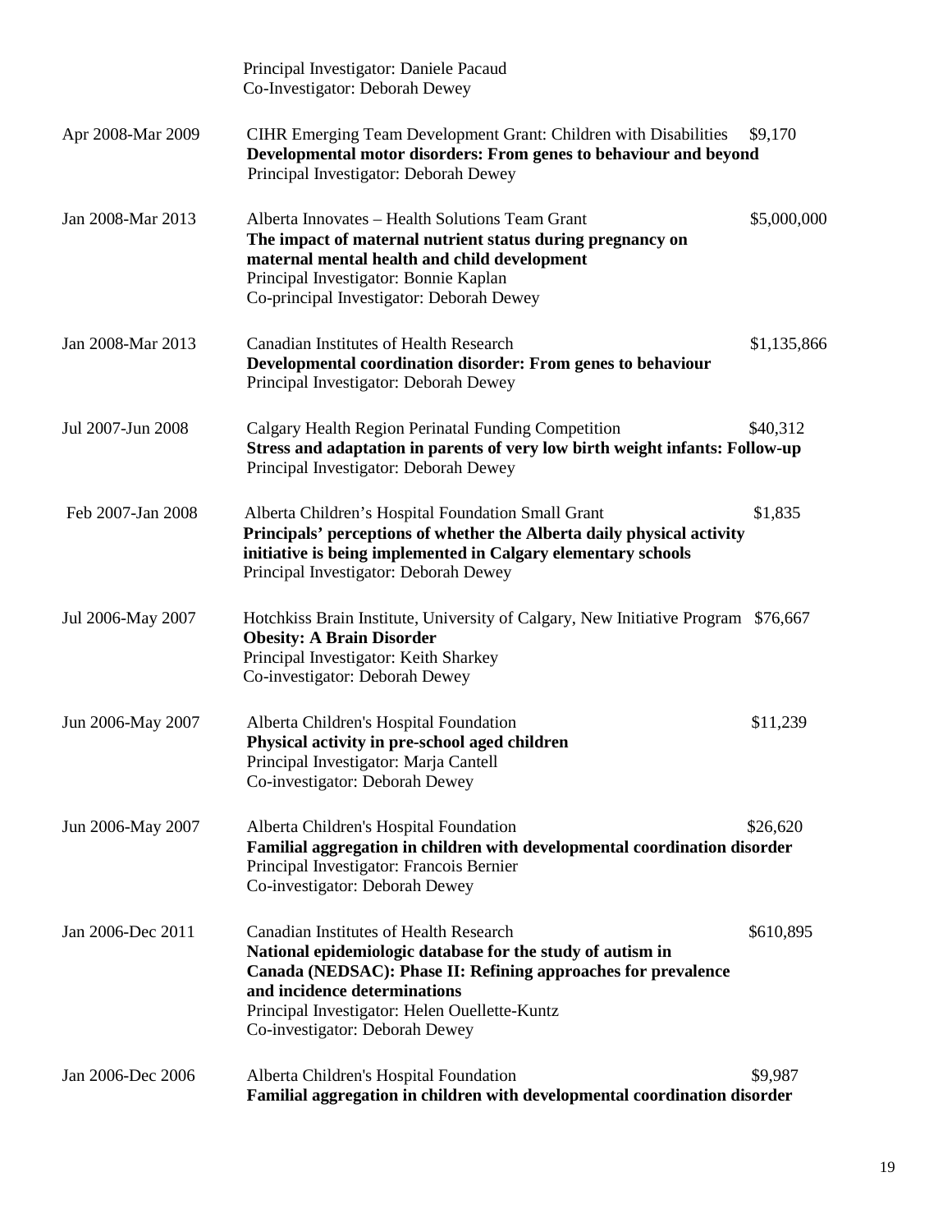Principal Investigator: Daniele Pacaud
Co-Investigator: Deborah Dewey

| | | |
|---|---|---|
| Apr 2008-Mar 2009 | CIHR Emerging Team Development Grant: Children with Disabilities<br>**Developmental motor disorders: From genes to behaviour and beyond**<br>Principal Investigator: Deborah Dewey | $9,170 |
| Jan 2008-Mar 2013 | Alberta Innovates – Health Solutions Team Grant<br>**The impact of maternal nutrient status during pregnancy on maternal mental health and child development**<br>Principal Investigator: Bonnie Kaplan<br>Co-principal Investigator: Deborah Dewey | $5,000,000 |
| Jan 2008-Mar 2013 | Canadian Institutes of Health Research<br>**Developmental coordination disorder: From genes to behaviour**<br>Principal Investigator: Deborah Dewey | $1,135,866 |
| Jul 2007-Jun 2008 | Calgary Health Region Perinatal Funding Competition<br>**Stress and adaptation in parents of very low birth weight infants: Follow-up**<br>Principal Investigator: Deborah Dewey | $40,312 |
| Feb 2007-Jan 2008 | Alberta Children's Hospital Foundation Small Grant<br>**Principals' perceptions of whether the Alberta daily physical activity initiative is being implemented in Calgary elementary schools**<br>Principal Investigator: Deborah Dewey | $1,835 |
| Jul 2006-May 2007 | Hotchkiss Brain Institute, University of Calgary, New Initiative Program<br>**Obesity: A Brain Disorder**<br>Principal Investigator: Keith Sharkey<br>Co-investigator: Deborah Dewey | $76,667 |
| Jun 2006-May 2007 | Alberta Children's Hospital Foundation<br>**Physical activity in pre-school aged children**<br>Principal Investigator: Marja Cantell<br>Co-investigator: Deborah Dewey | $11,239 |
| Jun 2006-May 2007 | Alberta Children's Hospital Foundation<br>**Familial aggregation in children with developmental coordination disorder**<br>Principal Investigator: Francois Bernier<br>Co-investigator: Deborah Dewey | $26,620 |
| Jan 2006-Dec 2011 | Canadian Institutes of Health Research<br>**National epidemiologic database for the study of autism in Canada (NEDSAC): Phase II: Refining approaches for prevalence and incidence determinations**<br>Principal Investigator: Helen Ouellette-Kuntz<br>Co-investigator: Deborah Dewey | $610,895 |
| Jan 2006-Dec 2006 | Alberta Children's Hospital Foundation<br>**Familial aggregation in children with developmental coordination disorder** | $9,987 |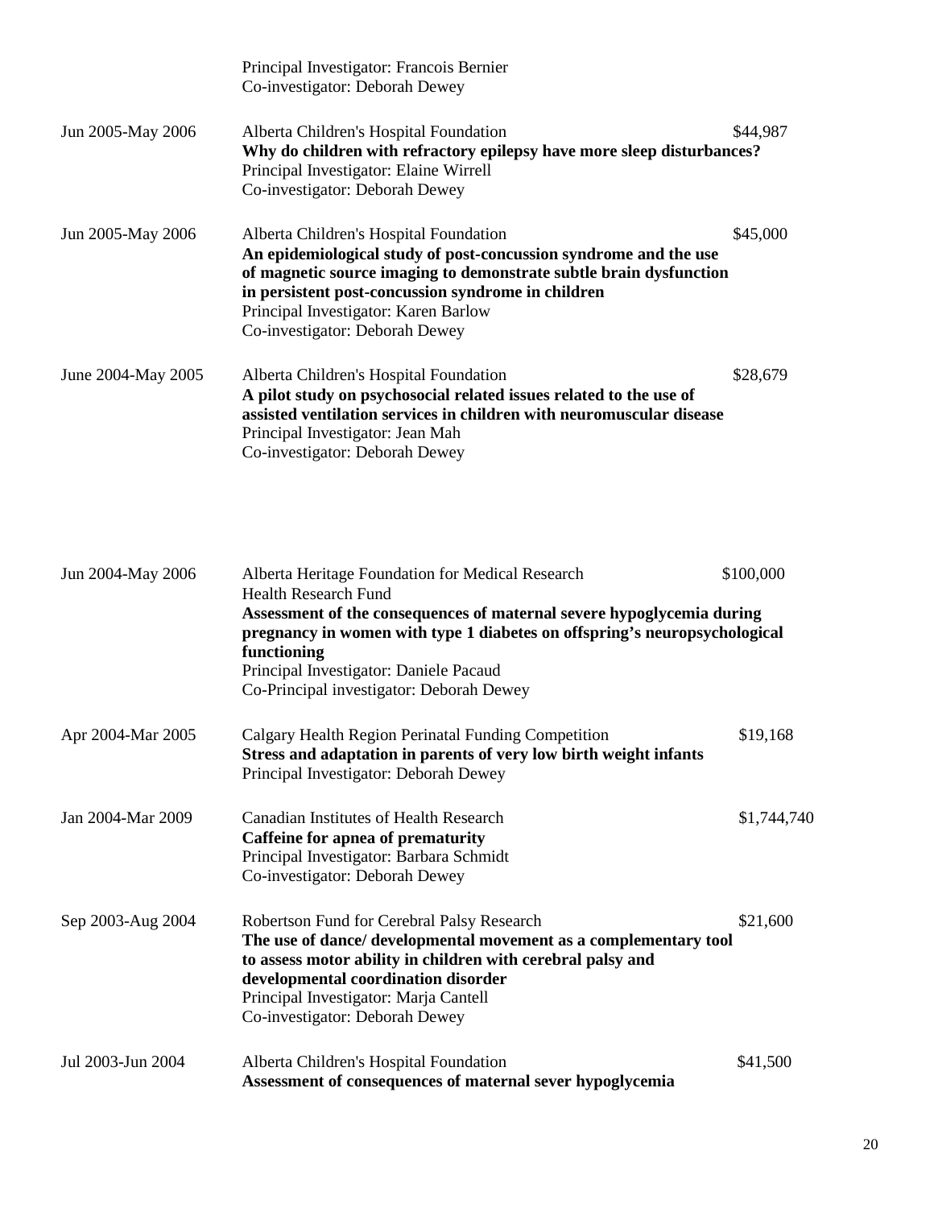Principal Investigator: Francois Bernier
Co-investigator: Deborah Dewey

Jun 2005-May 2006 — Alberta Children's Hospital Foundation — $44,987
**Why do children with refractory epilepsy have more sleep disturbances?**
Principal Investigator: Elaine Wirrell
Co-investigator: Deborah Dewey

Jun 2005-May 2006 — Alberta Children's Hospital Foundation — $45,000
**An epidemiological study of post-concussion syndrome and the use of magnetic source imaging to demonstrate subtle brain dysfunction in persistent post-concussion syndrome in children**
Principal Investigator: Karen Barlow
Co-investigator: Deborah Dewey

June 2004-May 2005 — Alberta Children's Hospital Foundation — $28,679
**A pilot study on psychosocial related issues related to the use of assisted ventilation services in children with neuromuscular disease**
Principal Investigator: Jean Mah
Co-investigator: Deborah Dewey

Jun 2004-May 2006 — Alberta Heritage Foundation for Medical Research — $100,000
Health Research Fund
**Assessment of the consequences of maternal severe hypoglycemia during pregnancy in women with type 1 diabetes on offspring's neuropsychological functioning**
Principal Investigator: Daniele Pacaud
Co-Principal investigator: Deborah Dewey

Apr 2004-Mar 2005 — Calgary Health Region Perinatal Funding Competition — $19,168
**Stress and adaptation in parents of very low birth weight infants**
Principal Investigator: Deborah Dewey

Jan 2004-Mar 2009 — Canadian Institutes of Health Research — $1,744,740
**Caffeine for apnea of prematurity**
Principal Investigator: Barbara Schmidt
Co-investigator: Deborah Dewey

Sep 2003-Aug 2004 — Robertson Fund for Cerebral Palsy Research — $21,600
**The use of dance/ developmental movement as a complementary tool to assess motor ability in children with cerebral palsy and developmental coordination disorder**
Principal Investigator: Marja Cantell
Co-investigator: Deborah Dewey

Jul 2003-Jun 2004 — Alberta Children's Hospital Foundation — $41,500
**Assessment of consequences of maternal sever hypoglycemia**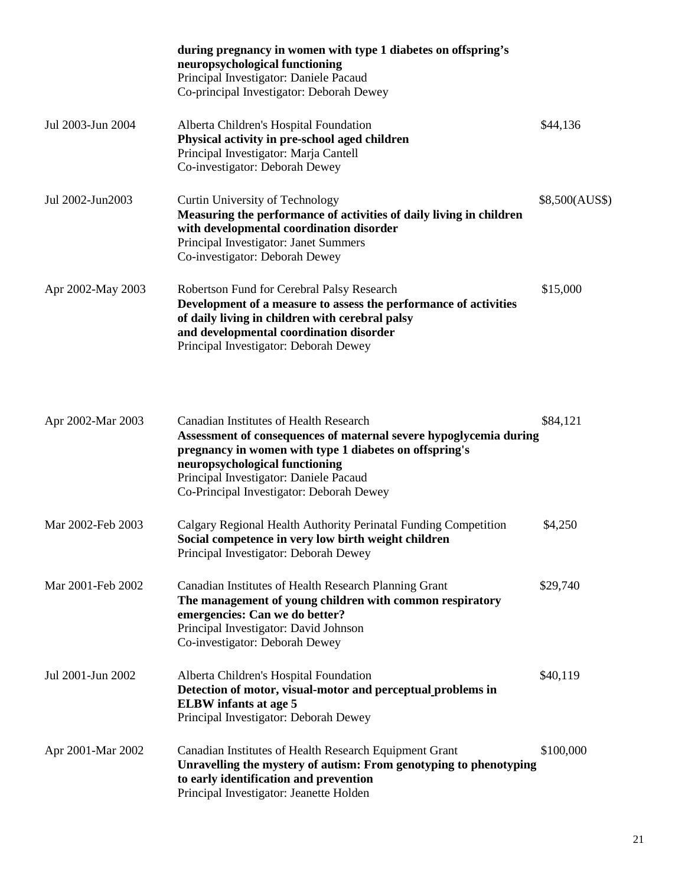| | | |
|---|---|---|
| | **during pregnancy in women with type 1 diabetes on offspring's neuropsychological functioning**<br>Principal Investigator: Daniele Pacaud<br>Co-principal Investigator: Deborah Dewey | |
| Jul 2003-Jun 2004 | Alberta Children's Hospital Foundation<br>**Physical activity in pre-school aged children**<br>Principal Investigator: Marja Cantell<br>Co-investigator: Deborah Dewey | $44,136 |
| Jul 2002-Jun2003 | Curtin University of Technology<br>**Measuring the performance of activities of daily living in children with developmental coordination disorder**<br>Principal Investigator: Janet Summers<br>Co-investigator: Deborah Dewey | $8,500(AUS$) |
| Apr 2002-May 2003 | Robertson Fund for Cerebral Palsy Research<br>**Development of a measure to assess the performance of activities of daily living in children with cerebral palsy and developmental coordination disorder**<br>Principal Investigator: Deborah Dewey | $15,000 |
| Apr 2002-Mar 2003 | Canadian Institutes of Health Research<br>**Assessment of consequences of maternal severe hypoglycemia during pregnancy in women with type 1 diabetes on offspring's neuropsychological functioning**<br>Principal Investigator: Daniele Pacaud<br>Co-Principal Investigator: Deborah Dewey | $84,121 |
| Mar 2002-Feb 2003 | Calgary Regional Health Authority Perinatal Funding Competition<br>**Social competence in very low birth weight children**<br>Principal Investigator: Deborah Dewey | $4,250 |
| Mar 2001-Feb 2002 | Canadian Institutes of Health Research Planning Grant<br>**The management of young children with common respiratory emergencies: Can we do better?**<br>Principal Investigator: David Johnson<br>Co-investigator: Deborah Dewey | $29,740 |
| Jul 2001-Jun 2002 | Alberta Children's Hospital Foundation<br>**Detection of motor, visual-motor and perceptual problems in ELBW infants at age 5**<br>Principal Investigator: Deborah Dewey | $40,119 |
| Apr 2001-Mar 2002 | Canadian Institutes of Health Research Equipment Grant<br>**Unravelling the mystery of autism: From genotyping to phenotyping to early identification and prevention**<br>Principal Investigator: Jeanette Holden | $100,000 |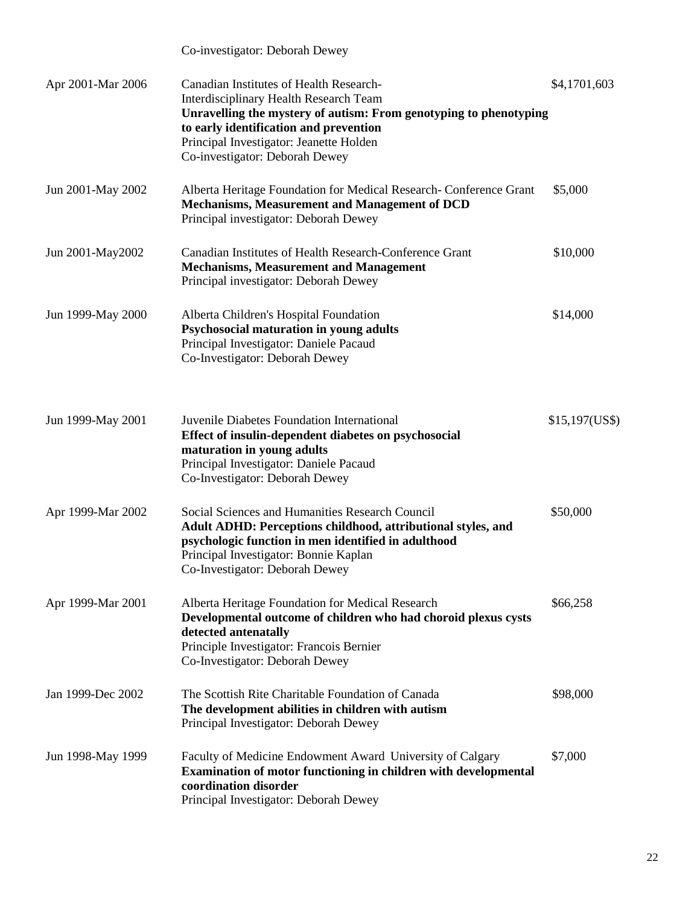Co-investigator: Deborah Dewey

| | | |
|---|---|---|
| Apr 2001-Mar 2006 | Canadian Institutes of Health Research-<br>Interdisciplinary Health Research Team<br>**Unravelling the mystery of autism: From genotyping to phenotyping to early identification and prevention**<br>Principal Investigator: Jeanette Holden<br>Co-investigator: Deborah Dewey | $4,1701,603 |
| Jun 2001-May 2002 | Alberta Heritage Foundation for Medical Research- Conference Grant<br>**Mechanisms, Measurement and Management of DCD**<br>Principal investigator: Deborah Dewey | $5,000 |
| Jun 2001-May2002 | Canadian Institutes of Health Research-Conference Grant<br>**Mechanisms, Measurement and Management**<br>Principal investigator: Deborah Dewey | $10,000 |
| Jun 1999-May 2000 | Alberta Children's Hospital Foundation<br>**Psychosocial maturation in young adults**<br>Principal Investigator: Daniele Pacaud<br>Co-Investigator: Deborah Dewey | $14,000 |
| Jun 1999-May 2001 | Juvenile Diabetes Foundation International<br>**Effect of insulin-dependent diabetes on psychosocial maturation in young adults**<br>Principal Investigator: Daniele Pacaud<br>Co-Investigator: Deborah Dewey | $15,197(US$) |
| Apr 1999-Mar 2002 | Social Sciences and Humanities Research Council<br>**Adult ADHD: Perceptions childhood, attributional styles, and psychologic function in men identified in adulthood**<br>Principal Investigator: Bonnie Kaplan<br>Co-Investigator: Deborah Dewey | $50,000 |
| Apr 1999-Mar 2001 | Alberta Heritage Foundation for Medical Research<br>**Developmental outcome of children who had choroid plexus cysts detected antenatally**<br>Principle Investigator: Francois Bernier<br>Co-Investigator: Deborah Dewey | $66,258 |
| Jan 1999-Dec 2002 | The Scottish Rite Charitable Foundation of Canada<br>**The development abilities in children with autism**<br>Principal Investigator: Deborah Dewey | $98,000 |
| Jun 1998-May 1999 | Faculty of Medicine Endowment Award University of Calgary<br>**Examination of motor functioning in children with developmental coordination disorder**<br>Principal Investigator: Deborah Dewey | $7,000 |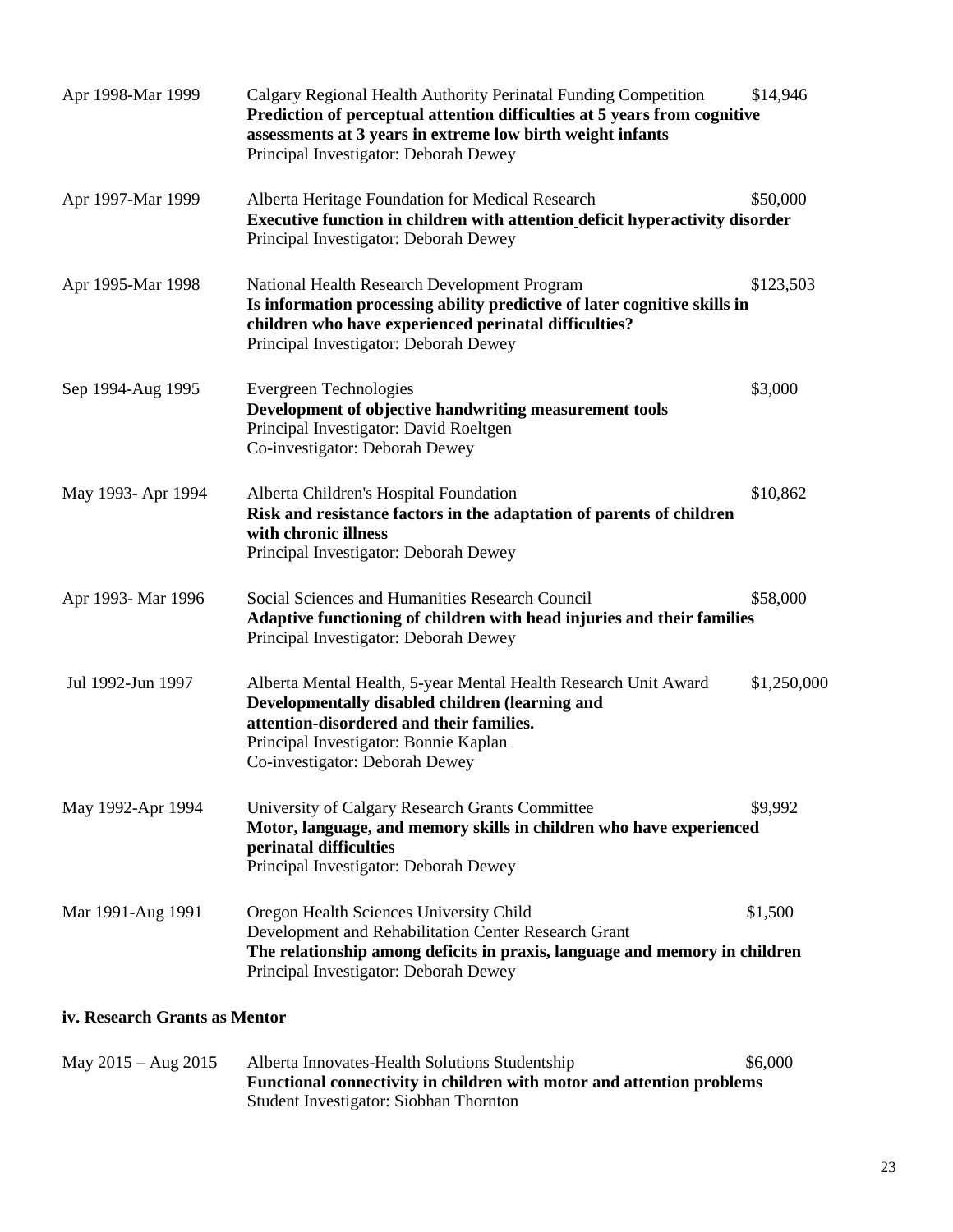Apr 1998-Mar 1999 | Calgary Regional Health Authority Perinatal Funding Competition | $14,946
**Prediction of perceptual attention difficulties at 5 years from cognitive assessments at 3 years in extreme low birth weight infants**
Principal Investigator: Deborah Dewey

Apr 1997-Mar 1999 | Alberta Heritage Foundation for Medical Research | $50,000
**Executive function in children with attention deficit hyperactivity disorder**
Principal Investigator: Deborah Dewey

Apr 1995-Mar 1998 | National Health Research Development Program | $123,503
**Is information processing ability predictive of later cognitive skills in children who have experienced perinatal difficulties?**
Principal Investigator: Deborah Dewey

Sep 1994-Aug 1995 | Evergreen Technologies | $3,000
**Development of objective handwriting measurement tools**
Principal Investigator: David Roeltgen
Co-investigator: Deborah Dewey

May 1993- Apr 1994 | Alberta Children's Hospital Foundation | $10,862
**Risk and resistance factors in the adaptation of parents of children with chronic illness**
Principal Investigator: Deborah Dewey

Apr 1993- Mar 1996 | Social Sciences and Humanities Research Council | $58,000
**Adaptive functioning of children with head injuries and their families**
Principal Investigator: Deborah Dewey

Jul 1992-Jun 1997 | Alberta Mental Health, 5-year Mental Health Research Unit Award | $1,250,000
**Developmentally disabled children (learning and attention-disordered and their families.**
Principal Investigator: Bonnie Kaplan
Co-investigator: Deborah Dewey

May 1992-Apr 1994 | University of Calgary Research Grants Committee | $9,992
**Motor, language, and memory skills in children who have experienced perinatal difficulties**
Principal Investigator: Deborah Dewey

Mar 1991-Aug 1991 | Oregon Health Sciences University Child Development and Rehabilitation Center Research Grant | $1,500
**The relationship among deficits in praxis, language and memory in children**
Principal Investigator: Deborah Dewey

#### iv. Research Grants as Mentor

May 2015 – Aug 2015 | Alberta Innovates-Health Solutions Studentship | $6,000
**Functional connectivity in children with motor and attention problems**
Student Investigator: Siobhan Thornton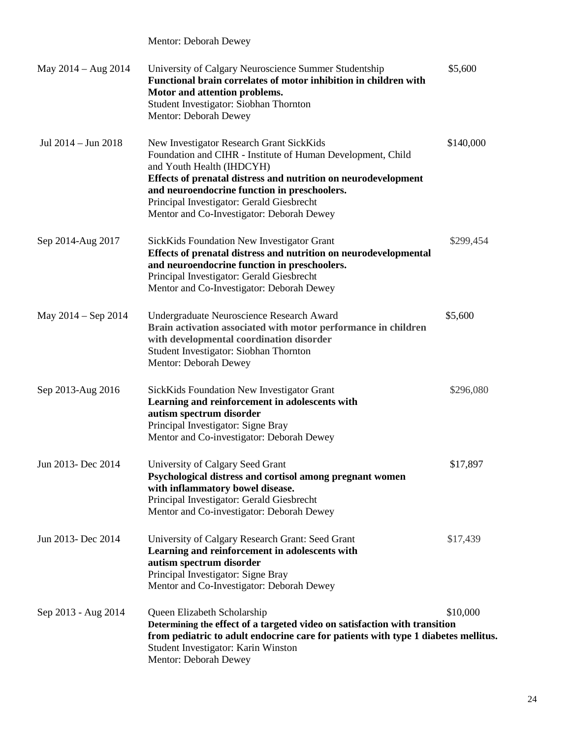Mentor: Deborah Dewey

May 2014 – Aug 2014 University of Calgary Neuroscience Summer Studentship $5,600
**Functional brain correlates of motor inhibition in children with Motor and attention problems.**
Student Investigator: Siobhan Thornton
Mentor: Deborah Dewey

Jul 2014 – Jun 2018 New Investigator Research Grant SickKids Foundation and CIHR - Institute of Human Development, Child and Youth Health (IHDCYH) $140,000
**Effects of prenatal distress and nutrition on neurodevelopment and neuroendocrine function in preschoolers.**
Principal Investigator: Gerald Giesbrecht
Mentor and Co-Investigator: Deborah Dewey

Sep 2014-Aug 2017 SickKids Foundation New Investigator Grant $299,454
**Effects of prenatal distress and nutrition on neurodevelopmental and neuroendocrine function in preschoolers.**
Principal Investigator: Gerald Giesbrecht
Mentor and Co-Investigator: Deborah Dewey

May 2014 – Sep 2014 Undergraduate Neuroscience Research Award $5,600
**Brain activation associated with motor performance in children with developmental coordination disorder**
Student Investigator: Siobhan Thornton
Mentor: Deborah Dewey

Sep 2013-Aug 2016 SickKids Foundation New Investigator Grant $296,080
**Learning and reinforcement in adolescents with autism spectrum disorder**
Principal Investigator: Signe Bray
Mentor and Co-investigator: Deborah Dewey

Jun 2013- Dec 2014 University of Calgary Seed Grant $17,897
**Psychological distress and cortisol among pregnant women with inflammatory bowel disease.**
Principal Investigator: Gerald Giesbrecht
Mentor and Co-investigator: Deborah Dewey

Jun 2013- Dec 2014 University of Calgary Research Grant: Seed Grant $17,439
**Learning and reinforcement in adolescents with autism spectrum disorder**
Principal Investigator: Signe Bray
Mentor and Co-Investigator: Deborah Dewey

Sep 2013 - Aug 2014 Queen Elizabeth Scholarship $10,000
**Determining the effect of a targeted video on satisfaction with transition from pediatric to adult endocrine care for patients with type 1 diabetes mellitus.**
Student Investigator: Karin Winston
Mentor: Deborah Dewey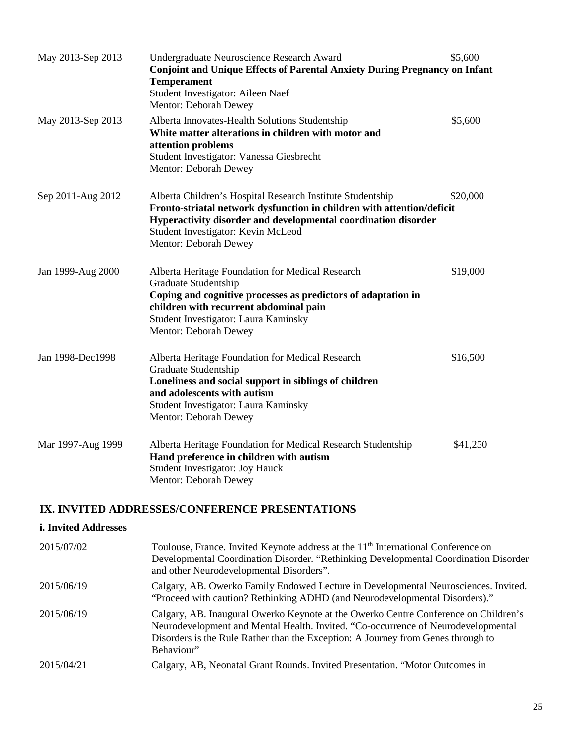| | | |
|---|---|---|
| May 2013-Sep 2013 | Undergraduate Neuroscience Research Award<br>**Conjoint and Unique Effects of Parental Anxiety During Pregnancy on Infant Temperament**<br>Student Investigator: Aileen Naef<br>Mentor: Deborah Dewey | $5,600 |
| May 2013-Sep 2013 | Alberta Innovates-Health Solutions Studentship<br>**White matter alterations in children with motor and attention problems**<br>Student Investigator: Vanessa Giesbrecht<br>Mentor: Deborah Dewey | $5,600 |
| Sep 2011-Aug 2012 | Alberta Children's Hospital Research Institute Studentship<br>**Fronto-striatal network dysfunction in children with attention/deficit Hyperactivity disorder and developmental coordination disorder**<br>Student Investigator: Kevin McLeod<br>Mentor: Deborah Dewey | $20,000 |
| Jan 1999-Aug 2000 | Alberta Heritage Foundation for Medical Research<br>Graduate Studentship<br>**Coping and cognitive processes as predictors of adaptation in children with recurrent abdominal pain**<br>Student Investigator: Laura Kaminsky<br>Mentor: Deborah Dewey | $19,000 |
| Jan 1998-Dec1998 | Alberta Heritage Foundation for Medical Research<br>Graduate Studentship<br>**Loneliness and social support in siblings of children and adolescents with autism**<br>Student Investigator: Laura Kaminsky<br>Mentor: Deborah Dewey | $16,500 |
| Mar 1997-Aug 1999 | Alberta Heritage Foundation for Medical Research Studentship<br>**Hand preference in children with autism**<br>Student Investigator: Joy Hauck<br>Mentor: Deborah Dewey | $41,250 |

## IX. INVITED ADDRESSES/CONFERENCE PRESENTATIONS

### i. Invited Addresses

| | |
|---|---|
| 2015/07/02 | Toulouse, France. Invited Keynote address at the 11th International Conference on Developmental Coordination Disorder. "Rethinking Developmental Coordination Disorder and other Neurodevelopmental Disorders". |
| 2015/06/19 | Calgary, AB. Owerko Family Endowed Lecture in Developmental Neurosciences. Invited. "Proceed with caution? Rethinking ADHD (and Neurodevelopmental Disorders)." |
| 2015/06/19 | Calgary, AB. Inaugural Owerko Keynote at the Owerko Centre Conference on Children's Neurodevelopment and Mental Health. Invited. "Co-occurrence of Neurodevelopmental Disorders is the Rule Rather than the Exception: A Journey from Genes through to Behaviour" |
| 2015/04/21 | Calgary, AB, Neonatal Grant Rounds. Invited Presentation. "Motor Outcomes in |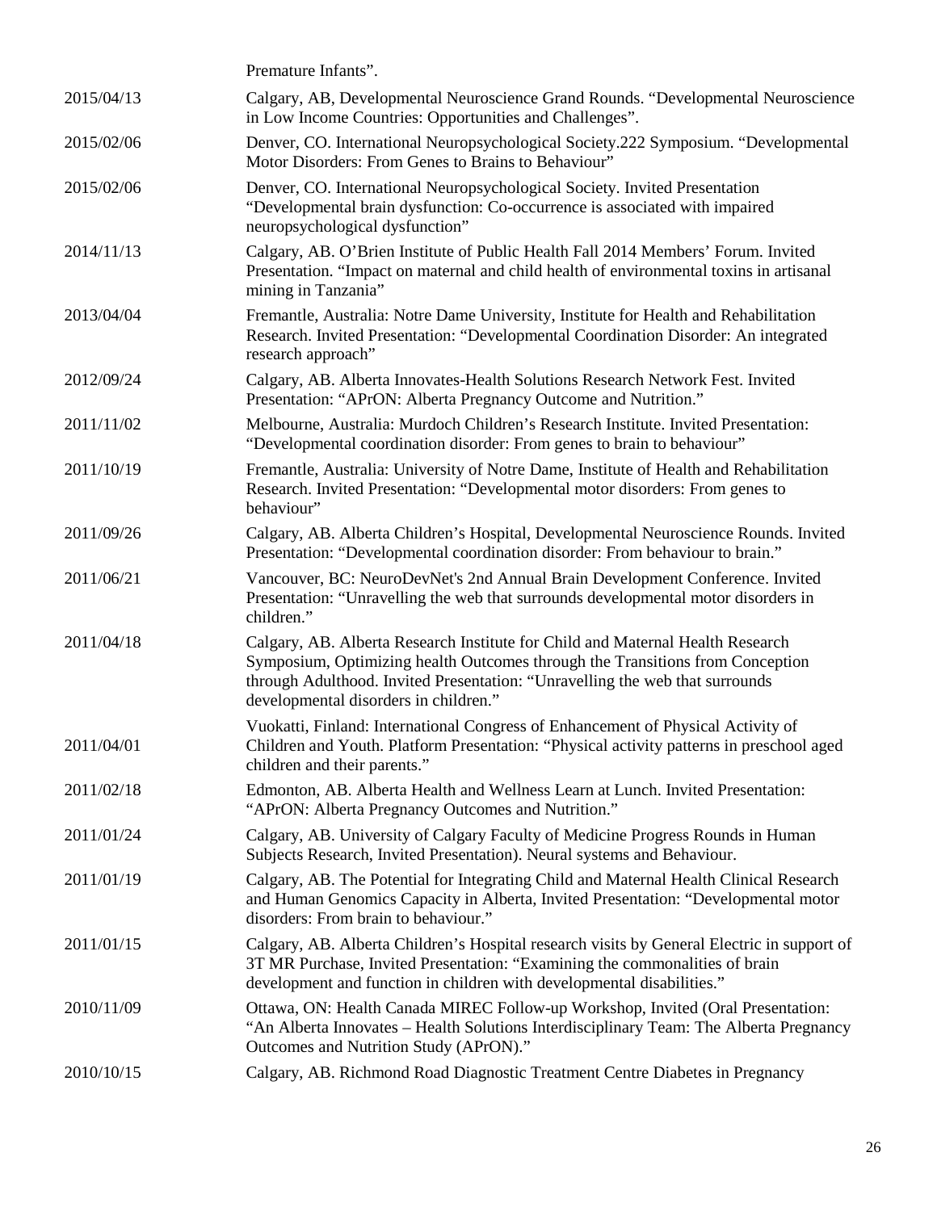Premature Infants".

2015/04/13 Calgary, AB, Developmental Neuroscience Grand Rounds. "Developmental Neuroscience in Low Income Countries: Opportunities and Challenges".

2015/02/06 Denver, CO. International Neuropsychological Society.222 Symposium. "Developmental Motor Disorders: From Genes to Brains to Behaviour"

2015/02/06 Denver, CO. International Neuropsychological Society. Invited Presentation "Developmental brain dysfunction: Co-occurrence is associated with impaired neuropsychological dysfunction"

2014/11/13 Calgary, AB. O'Brien Institute of Public Health Fall 2014 Members' Forum. Invited Presentation. "Impact on maternal and child health of environmental toxins in artisanal mining in Tanzania"

2013/04/04 Fremantle, Australia: Notre Dame University, Institute for Health and Rehabilitation Research. Invited Presentation: "Developmental Coordination Disorder: An integrated research approach"

2012/09/24 Calgary, AB. Alberta Innovates-Health Solutions Research Network Fest. Invited Presentation: "APrON: Alberta Pregnancy Outcome and Nutrition."

2011/11/02 Melbourne, Australia: Murdoch Children's Research Institute. Invited Presentation: "Developmental coordination disorder: From genes to brain to behaviour"

2011/10/19 Fremantle, Australia: University of Notre Dame, Institute of Health and Rehabilitation Research. Invited Presentation: "Developmental motor disorders: From genes to behaviour"

2011/09/26 Calgary, AB. Alberta Children's Hospital, Developmental Neuroscience Rounds. Invited Presentation: "Developmental coordination disorder: From behaviour to brain."

2011/06/21 Vancouver, BC: NeuroDevNet's 2nd Annual Brain Development Conference. Invited Presentation: "Unravelling the web that surrounds developmental motor disorders in children."

2011/04/18 Calgary, AB. Alberta Research Institute for Child and Maternal Health Research Symposium, Optimizing health Outcomes through the Transitions from Conception through Adulthood. Invited Presentation: "Unravelling the web that surrounds developmental disorders in children."

2011/04/01 Vuokatti, Finland: International Congress of Enhancement of Physical Activity of Children and Youth. Platform Presentation: "Physical activity patterns in preschool aged children and their parents."

2011/02/18 Edmonton, AB. Alberta Health and Wellness Learn at Lunch. Invited Presentation: "APrON: Alberta Pregnancy Outcomes and Nutrition."

2011/01/24 Calgary, AB. University of Calgary Faculty of Medicine Progress Rounds in Human Subjects Research, Invited Presentation). Neural systems and Behaviour.

2011/01/19 Calgary, AB. The Potential for Integrating Child and Maternal Health Clinical Research and Human Genomics Capacity in Alberta, Invited Presentation: "Developmental motor disorders: From brain to behaviour."

2011/01/15 Calgary, AB. Alberta Children's Hospital research visits by General Electric in support of 3T MR Purchase, Invited Presentation: "Examining the commonalities of brain development and function in children with developmental disabilities."

2010/11/09 Ottawa, ON: Health Canada MIREC Follow-up Workshop, Invited (Oral Presentation: "An Alberta Innovates – Health Solutions Interdisciplinary Team: The Alberta Pregnancy Outcomes and Nutrition Study (APrON)."

2010/10/15 Calgary, AB. Richmond Road Diagnostic Treatment Centre Diabetes in Pregnancy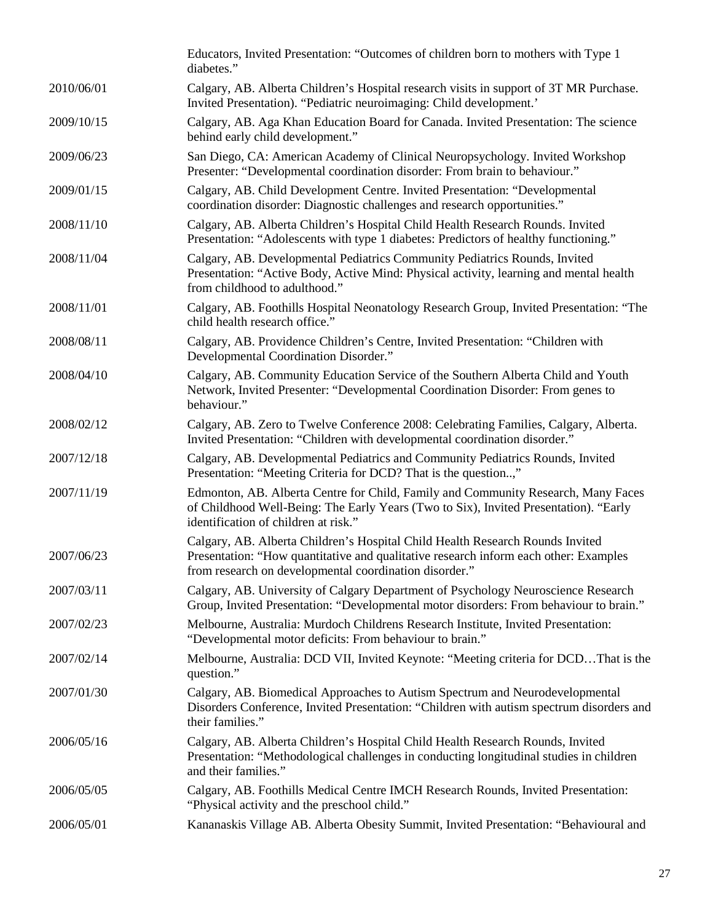| | |
|---|---|
| | Educators, Invited Presentation: "Outcomes of children born to mothers with Type 1 diabetes." |
| 2010/06/01 | Calgary, AB. Alberta Children's Hospital research visits in support of 3T MR Purchase. Invited Presentation). "Pediatric neuroimaging: Child development.' |
| 2009/10/15 | Calgary, AB. Aga Khan Education Board for Canada. Invited Presentation: The science behind early child development." |
| 2009/06/23 | San Diego, CA: American Academy of Clinical Neuropsychology. Invited Workshop Presenter: "Developmental coordination disorder: From brain to behaviour." |
| 2009/01/15 | Calgary, AB. Child Development Centre. Invited Presentation: "Developmental coordination disorder: Diagnostic challenges and research opportunities." |
| 2008/11/10 | Calgary, AB. Alberta Children's Hospital Child Health Research Rounds. Invited Presentation: "Adolescents with type 1 diabetes: Predictors of healthy functioning." |
| 2008/11/04 | Calgary, AB. Developmental Pediatrics Community Pediatrics Rounds, Invited Presentation: "Active Body, Active Mind: Physical activity, learning and mental health from childhood to adulthood." |
| 2008/11/01 | Calgary, AB. Foothills Hospital Neonatology Research Group, Invited Presentation: "The child health research office." |
| 2008/08/11 | Calgary, AB. Providence Children's Centre, Invited Presentation: "Children with Developmental Coordination Disorder." |
| 2008/04/10 | Calgary, AB. Community Education Service of the Southern Alberta Child and Youth Network, Invited Presenter: "Developmental Coordination Disorder: From genes to behaviour." |
| 2008/02/12 | Calgary, AB. Zero to Twelve Conference 2008: Celebrating Families, Calgary, Alberta. Invited Presentation: "Children with developmental coordination disorder." |
| 2007/12/18 | Calgary, AB. Developmental Pediatrics and Community Pediatrics Rounds, Invited Presentation: "Meeting Criteria for DCD? That is the question..," |
| 2007/11/19 | Edmonton, AB. Alberta Centre for Child, Family and Community Research, Many Faces of Childhood Well-Being: The Early Years (Two to Six), Invited Presentation). "Early identification of children at risk." |
| 2007/06/23 | Calgary, AB. Alberta Children's Hospital Child Health Research Rounds Invited Presentation: "How quantitative and qualitative research inform each other: Examples from research on developmental coordination disorder." |
| 2007/03/11 | Calgary, AB. University of Calgary Department of Psychology Neuroscience Research Group, Invited Presentation: "Developmental motor disorders: From behaviour to brain." |
| 2007/02/23 | Melbourne, Australia: Murdoch Childrens Research Institute, Invited Presentation: "Developmental motor deficits: From behaviour to brain." |
| 2007/02/14 | Melbourne, Australia: DCD VII, Invited Keynote: "Meeting criteria for DCD…That is the question." |
| 2007/01/30 | Calgary, AB. Biomedical Approaches to Autism Spectrum and Neurodevelopmental Disorders Conference, Invited Presentation: "Children with autism spectrum disorders and their families." |
| 2006/05/16 | Calgary, AB. Alberta Children's Hospital Child Health Research Rounds, Invited Presentation: "Methodological challenges in conducting longitudinal studies in children and their families." |
| 2006/05/05 | Calgary, AB. Foothills Medical Centre IMCH Research Rounds, Invited Presentation: "Physical activity and the preschool child." |
| 2006/05/01 | Kananaskis Village AB. Alberta Obesity Summit, Invited Presentation: "Behavioural and |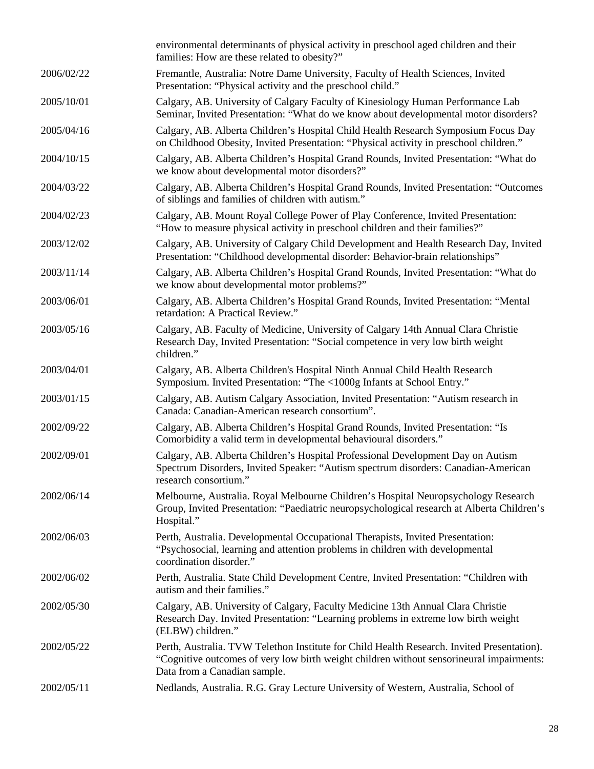| | |
|---|---|
| | environmental determinants of physical activity in preschool aged children and their families: How are these related to obesity?" |
| 2006/02/22 | Fremantle, Australia: Notre Dame University, Faculty of Health Sciences, Invited Presentation: "Physical activity and the preschool child." |
| 2005/10/01 | Calgary, AB. University of Calgary Faculty of Kinesiology Human Performance Lab Seminar, Invited Presentation: "What do we know about developmental motor disorders? |
| 2005/04/16 | Calgary, AB. Alberta Children's Hospital Child Health Research Symposium Focus Day on Childhood Obesity, Invited Presentation: "Physical activity in preschool children." |
| 2004/10/15 | Calgary, AB. Alberta Children's Hospital Grand Rounds, Invited Presentation: "What do we know about developmental motor disorders?" |
| 2004/03/22 | Calgary, AB. Alberta Children's Hospital Grand Rounds, Invited Presentation: "Outcomes of siblings and families of children with autism." |
| 2004/02/23 | Calgary, AB. Mount Royal College Power of Play Conference, Invited Presentation: "How to measure physical activity in preschool children and their families?" |
| 2003/12/02 | Calgary, AB. University of Calgary Child Development and Health Research Day, Invited Presentation: "Childhood developmental disorder: Behavior-brain relationships" |
| 2003/11/14 | Calgary, AB. Alberta Children's Hospital Grand Rounds, Invited Presentation: "What do we know about developmental motor problems?" |
| 2003/06/01 | Calgary, AB. Alberta Children's Hospital Grand Rounds, Invited Presentation: "Mental retardation: A Practical Review." |
| 2003/05/16 | Calgary, AB. Faculty of Medicine, University of Calgary 14th Annual Clara Christie Research Day, Invited Presentation: "Social competence in very low birth weight children." |
| 2003/04/01 | Calgary, AB. Alberta Children's Hospital Ninth Annual Child Health Research Symposium. Invited Presentation: "The <1000g Infants at School Entry." |
| 2003/01/15 | Calgary, AB. Autism Calgary Association, Invited Presentation: "Autism research in Canada: Canadian-American research consortium". |
| 2002/09/22 | Calgary, AB. Alberta Children's Hospital Grand Rounds, Invited Presentation: "Is Comorbidity a valid term in developmental behavioural disorders." |
| 2002/09/01 | Calgary, AB. Alberta Children's Hospital Professional Development Day on Autism Spectrum Disorders, Invited Speaker: "Autism spectrum disorders: Canadian-American research consortium." |
| 2002/06/14 | Melbourne, Australia. Royal Melbourne Children's Hospital Neuropsychology Research Group, Invited Presentation: "Paediatric neuropsychological research at Alberta Children's Hospital." |
| 2002/06/03 | Perth, Australia. Developmental Occupational Therapists, Invited Presentation: "Psychosocial, learning and attention problems in children with developmental coordination disorder." |
| 2002/06/02 | Perth, Australia. State Child Development Centre, Invited Presentation: "Children with autism and their families." |
| 2002/05/30 | Calgary, AB. University of Calgary, Faculty Medicine 13th Annual Clara Christie Research Day. Invited Presentation: "Learning problems in extreme low birth weight (ELBW) children." |
| 2002/05/22 | Perth, Australia. TVW Telethon Institute for Child Health Research. Invited Presentation). "Cognitive outcomes of very low birth weight children without sensorineural impairments: Data from a Canadian sample. |
| 2002/05/11 | Nedlands, Australia. R.G. Gray Lecture University of Western, Australia, School of |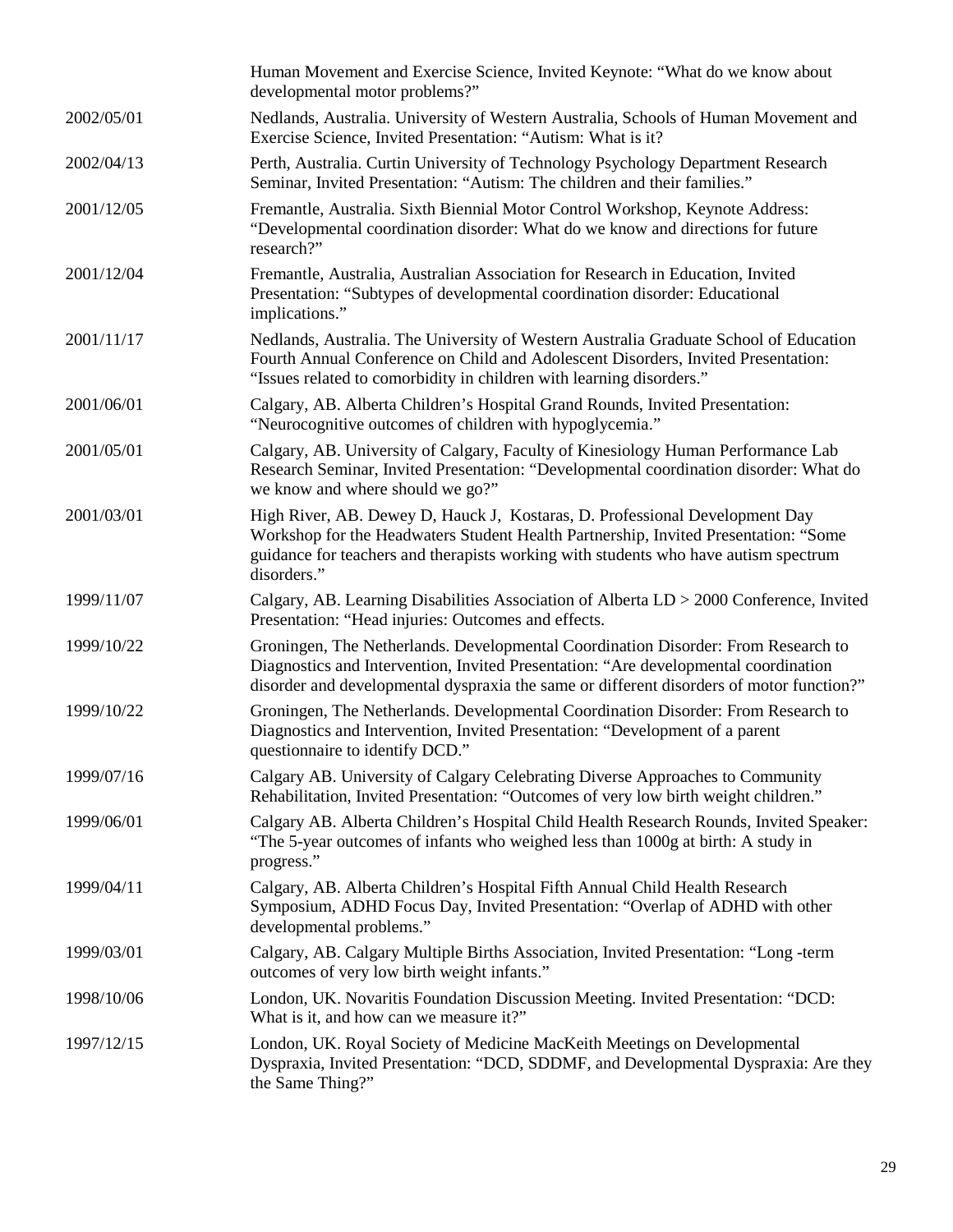| | |
|---|---|
| | Human Movement and Exercise Science, Invited Keynote: “What do we know about developmental motor problems?” |
| 2002/05/01 | Nedlands, Australia. University of Western Australia, Schools of Human Movement and Exercise Science, Invited Presentation: “Autism: What is it? |
| 2002/04/13 | Perth, Australia. Curtin University of Technology Psychology Department Research Seminar, Invited Presentation: “Autism: The children and their families.” |
| 2001/12/05 | Fremantle, Australia. Sixth Biennial Motor Control Workshop, Keynote Address: “Developmental coordination disorder: What do we know and directions for future research?” |
| 2001/12/04 | Fremantle, Australia, Australian Association for Research in Education, Invited Presentation: “Subtypes of developmental coordination disorder: Educational implications.” |
| 2001/11/17 | Nedlands, Australia. The University of Western Australia Graduate School of Education Fourth Annual Conference on Child and Adolescent Disorders, Invited Presentation: “Issues related to comorbidity in children with learning disorders.” |
| 2001/06/01 | Calgary, AB. Alberta Children’s Hospital Grand Rounds, Invited Presentation: “Neurocognitive outcomes of children with hypoglycemia.” |
| 2001/05/01 | Calgary, AB. University of Calgary, Faculty of Kinesiology Human Performance Lab Research Seminar, Invited Presentation: “Developmental coordination disorder: What do we know and where should we go?” |
| 2001/03/01 | High River, AB. Dewey D, Hauck J, Kostaras, D. Professional Development Day Workshop for the Headwaters Student Health Partnership, Invited Presentation: “Some guidance for teachers and therapists working with students who have autism spectrum disorders.” |
| 1999/11/07 | Calgary, AB. Learning Disabilities Association of Alberta LD > 2000 Conference, Invited Presentation: “Head injuries: Outcomes and effects. |
| 1999/10/22 | Groningen, The Netherlands. Developmental Coordination Disorder: From Research to Diagnostics and Intervention, Invited Presentation: “Are developmental coordination disorder and developmental dyspraxia the same or different disorders of motor function?” |
| 1999/10/22 | Groningen, The Netherlands. Developmental Coordination Disorder: From Research to Diagnostics and Intervention, Invited Presentation: “Development of a parent questionnaire to identify DCD.” |
| 1999/07/16 | Calgary AB. University of Calgary Celebrating Diverse Approaches to Community Rehabilitation, Invited Presentation: “Outcomes of very low birth weight children.” |
| 1999/06/01 | Calgary AB. Alberta Children’s Hospital Child Health Research Rounds, Invited Speaker: “The 5-year outcomes of infants who weighed less than 1000g at birth: A study in progress.” |
| 1999/04/11 | Calgary, AB. Alberta Children’s Hospital Fifth Annual Child Health Research Symposium, ADHD Focus Day, Invited Presentation: “Overlap of ADHD with other developmental problems.” |
| 1999/03/01 | Calgary, AB. Calgary Multiple Births Association, Invited Presentation: “Long -term outcomes of very low birth weight infants.” |
| 1998/10/06 | London, UK. Novaritis Foundation Discussion Meeting. Invited Presentation: “DCD: What is it, and how can we measure it?” |
| 1997/12/15 | London, UK. Royal Society of Medicine MacKeith Meetings on Developmental Dyspraxia, Invited Presentation: “DCD, SDDMF, and Developmental Dyspraxia: Are they the Same Thing?” |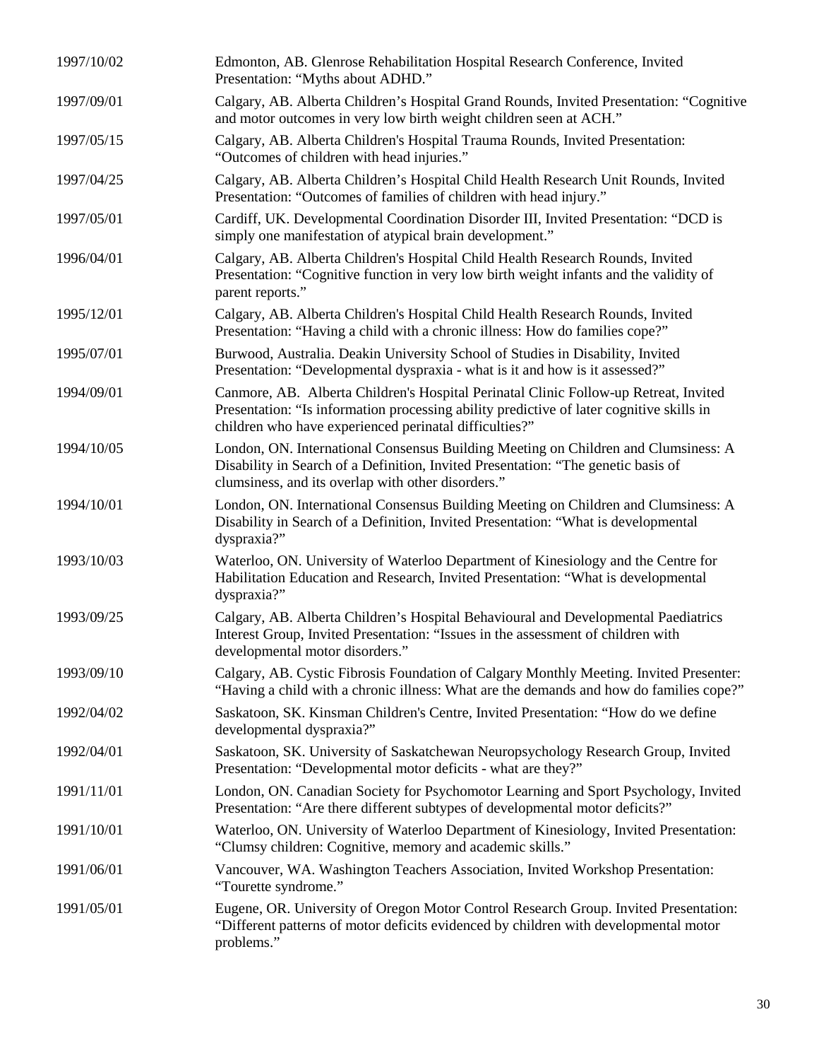| | |
|---|---|
| 1997/10/02 | Edmonton, AB. Glenrose Rehabilitation Hospital Research Conference, Invited Presentation: “Myths about ADHD.” |
| 1997/09/01 | Calgary, AB. Alberta Children’s Hospital Grand Rounds, Invited Presentation: “Cognitive and motor outcomes in very low birth weight children seen at ACH.” |
| 1997/05/15 | Calgary, AB. Alberta Children's Hospital Trauma Rounds, Invited Presentation: “Outcomes of children with head injuries.” |
| 1997/04/25 | Calgary, AB. Alberta Children’s Hospital Child Health Research Unit Rounds, Invited Presentation: “Outcomes of families of children with head injury.” |
| 1997/05/01 | Cardiff, UK. Developmental Coordination Disorder III, Invited Presentation: “DCD is simply one manifestation of atypical brain development.” |
| 1996/04/01 | Calgary, AB. Alberta Children's Hospital Child Health Research Rounds, Invited Presentation: “Cognitive function in very low birth weight infants and the validity of parent reports.” |
| 1995/12/01 | Calgary, AB. Alberta Children's Hospital Child Health Research Rounds, Invited Presentation: “Having a child with a chronic illness: How do families cope?” |
| 1995/07/01 | Burwood, Australia. Deakin University School of Studies in Disability, Invited Presentation: “Developmental dyspraxia - what is it and how is it assessed?” |
| 1994/09/01 | Canmore, AB. Alberta Children's Hospital Perinatal Clinic Follow-up Retreat, Invited Presentation: “Is information processing ability predictive of later cognitive skills in children who have experienced perinatal difficulties?” |
| 1994/10/05 | London, ON. International Consensus Building Meeting on Children and Clumsiness: A Disability in Search of a Definition, Invited Presentation: “The genetic basis of clumsiness, and its overlap with other disorders.” |
| 1994/10/01 | London, ON. International Consensus Building Meeting on Children and Clumsiness: A Disability in Search of a Definition, Invited Presentation: “What is developmental dyspraxia?” |
| 1993/10/03 | Waterloo, ON. University of Waterloo Department of Kinesiology and the Centre for Habilitation Education and Research, Invited Presentation: “What is developmental dyspraxia?” |
| 1993/09/25 | Calgary, AB. Alberta Children’s Hospital Behavioural and Developmental Paediatrics Interest Group, Invited Presentation: “Issues in the assessment of children with developmental motor disorders.” |
| 1993/09/10 | Calgary, AB. Cystic Fibrosis Foundation of Calgary Monthly Meeting. Invited Presenter: “Having a child with a chronic illness: What are the demands and how do families cope?” |
| 1992/04/02 | Saskatoon, SK. Kinsman Children's Centre, Invited Presentation: “How do we define developmental dyspraxia?” |
| 1992/04/01 | Saskatoon, SK. University of Saskatchewan Neuropsychology Research Group, Invited Presentation: “Developmental motor deficits - what are they?” |
| 1991/11/01 | London, ON. Canadian Society for Psychomotor Learning and Sport Psychology, Invited Presentation: “Are there different subtypes of developmental motor deficits?” |
| 1991/10/01 | Waterloo, ON. University of Waterloo Department of Kinesiology, Invited Presentation: “Clumsy children: Cognitive, memory and academic skills.” |
| 1991/06/01 | Vancouver, WA. Washington Teachers Association, Invited Workshop Presentation: “Tourette syndrome.” |
| 1991/05/01 | Eugene, OR. University of Oregon Motor Control Research Group. Invited Presentation: “Different patterns of motor deficits evidenced by children with developmental motor problems.” |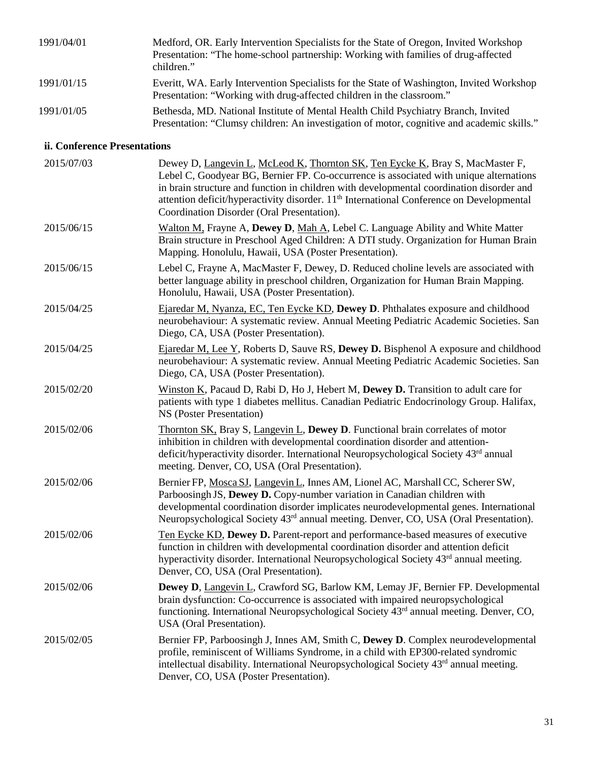| | |
|---|---|
| 1991/04/01 | Medford, OR. Early Intervention Specialists for the State of Oregon, Invited Workshop Presentation: "The home-school partnership: Working with families of drug-affected children." |
| 1991/01/15 | Everitt, WA. Early Intervention Specialists for the State of Washington, Invited Workshop Presentation: "Working with drug-affected children in the classroom." |
| 1991/01/05 | Bethesda, MD. National Institute of Mental Health Child Psychiatry Branch, Invited Presentation: "Clumsy children: An investigation of motor, cognitive and academic skills." |

### ii. Conference Presentations

| | |
|---|---|
| 2015/07/03 | Dewey D, Langevin L, McLeod K, Thornton SK, Ten Eycke K, Bray S, MacMaster F, Lebel C, Goodyear BG, Bernier FP. Co-occurrence is associated with unique alternations in brain structure and function in children with developmental coordination disorder and attention deficit/hyperactivity disorder. 11th International Conference on Developmental Coordination Disorder (Oral Presentation). |
| 2015/06/15 | Walton M, Frayne A, **Dewey D**, Mah A, Lebel C. Language Ability and White Matter Brain structure in Preschool Aged Children: A DTI study. Organization for Human Brain Mapping. Honolulu, Hawaii, USA (Poster Presentation). |
| 2015/06/15 | Lebel C, Frayne A, MacMaster F, Dewey, D. Reduced choline levels are associated with better language ability in preschool children, Organization for Human Brain Mapping. Honolulu, Hawaii, USA (Poster Presentation). |
| 2015/04/25 | Ejaredar M, Nyanza, EC, Ten Eycke KD, **Dewey D**. Phthalates exposure and childhood neurobehaviour: A systematic review. Annual Meeting Pediatric Academic Societies. San Diego, CA, USA (Poster Presentation). |
| 2015/04/25 | Ejaredar M, Lee Y, Roberts D, Sauve RS, **Dewey D.** Bisphenol A exposure and childhood neurobehaviour: A systematic review. Annual Meeting Pediatric Academic Societies. San Diego, CA, USA (Poster Presentation). |
| 2015/02/20 | Winston K, Pacaud D, Rabi D, Ho J, Hebert M, **Dewey D.** Transition to adult care for patients with type 1 diabetes mellitus. Canadian Pediatric Endocrinology Group. Halifax, NS (Poster Presentation) |
| 2015/02/06 | Thornton SK, Bray S, Langevin L, **Dewey D**. Functional brain correlates of motor inhibition in children with developmental coordination disorder and attention-deficit/hyperactivity disorder. International Neuropsychological Society 43rd annual meeting. Denver, CO, USA (Oral Presentation). |
| 2015/02/06 | Bernier FP, Mosca SJ, Langevin L, Innes AM, Lionel AC, Marshall CC, Scherer SW, Parboosingh JS, **Dewey D.** Copy-number variation in Canadian children with developmental coordination disorder implicates neurodevelopmental genes. International Neuropsychological Society 43rd annual meeting. Denver, CO, USA (Oral Presentation). |
| 2015/02/06 | Ten Eycke KD, **Dewey D.** Parent-report and performance-based measures of executive function in children with developmental coordination disorder and attention deficit hyperactivity disorder. International Neuropsychological Society 43rd annual meeting. Denver, CO, USA (Oral Presentation). |
| 2015/02/06 | **Dewey D**, Langevin L, Crawford SG, Barlow KM, Lemay JF, Bernier FP. Developmental brain dysfunction: Co-occurrence is associated with impaired neuropsychological functioning. International Neuropsychological Society 43rd annual meeting. Denver, CO, USA (Oral Presentation). |
| 2015/02/05 | Bernier FP, Parboosingh J, Innes AM, Smith C, **Dewey D**. Complex neurodevelopmental profile, reminiscent of Williams Syndrome, in a child with EP300-related syndromic intellectual disability. International Neuropsychological Society 43rd annual meeting. Denver, CO, USA (Poster Presentation). |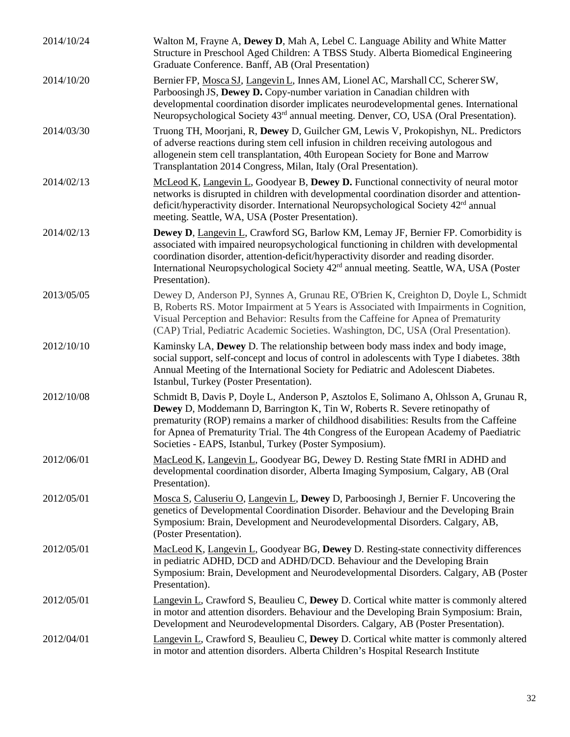| | |
|---|---|
| 2014/10/24 | Walton M, Frayne A, **Dewey D**, Mah A, Lebel C. Language Ability and White Matter Structure in Preschool Aged Children: A TBSS Study. Alberta Biomedical Engineering Graduate Conference. Banff, AB (Oral Presentation) |
| 2014/10/20 | Bernier FP, Mosca SJ, Langevin L, Innes AM, Lionel AC, Marshall CC, Scherer SW, Parboosingh JS, **Dewey D.** Copy-number variation in Canadian children with developmental coordination disorder implicates neurodevelopmental genes. International Neuropsychological Society 43rd annual meeting. Denver, CO, USA (Oral Presentation). |
| 2014/03/30 | Truong TH, Moorjani, R, **Dewey** D, Guilcher GM, Lewis V, Prokopishyn, NL. Predictors of adverse reactions during stem cell infusion in children receiving autologous and allogenein stem cell transplantation, 40th European Society for Bone and Marrow Transplantation 2014 Congress, Milan, Italy (Oral Presentation). |
| 2014/02/13 | McLeod K, Langevin L, Goodyear B, **Dewey D.** Functional connectivity of neural motor networks is disrupted in children with developmental coordination disorder and attention-deficit/hyperactivity disorder. International Neuropsychological Society 42rd annual meeting. Seattle, WA, USA (Poster Presentation). |
| 2014/02/13 | **Dewey D**, Langevin L, Crawford SG, Barlow KM, Lemay JF, Bernier FP. Comorbidity is associated with impaired neuropsychological functioning in children with developmental coordination disorder, attention-deficit/hyperactivity disorder and reading disorder. International Neuropsychological Society 42rd annual meeting. Seattle, WA, USA (Poster Presentation). |
| 2013/05/05 | Dewey D, Anderson PJ, Synnes A, Grunau RE, O'Brien K, Creighton D, Doyle L, Schmidt B, Roberts RS. Motor Impairment at 5 Years is Associated with Impairments in Cognition, Visual Perception and Behavior: Results from the Caffeine for Apnea of Prematurity (CAP) Trial, Pediatric Academic Societies. Washington, DC, USA (Oral Presentation). |
| 2012/10/10 | Kaminsky LA, **Dewey** D. The relationship between body mass index and body image, social support, self-concept and locus of control in adolescents with Type I diabetes. 38th Annual Meeting of the International Society for Pediatric and Adolescent Diabetes. Istanbul, Turkey (Poster Presentation). |
| 2012/10/08 | Schmidt B, Davis P, Doyle L, Anderson P, Asztolos E, Solimano A, Ohlsson A, Grunau R, **Dewey** D, Moddemann D, Barrington K, Tin W, Roberts R. Severe retinopathy of prematurity (ROP) remains a marker of childhood disabilities: Results from the Caffeine for Apnea of Prematurity Trial. The 4th Congress of the European Academy of Paediatric Societies - EAPS, Istanbul, Turkey (Poster Symposium). |
| 2012/06/01 | MacLeod K, Langevin L, Goodyear BG, Dewey D. Resting State fMRI in ADHD and developmental coordination disorder, Alberta Imaging Symposium, Calgary, AB (Oral Presentation). |
| 2012/05/01 | Mosca S, Caluseriu O, Langevin L, **Dewey** D, Parboosingh J, Bernier F. Uncovering the genetics of Developmental Coordination Disorder. Behaviour and the Developing Brain Symposium: Brain, Development and Neurodevelopmental Disorders. Calgary, AB, (Poster Presentation). |
| 2012/05/01 | MacLeod K, Langevin L, Goodyear BG, **Dewey** D. Resting-state connectivity differences in pediatric ADHD, DCD and ADHD/DCD. Behaviour and the Developing Brain Symposium: Brain, Development and Neurodevelopmental Disorders. Calgary, AB (Poster Presentation). |
| 2012/05/01 | Langevin L, Crawford S, Beaulieu C, **Dewey** D. Cortical white matter is commonly altered in motor and attention disorders. Behaviour and the Developing Brain Symposium: Brain, Development and Neurodevelopmental Disorders. Calgary, AB (Poster Presentation). |
| 2012/04/01 | Langevin L, Crawford S, Beaulieu C, **Dewey** D. Cortical white matter is commonly altered in motor and attention disorders. Alberta Children's Hospital Research Institute |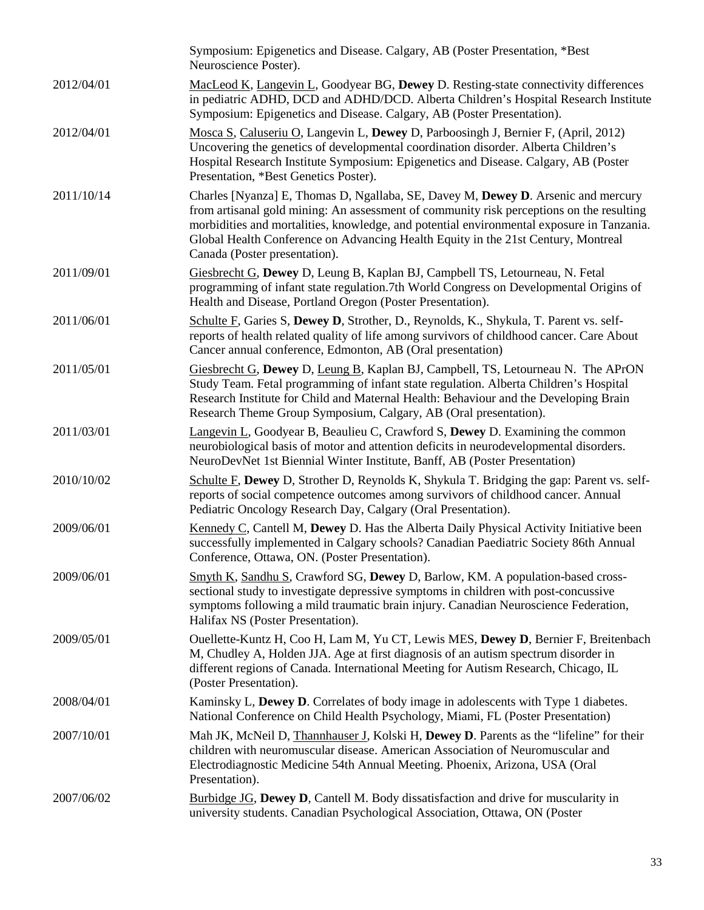| | |
|---|---|
| | Symposium: Epigenetics and Disease. Calgary, AB (Poster Presentation, *Best Neuroscience Poster). |
| 2012/04/01 | <u>MacLeod K</u>, <u>Langevin L</u>, Goodyear BG, **Dewey** D. Resting-state connectivity differences in pediatric ADHD, DCD and ADHD/DCD. Alberta Children's Hospital Research Institute Symposium: Epigenetics and Disease. Calgary, AB (Poster Presentation). |
| 2012/04/01 | <u>Mosca S</u>, <u>Caluseriu O</u>, Langevin L, **Dewey** D, Parboosingh J, Bernier F, (April, 2012) Uncovering the genetics of developmental coordination disorder. Alberta Children's Hospital Research Institute Symposium: Epigenetics and Disease. Calgary, AB (Poster Presentation, *Best Genetics Poster). |
| 2011/10/14 | Charles [Nyanza] E, Thomas D, Ngallaba, SE, Davey M, **Dewey D**. Arsenic and mercury from artisanal gold mining: An assessment of community risk perceptions on the resulting morbidities and mortalities, knowledge, and potential environmental exposure in Tanzania. Global Health Conference on Advancing Health Equity in the 21st Century, Montreal Canada (Poster presentation). |
| 2011/09/01 | <u>Giesbrecht G</u>, **Dewey** D, Leung B, Kaplan BJ, Campbell TS, Letourneau, N. Fetal programming of infant state regulation.7th World Congress on Developmental Origins of Health and Disease, Portland Oregon (Poster Presentation). |
| 2011/06/01 | <u>Schulte F</u>, Garies S, **Dewey D**, Strother, D., Reynolds, K., Shykula, T. Parent vs. self-reports of health related quality of life among survivors of childhood cancer. Care About Cancer annual conference, Edmonton, AB (Oral presentation) |
| 2011/05/01 | <u>Giesbrecht G</u>, **Dewey** D, <u>Leung B</u>, Kaplan BJ, Campbell, TS, Letourneau N. The APrON Study Team. Fetal programming of infant state regulation. Alberta Children's Hospital Research Institute for Child and Maternal Health: Behaviour and the Developing Brain Research Theme Group Symposium, Calgary, AB (Oral presentation). |
| 2011/03/01 | <u>Langevin L</u>, Goodyear B, Beaulieu C, Crawford S, **Dewey** D. Examining the common neurobiological basis of motor and attention deficits in neurodevelopmental disorders. NeuroDevNet 1st Biennial Winter Institute, Banff, AB (Poster Presentation) |
| 2010/10/02 | <u>Schulte F</u>, **Dewey** D, Strother D, Reynolds K, Shykula T. Bridging the gap: Parent vs. self-reports of social competence outcomes among survivors of childhood cancer. Annual Pediatric Oncology Research Day, Calgary (Oral Presentation). |
| 2009/06/01 | <u>Kennedy C</u>, Cantell M, **Dewey** D. Has the Alberta Daily Physical Activity Initiative been successfully implemented in Calgary schools? Canadian Paediatric Society 86th Annual Conference, Ottawa, ON. (Poster Presentation). |
| 2009/06/01 | <u>Smyth K</u>, <u>Sandhu S</u>, Crawford SG, **Dewey** D, Barlow, KM. A population-based cross-sectional study to investigate depressive symptoms in children with post-concussive symptoms following a mild traumatic brain injury. Canadian Neuroscience Federation, Halifax NS (Poster Presentation). |
| 2009/05/01 | Ouellette-Kuntz H, Coo H, Lam M, Yu CT, Lewis MES, **Dewey D**, Bernier F, Breitenbach M, Chudley A, Holden JJA. Age at first diagnosis of an autism spectrum disorder in different regions of Canada. International Meeting for Autism Research, Chicago, IL (Poster Presentation). |
| 2008/04/01 | Kaminsky L, **Dewey D**. Correlates of body image in adolescents with Type 1 diabetes. National Conference on Child Health Psychology, Miami, FL (Poster Presentation) |
| 2007/10/01 | Mah JK, McNeil D, <u>Thannhauser J</u>, Kolski H, **Dewey D**. Parents as the "lifeline" for their children with neuromuscular disease. American Association of Neuromuscular and Electrodiagnostic Medicine 54th Annual Meeting. Phoenix, Arizona, USA (Oral Presentation). |
| 2007/06/02 | <u>Burbidge JG</u>, **Dewey D**, Cantell M. Body dissatisfaction and drive for muscularity in university students. Canadian Psychological Association, Ottawa, ON (Poster |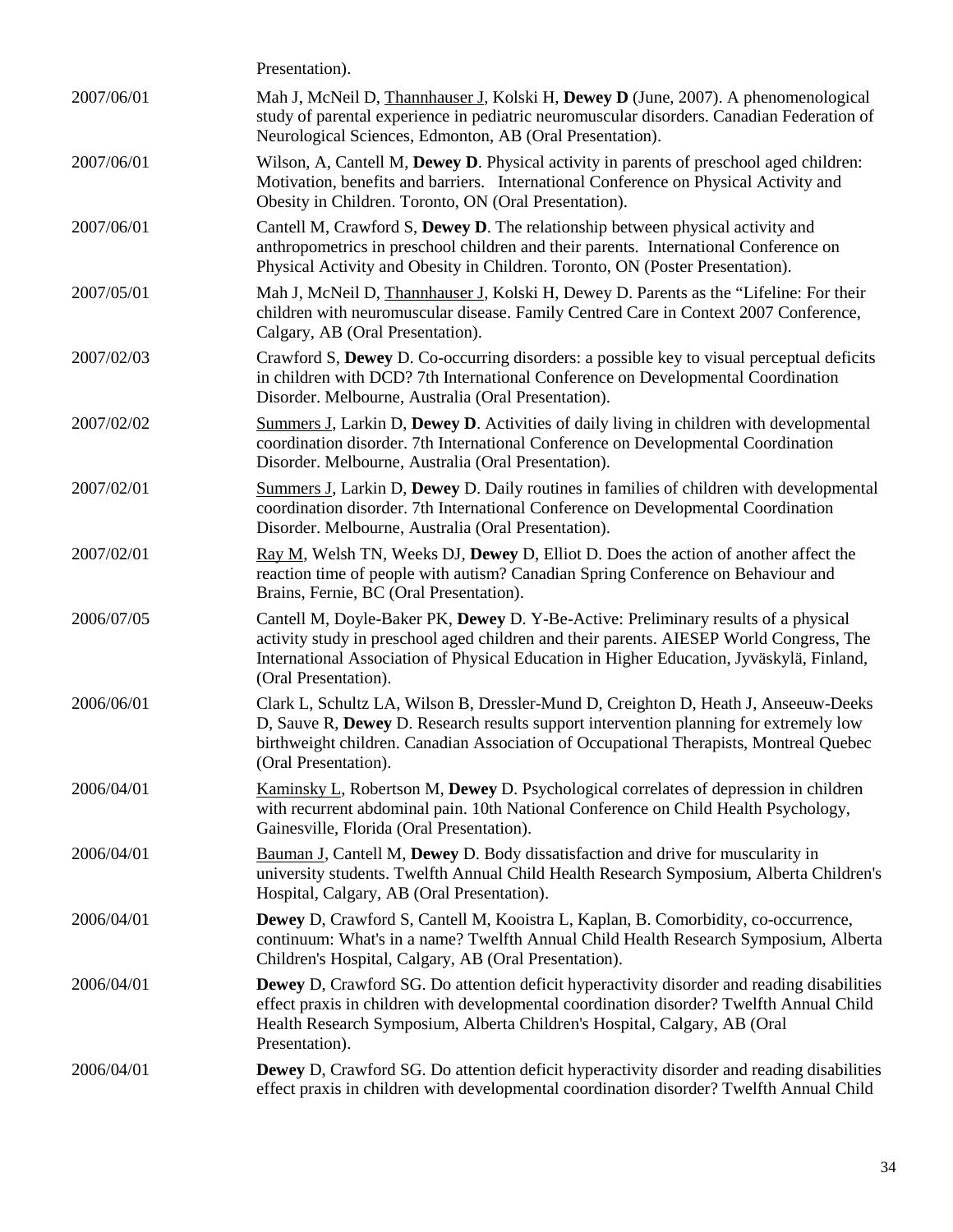Presentation).

| | |
|---|---|
| 2007/06/01 | Mah J, McNeil D, <u>Thannhauser J</u>, Kolski H, **Dewey D** (June, 2007). A phenomenological study of parental experience in pediatric neuromuscular disorders. Canadian Federation of Neurological Sciences, Edmonton, AB (Oral Presentation). |
| 2007/06/01 | Wilson, A, Cantell M, **Dewey D**. Physical activity in parents of preschool aged children: Motivation, benefits and barriers. International Conference on Physical Activity and Obesity in Children. Toronto, ON (Oral Presentation). |
| 2007/06/01 | Cantell M, Crawford S, **Dewey D**. The relationship between physical activity and anthropometrics in preschool children and their parents. International Conference on Physical Activity and Obesity in Children. Toronto, ON (Poster Presentation). |
| 2007/05/01 | Mah J, McNeil D, <u>Thannhauser J</u>, Kolski H, Dewey D. Parents as the "Lifeline: For their children with neuromuscular disease. Family Centred Care in Context 2007 Conference, Calgary, AB (Oral Presentation). |
| 2007/02/03 | Crawford S, **Dewey** D. Co-occurring disorders: a possible key to visual perceptual deficits in children with DCD? 7th International Conference on Developmental Coordination Disorder. Melbourne, Australia (Oral Presentation). |
| 2007/02/02 | <u>Summers J</u>, Larkin D, **Dewey D**. Activities of daily living in children with developmental coordination disorder. 7th International Conference on Developmental Coordination Disorder. Melbourne, Australia (Oral Presentation). |
| 2007/02/01 | <u>Summers J</u>, Larkin D, **Dewey** D. Daily routines in families of children with developmental coordination disorder. 7th International Conference on Developmental Coordination Disorder. Melbourne, Australia (Oral Presentation). |
| 2007/02/01 | <u>Ray M</u>, Welsh TN, Weeks DJ, **Dewey** D, Elliot D. Does the action of another affect the reaction time of people with autism? Canadian Spring Conference on Behaviour and Brains, Fernie, BC (Oral Presentation). |
| 2006/07/05 | Cantell M, Doyle-Baker PK, **Dewey** D. Y-Be-Active: Preliminary results of a physical activity study in preschool aged children and their parents. AIESEP World Congress, The International Association of Physical Education in Higher Education, Jyväskylä, Finland, (Oral Presentation). |
| 2006/06/01 | Clark L, Schultz LA, Wilson B, Dressler-Mund D, Creighton D, Heath J, Anseeuw-Deeks D, Sauve R, **Dewey** D. Research results support intervention planning for extremely low birthweight children. Canadian Association of Occupational Therapists, Montreal Quebec (Oral Presentation). |
| 2006/04/01 | <u>Kaminsky L</u>, Robertson M, **Dewey** D. Psychological correlates of depression in children with recurrent abdominal pain. 10th National Conference on Child Health Psychology, Gainesville, Florida (Oral Presentation). |
| 2006/04/01 | <u>Bauman J</u>, Cantell M, **Dewey** D. Body dissatisfaction and drive for muscularity in university students. Twelfth Annual Child Health Research Symposium, Alberta Children's Hospital, Calgary, AB (Oral Presentation). |
| 2006/04/01 | **Dewey** D, Crawford S, Cantell M, Kooistra L, Kaplan, B. Comorbidity, co-occurrence, continuum: What's in a name? Twelfth Annual Child Health Research Symposium, Alberta Children's Hospital, Calgary, AB (Oral Presentation). |
| 2006/04/01 | **Dewey** D, Crawford SG. Do attention deficit hyperactivity disorder and reading disabilities effect praxis in children with developmental coordination disorder? Twelfth Annual Child Health Research Symposium, Alberta Children's Hospital, Calgary, AB (Oral Presentation). |
| 2006/04/01 | **Dewey** D, Crawford SG. Do attention deficit hyperactivity disorder and reading disabilities effect praxis in children with developmental coordination disorder? Twelfth Annual Child |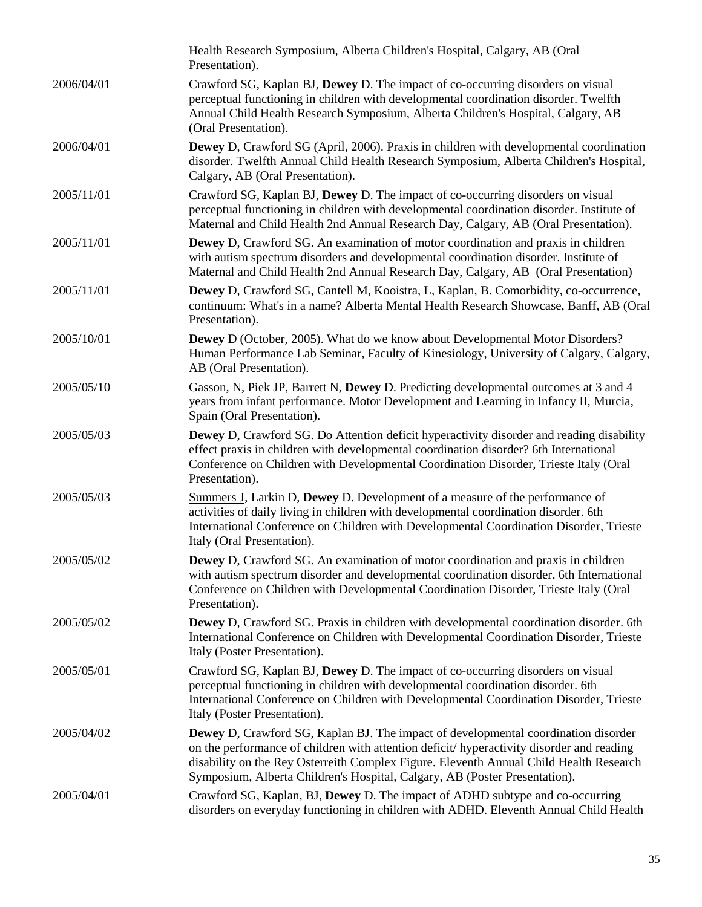| | |
|---|---|
| | Health Research Symposium, Alberta Children's Hospital, Calgary, AB (Oral Presentation). |
| 2006/04/01 | Crawford SG, Kaplan BJ, **Dewey** D. The impact of co-occurring disorders on visual perceptual functioning in children with developmental coordination disorder. Twelfth Annual Child Health Research Symposium, Alberta Children's Hospital, Calgary, AB (Oral Presentation). |
| 2006/04/01 | **Dewey** D, Crawford SG (April, 2006). Praxis in children with developmental coordination disorder. Twelfth Annual Child Health Research Symposium, Alberta Children's Hospital, Calgary, AB (Oral Presentation). |
| 2005/11/01 | Crawford SG, Kaplan BJ, **Dewey** D. The impact of co-occurring disorders on visual perceptual functioning in children with developmental coordination disorder. Institute of Maternal and Child Health 2nd Annual Research Day, Calgary, AB (Oral Presentation). |
| 2005/11/01 | **Dewey** D, Crawford SG. An examination of motor coordination and praxis in children with autism spectrum disorders and developmental coordination disorder. Institute of Maternal and Child Health 2nd Annual Research Day, Calgary, AB (Oral Presentation) |
| 2005/11/01 | **Dewey** D, Crawford SG, Cantell M, Kooistra, L, Kaplan, B. Comorbidity, co-occurrence, continuum: What's in a name? Alberta Mental Health Research Showcase, Banff, AB (Oral Presentation). |
| 2005/10/01 | **Dewey** D (October, 2005). What do we know about Developmental Motor Disorders? Human Performance Lab Seminar, Faculty of Kinesiology, University of Calgary, Calgary, AB (Oral Presentation). |
| 2005/05/10 | Gasson, N, Piek JP, Barrett N, **Dewey** D. Predicting developmental outcomes at 3 and 4 years from infant performance. Motor Development and Learning in Infancy II, Murcia, Spain (Oral Presentation). |
| 2005/05/03 | **Dewey** D, Crawford SG. Do Attention deficit hyperactivity disorder and reading disability effect praxis in children with developmental coordination disorder? 6th International Conference on Children with Developmental Coordination Disorder, Trieste Italy (Oral Presentation). |
| 2005/05/03 | <u>Summers J</u>, Larkin D, **Dewey** D. Development of a measure of the performance of activities of daily living in children with developmental coordination disorder. 6th International Conference on Children with Developmental Coordination Disorder, Trieste Italy (Oral Presentation). |
| 2005/05/02 | **Dewey** D, Crawford SG. An examination of motor coordination and praxis in children with autism spectrum disorder and developmental coordination disorder. 6th International Conference on Children with Developmental Coordination Disorder, Trieste Italy (Oral Presentation). |
| 2005/05/02 | **Dewey** D, Crawford SG. Praxis in children with developmental coordination disorder. 6th International Conference on Children with Developmental Coordination Disorder, Trieste Italy (Poster Presentation). |
| 2005/05/01 | Crawford SG, Kaplan BJ, **Dewey** D. The impact of co-occurring disorders on visual perceptual functioning in children with developmental coordination disorder. 6th International Conference on Children with Developmental Coordination Disorder, Trieste Italy (Poster Presentation). |
| 2005/04/02 | **Dewey** D, Crawford SG, Kaplan BJ. The impact of developmental coordination disorder on the performance of children with attention deficit/ hyperactivity disorder and reading disability on the Rey Osterreith Complex Figure. Eleventh Annual Child Health Research Symposium, Alberta Children's Hospital, Calgary, AB (Poster Presentation). |
| 2005/04/01 | Crawford SG, Kaplan, BJ, **Dewey** D. The impact of ADHD subtype and co-occurring disorders on everyday functioning in children with ADHD. Eleventh Annual Child Health |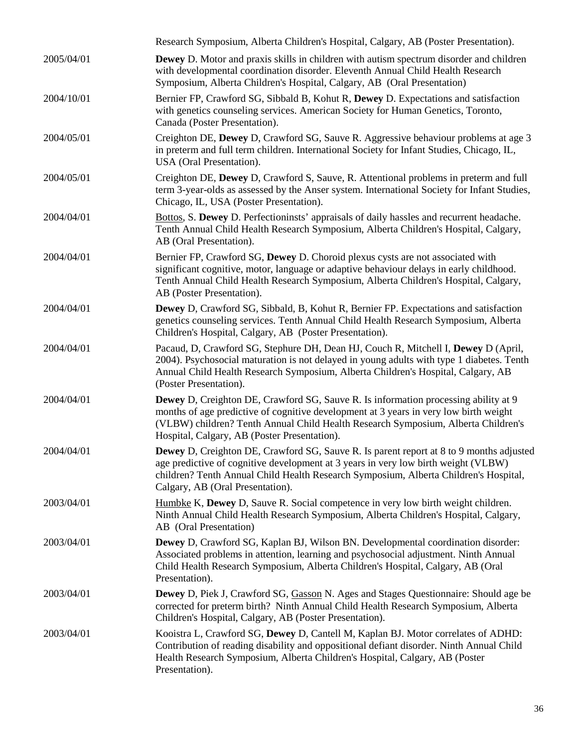Research Symposium, Alberta Children's Hospital, Calgary, AB (Poster Presentation).

2005/04/01 **Dewey** D. Motor and praxis skills in children with autism spectrum disorder and children with developmental coordination disorder. Eleventh Annual Child Health Research Symposium, Alberta Children's Hospital, Calgary, AB (Oral Presentation)

2004/10/01 Bernier FP, Crawford SG, Sibbald B, Kohut R, **Dewey** D. Expectations and satisfaction with genetics counseling services. American Society for Human Genetics, Toronto, Canada (Poster Presentation).

2004/05/01 Creighton DE, **Dewey** D, Crawford SG, Sauve R. Aggressive behaviour problems at age 3 in preterm and full term children. International Society for Infant Studies, Chicago, IL, USA (Oral Presentation).

2004/05/01 Creighton DE, **Dewey** D, Crawford S, Sauve, R. Attentional problems in preterm and full term 3-year-olds as assessed by the Anser system. International Society for Infant Studies, Chicago, IL, USA (Poster Presentation).

2004/04/01 <u>Bottos</u>, S. **Dewey** D. Perfectioninsts' appraisals of daily hassles and recurrent headache. Tenth Annual Child Health Research Symposium, Alberta Children's Hospital, Calgary, AB (Oral Presentation).

2004/04/01 Bernier FP, Crawford SG, **Dewey** D. Choroid plexus cysts are not associated with significant cognitive, motor, language or adaptive behaviour delays in early childhood. Tenth Annual Child Health Research Symposium, Alberta Children's Hospital, Calgary, AB (Poster Presentation).

2004/04/01 **Dewey** D, Crawford SG, Sibbald, B, Kohut R, Bernier FP. Expectations and satisfaction genetics counseling services. Tenth Annual Child Health Research Symposium, Alberta Children's Hospital, Calgary, AB (Poster Presentation).

2004/04/01 Pacaud, D, Crawford SG, Stephure DH, Dean HJ, Couch R, Mitchell I, **Dewey** D (April, 2004). Psychosocial maturation is not delayed in young adults with type 1 diabetes. Tenth Annual Child Health Research Symposium, Alberta Children's Hospital, Calgary, AB (Poster Presentation).

2004/04/01 **Dewey** D, Creighton DE, Crawford SG, Sauve R. Is information processing ability at 9 months of age predictive of cognitive development at 3 years in very low birth weight (VLBW) children? Tenth Annual Child Health Research Symposium, Alberta Children's Hospital, Calgary, AB (Poster Presentation).

2004/04/01 **Dewey** D, Creighton DE, Crawford SG, Sauve R. Is parent report at 8 to 9 months adjusted age predictive of cognitive development at 3 years in very low birth weight (VLBW) children? Tenth Annual Child Health Research Symposium, Alberta Children's Hospital, Calgary, AB (Oral Presentation).

2003/04/01 <u>Humbke</u> K, **Dewey** D, Sauve R. Social competence in very low birth weight children. Ninth Annual Child Health Research Symposium, Alberta Children's Hospital, Calgary, AB (Oral Presentation)

2003/04/01 **Dewey** D, Crawford SG, Kaplan BJ, Wilson BN. Developmental coordination disorder: Associated problems in attention, learning and psychosocial adjustment. Ninth Annual Child Health Research Symposium, Alberta Children's Hospital, Calgary, AB (Oral Presentation).

2003/04/01 **Dewey** D, Piek J, Crawford SG, <u>Gasson</u> N. Ages and Stages Questionnaire: Should age be corrected for preterm birth? Ninth Annual Child Health Research Symposium, Alberta Children's Hospital, Calgary, AB (Poster Presentation).

2003/04/01 Kooistra L, Crawford SG, **Dewey** D, Cantell M, Kaplan BJ. Motor correlates of ADHD: Contribution of reading disability and oppositional defiant disorder. Ninth Annual Child Health Research Symposium, Alberta Children's Hospital, Calgary, AB (Poster Presentation).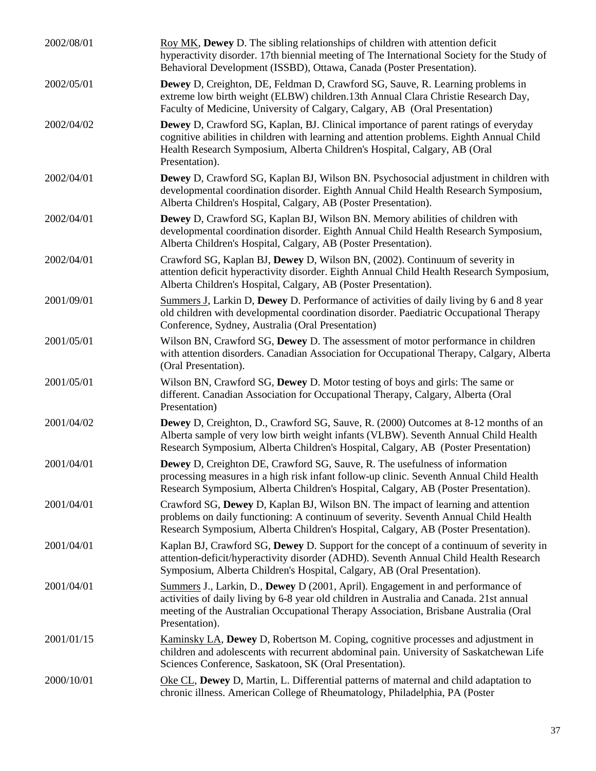2002/08/01 Roy MK, **Dewey** D. The sibling relationships of children with attention deficit hyperactivity disorder. 17th biennial meeting of The International Society for the Study of Behavioral Development (ISSBD), Ottawa, Canada (Poster Presentation).

2002/05/01 **Dewey** D, Creighton, DE, Feldman D, Crawford SG, Sauve, R. Learning problems in extreme low birth weight (ELBW) children.13th Annual Clara Christie Research Day, Faculty of Medicine, University of Calgary, Calgary, AB (Oral Presentation)

2002/04/02 **Dewey** D, Crawford SG, Kaplan, BJ. Clinical importance of parent ratings of everyday cognitive abilities in children with learning and attention problems. Eighth Annual Child Health Research Symposium, Alberta Children's Hospital, Calgary, AB (Oral Presentation).

2002/04/01 **Dewey** D, Crawford SG, Kaplan BJ, Wilson BN. Psychosocial adjustment in children with developmental coordination disorder. Eighth Annual Child Health Research Symposium, Alberta Children's Hospital, Calgary, AB (Poster Presentation).

2002/04/01 **Dewey** D, Crawford SG, Kaplan BJ, Wilson BN. Memory abilities of children with developmental coordination disorder. Eighth Annual Child Health Research Symposium, Alberta Children's Hospital, Calgary, AB (Poster Presentation).

2002/04/01 Crawford SG, Kaplan BJ, **Dewey** D, Wilson BN, (2002). Continuum of severity in attention deficit hyperactivity disorder. Eighth Annual Child Health Research Symposium, Alberta Children's Hospital, Calgary, AB (Poster Presentation).

2001/09/01 Summers J, Larkin D, **Dewey** D. Performance of activities of daily living by 6 and 8 year old children with developmental coordination disorder. Paediatric Occupational Therapy Conference, Sydney, Australia (Oral Presentation)

2001/05/01 Wilson BN, Crawford SG, **Dewey** D. The assessment of motor performance in children with attention disorders. Canadian Association for Occupational Therapy, Calgary, Alberta (Oral Presentation).

2001/05/01 Wilson BN, Crawford SG, **Dewey** D. Motor testing of boys and girls: The same or different. Canadian Association for Occupational Therapy, Calgary, Alberta (Oral Presentation)

2001/04/02 **Dewey** D, Creighton, D., Crawford SG, Sauve, R. (2000) Outcomes at 8-12 months of an Alberta sample of very low birth weight infants (VLBW). Seventh Annual Child Health Research Symposium, Alberta Children's Hospital, Calgary, AB (Poster Presentation)

2001/04/01 **Dewey** D, Creighton DE, Crawford SG, Sauve, R. The usefulness of information processing measures in a high risk infant follow-up clinic. Seventh Annual Child Health Research Symposium, Alberta Children's Hospital, Calgary, AB (Poster Presentation).

2001/04/01 Crawford SG, **Dewey** D, Kaplan BJ, Wilson BN. The impact of learning and attention problems on daily functioning: A continuum of severity. Seventh Annual Child Health Research Symposium, Alberta Children's Hospital, Calgary, AB (Poster Presentation).

2001/04/01 Kaplan BJ, Crawford SG, **Dewey** D. Support for the concept of a continuum of severity in attention-deficit/hyperactivity disorder (ADHD). Seventh Annual Child Health Research Symposium, Alberta Children's Hospital, Calgary, AB (Oral Presentation).

2001/04/01 Summers J., Larkin, D., **Dewey** D (2001, April). Engagement in and performance of activities of daily living by 6-8 year old children in Australia and Canada. 21st annual meeting of the Australian Occupational Therapy Association, Brisbane Australia (Oral Presentation).

2001/01/15 Kaminsky LA, **Dewey** D, Robertson M. Coping, cognitive processes and adjustment in children and adolescents with recurrent abdominal pain. University of Saskatchewan Life Sciences Conference, Saskatoon, SK (Oral Presentation).

2000/10/01 Oke CL, **Dewey** D, Martin, L. Differential patterns of maternal and child adaptation to chronic illness. American College of Rheumatology, Philadelphia, PA (Poster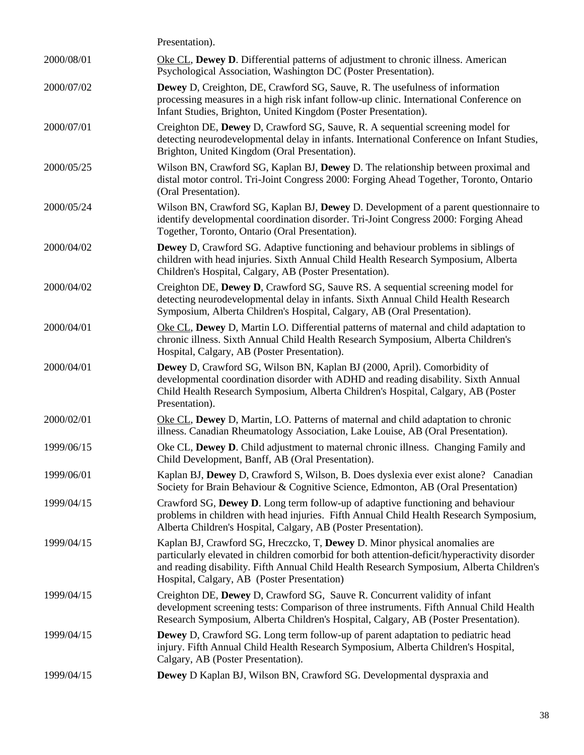Presentation).

| | |
|---|---|
| 2000/08/01 | Oke CL, **Dewey D**. Differential patterns of adjustment to chronic illness. American Psychological Association, Washington DC (Poster Presentation). |
| 2000/07/02 | **Dewey** D, Creighton, DE, Crawford SG, Sauve, R. The usefulness of information processing measures in a high risk infant follow-up clinic. International Conference on Infant Studies, Brighton, United Kingdom (Poster Presentation). |
| 2000/07/01 | Creighton DE, **Dewey** D, Crawford SG, Sauve, R. A sequential screening model for detecting neurodevelopmental delay in infants. International Conference on Infant Studies, Brighton, United Kingdom (Oral Presentation). |
| 2000/05/25 | Wilson BN, Crawford SG, Kaplan BJ, **Dewey** D. The relationship between proximal and distal motor control. Tri-Joint Congress 2000: Forging Ahead Together, Toronto, Ontario (Oral Presentation). |
| 2000/05/24 | Wilson BN, Crawford SG, Kaplan BJ, **Dewey** D. Development of a parent questionnaire to identify developmental coordination disorder. Tri-Joint Congress 2000: Forging Ahead Together, Toronto, Ontario (Oral Presentation). |
| 2000/04/02 | **Dewey** D, Crawford SG. Adaptive functioning and behaviour problems in siblings of children with head injuries. Sixth Annual Child Health Research Symposium, Alberta Children's Hospital, Calgary, AB (Poster Presentation). |
| 2000/04/02 | Creighton DE, **Dewey D**, Crawford SG, Sauve RS. A sequential screening model for detecting neurodevelopmental delay in infants. Sixth Annual Child Health Research Symposium, Alberta Children's Hospital, Calgary, AB (Oral Presentation). |
| 2000/04/01 | Oke CL, **Dewey** D, Martin LO. Differential patterns of maternal and child adaptation to chronic illness. Sixth Annual Child Health Research Symposium, Alberta Children's Hospital, Calgary, AB (Poster Presentation). |
| 2000/04/01 | **Dewey** D, Crawford SG, Wilson BN, Kaplan BJ (2000, April). Comorbidity of developmental coordination disorder with ADHD and reading disability. Sixth Annual Child Health Research Symposium, Alberta Children's Hospital, Calgary, AB (Poster Presentation). |
| 2000/02/01 | Oke CL, **Dewey** D, Martin, LO. Patterns of maternal and child adaptation to chronic illness. Canadian Rheumatology Association, Lake Louise, AB (Oral Presentation). |
| 1999/06/15 | Oke CL, **Dewey D**. Child adjustment to maternal chronic illness. Changing Family and Child Development, Banff, AB (Oral Presentation). |
| 1999/06/01 | Kaplan BJ, **Dewey** D, Crawford S, Wilson, B. Does dyslexia ever exist alone? Canadian Society for Brain Behaviour & Cognitive Science, Edmonton, AB (Oral Presentation) |
| 1999/04/15 | Crawford SG, **Dewey D**. Long term follow-up of adaptive functioning and behaviour problems in children with head injuries. Fifth Annual Child Health Research Symposium, Alberta Children's Hospital, Calgary, AB (Poster Presentation). |
| 1999/04/15 | Kaplan BJ, Crawford SG, Hreczcko, T, **Dewey** D. Minor physical anomalies are particularly elevated in children comorbid for both attention-deficit/hyperactivity disorder and reading disability. Fifth Annual Child Health Research Symposium, Alberta Children's Hospital, Calgary, AB (Poster Presentation) |
| 1999/04/15 | Creighton DE, **Dewey** D, Crawford SG, Sauve R. Concurrent validity of infant development screening tests: Comparison of three instruments. Fifth Annual Child Health Research Symposium, Alberta Children's Hospital, Calgary, AB (Poster Presentation). |
| 1999/04/15 | **Dewey** D, Crawford SG. Long term follow-up of parent adaptation to pediatric head injury. Fifth Annual Child Health Research Symposium, Alberta Children's Hospital, Calgary, AB (Poster Presentation). |
| 1999/04/15 | **Dewey** D Kaplan BJ, Wilson BN, Crawford SG. Developmental dyspraxia and |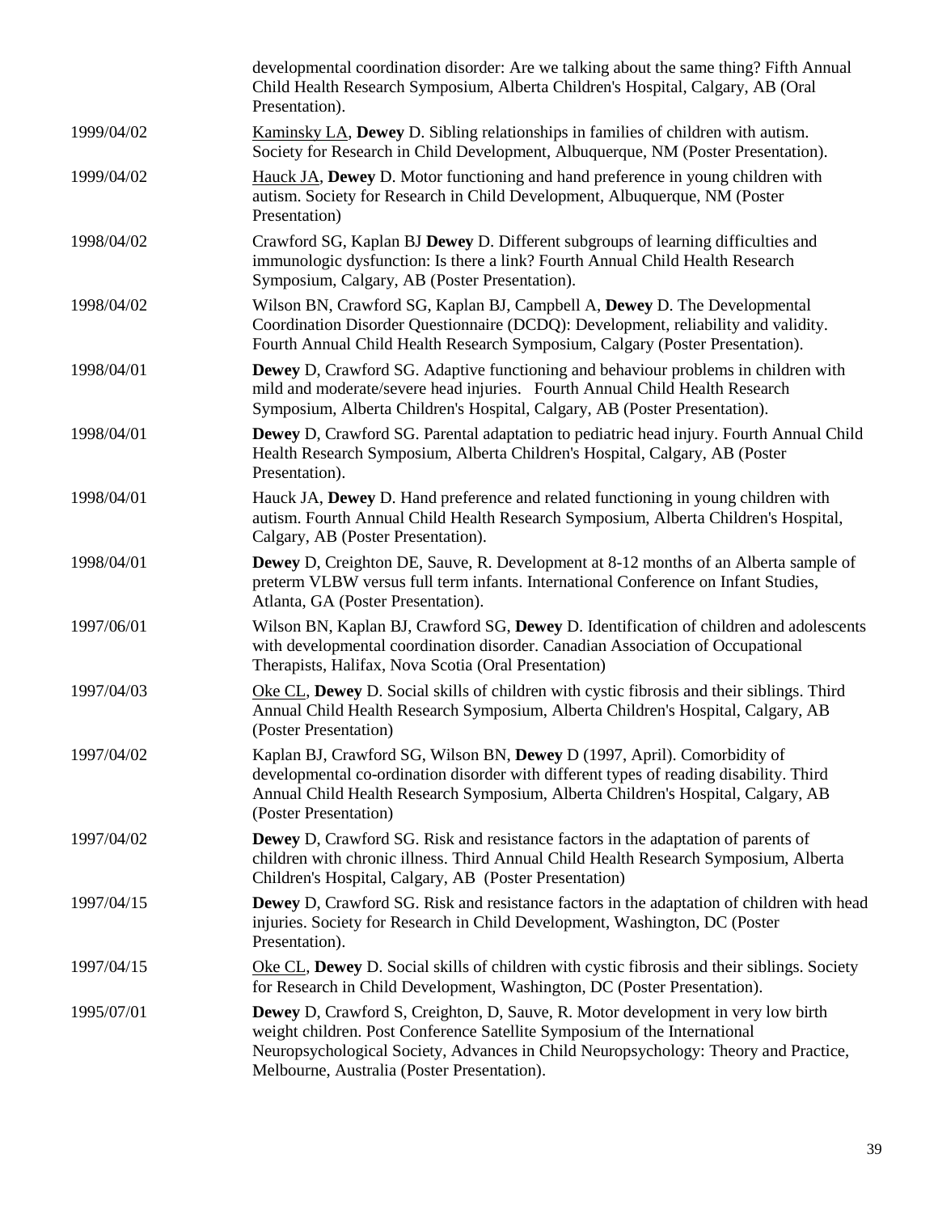| | |
|---|---|
| | developmental coordination disorder: Are we talking about the same thing? Fifth Annual Child Health Research Symposium, Alberta Children's Hospital, Calgary, AB (Oral Presentation). |
| 1999/04/02 | Kaminsky LA, **Dewey** D. Sibling relationships in families of children with autism. Society for Research in Child Development, Albuquerque, NM (Poster Presentation). |
| 1999/04/02 | Hauck JA, **Dewey** D. Motor functioning and hand preference in young children with autism. Society for Research in Child Development, Albuquerque, NM (Poster Presentation) |
| 1998/04/02 | Crawford SG, Kaplan BJ **Dewey** D. Different subgroups of learning difficulties and immunologic dysfunction: Is there a link? Fourth Annual Child Health Research Symposium, Calgary, AB (Poster Presentation). |
| 1998/04/02 | Wilson BN, Crawford SG, Kaplan BJ, Campbell A, **Dewey** D. The Developmental Coordination Disorder Questionnaire (DCDQ): Development, reliability and validity. Fourth Annual Child Health Research Symposium, Calgary (Poster Presentation). |
| 1998/04/01 | **Dewey** D, Crawford SG. Adaptive functioning and behaviour problems in children with mild and moderate/severe head injuries. Fourth Annual Child Health Research Symposium, Alberta Children's Hospital, Calgary, AB (Poster Presentation). |
| 1998/04/01 | **Dewey** D, Crawford SG. Parental adaptation to pediatric head injury. Fourth Annual Child Health Research Symposium, Alberta Children's Hospital, Calgary, AB (Poster Presentation). |
| 1998/04/01 | Hauck JA, **Dewey** D. Hand preference and related functioning in young children with autism. Fourth Annual Child Health Research Symposium, Alberta Children's Hospital, Calgary, AB (Poster Presentation). |
| 1998/04/01 | **Dewey** D, Creighton DE, Sauve, R. Development at 8-12 months of an Alberta sample of preterm VLBW versus full term infants. International Conference on Infant Studies, Atlanta, GA (Poster Presentation). |
| 1997/06/01 | Wilson BN, Kaplan BJ, Crawford SG, **Dewey** D. Identification of children and adolescents with developmental coordination disorder. Canadian Association of Occupational Therapists, Halifax, Nova Scotia (Oral Presentation) |
| 1997/04/03 | Oke CL, **Dewey** D. Social skills of children with cystic fibrosis and their siblings. Third Annual Child Health Research Symposium, Alberta Children's Hospital, Calgary, AB (Poster Presentation) |
| 1997/04/02 | Kaplan BJ, Crawford SG, Wilson BN, **Dewey** D (1997, April). Comorbidity of developmental co-ordination disorder with different types of reading disability. Third Annual Child Health Research Symposium, Alberta Children's Hospital, Calgary, AB (Poster Presentation) |
| 1997/04/02 | **Dewey** D, Crawford SG. Risk and resistance factors in the adaptation of parents of children with chronic illness. Third Annual Child Health Research Symposium, Alberta Children's Hospital, Calgary, AB (Poster Presentation) |
| 1997/04/15 | **Dewey** D, Crawford SG. Risk and resistance factors in the adaptation of children with head injuries. Society for Research in Child Development, Washington, DC (Poster Presentation). |
| 1997/04/15 | Oke CL, **Dewey** D. Social skills of children with cystic fibrosis and their siblings. Society for Research in Child Development, Washington, DC (Poster Presentation). |
| 1995/07/01 | **Dewey** D, Crawford S, Creighton, D, Sauve, R. Motor development in very low birth weight children. Post Conference Satellite Symposium of the International Neuropsychological Society, Advances in Child Neuropsychology: Theory and Practice, Melbourne, Australia (Poster Presentation). |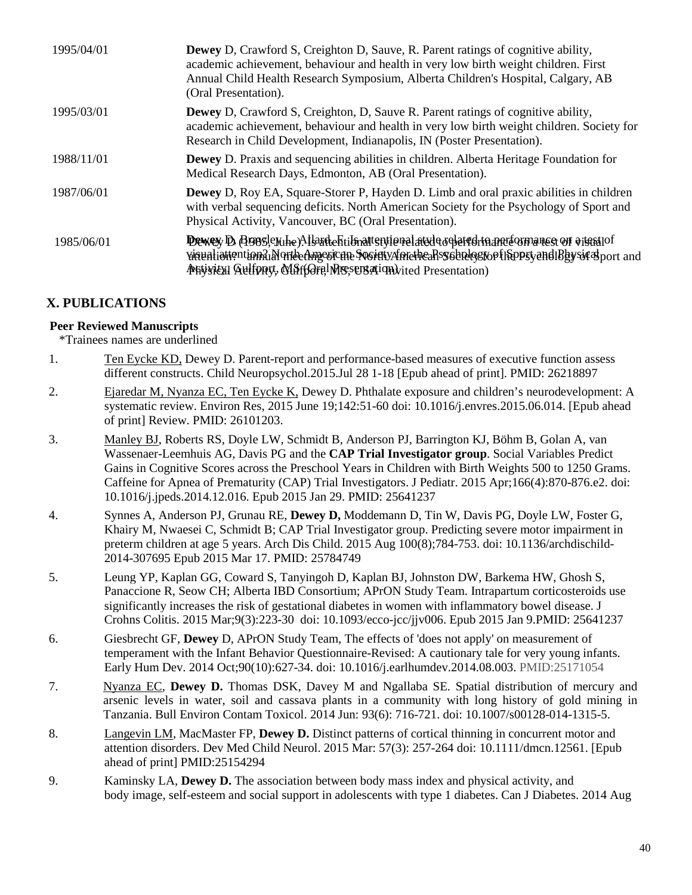| | |
|---|---|
| 1995/04/01 | **Dewey** D, Crawford S, Creighton D, Sauve, R. Parent ratings of cognitive ability, academic achievement, behaviour and health in very low birth weight children. First Annual Child Health Research Symposium, Alberta Children's Hospital, Calgary, AB (Oral Presentation). |
| 1995/03/01 | **Dewey** D, Crawford S, Creighton, D, Sauve R. Parent ratings of cognitive ability, academic achievement, behaviour and health in very low birth weight children. Society for Research in Child Development, Indianapolis, IN (Poster Presentation). |
| 1988/11/01 | **Dewey** D. Praxis and sequencing abilities in children. Alberta Heritage Foundation for Medical Research Days, Edmonton, AB (Oral Presentation). |
| 1987/06/01 | **Dewey** D, Roy EA, Square-Storer P, Hayden D. Limb and oral praxic abilities in children with verbal sequencing deficits. North American Society for the Psychology of Sport and Physical Activity, Vancouver, BC (Oral Presentation). |
| 1985/06/01 | **Dewey** D, Brawley L, Allard F. Is attentional style related to performance on a test of visual attention? North American Society for the Psychology of Sport and Physical Activity, Gulfport, MS (Oral Presentation) |

## X. PUBLICATIONS

### Peer Reviewed Manuscripts

*Trainees names are underlined

1. Ten Eycke KD, Dewey D. Parent-report and performance-based measures of executive function assess different constructs. Child Neuropsychol.2015.Jul 28 1-18 [Epub ahead of print]. PMID: 26218897
2. Ejaredar M, Nyanza EC, Ten Eycke K, Dewey D. Phthalate exposure and children's neurodevelopment: A systematic review. Environ Res, 2015 June 19;142:51-60 doi: 10.1016/j.envres.2015.06.014. [Epub ahead of print] Review. PMID: 26101203.
3. Manley BJ, Roberts RS, Doyle LW, Schmidt B, Anderson PJ, Barrington KJ, Böhm B, Golan A, van Wassenaer-Leemhuis AG, Davis PG and the **CAP Trial Investigator group**. Social Variables Predict Gains in Cognitive Scores across the Preschool Years in Children with Birth Weights 500 to 1250 Grams. Caffeine for Apnea of Prematurity (CAP) Trial Investigators. J Pediatr. 2015 Apr;166(4):870-876.e2. doi: 10.1016/j.jpeds.2014.12.016. Epub 2015 Jan 29. PMID: 25641237
4. Synnes A, Anderson PJ, Grunau RE, **Dewey D,** Moddemann D, Tin W, Davis PG, Doyle LW, Foster G, Khairy M, Nwaesei C, Schmidt B; CAP Trial Investigator group. Predicting severe motor impairment in preterm children at age 5 years. Arch Dis Child. 2015 Aug 100(8);784-753. doi: 10.1136/archdischild-2014-307695 Epub 2015 Mar 17. PMID: 25784749
5. Leung YP, Kaplan GG, Coward S, Tanyingoh D, Kaplan BJ, Johnston DW, Barkema HW, Ghosh S, Panaccione R, Seow CH; Alberta IBD Consortium; APrON Study Team. Intrapartum corticosteroids use significantly increases the risk of gestational diabetes in women with inflammatory bowel disease. J Crohns Colitis. 2015 Mar;9(3):223-30 doi: 10.1093/ecco-jcc/jjv006. Epub 2015 Jan 9.PMID: 25641237
6. Giesbrecht GF, **Dewey** D, APrON Study Team, The effects of 'does not apply' on measurement of temperament with the Infant Behavior Questionnaire-Revised: A cautionary tale for very young infants. Early Hum Dev. 2014 Oct;90(10):627-34. doi: 10.1016/j.earlhumdev.2014.08.003. PMID:25171054
7. Nyanza EC, **Dewey D.** Thomas DSK, Davey M and Ngallaba SE. Spatial distribution of mercury and arsenic levels in water, soil and cassava plants in a community with long history of gold mining in Tanzania. Bull Environ Contam Toxicol. 2014 Jun: 93(6): 716-721. doi: 10.1007/s00128-014-1315-5.
8. Langevin LM, MacMaster FP, **Dewey D.** Distinct patterns of cortical thinning in concurrent motor and attention disorders. Dev Med Child Neurol. 2015 Mar: 57(3): 257-264 doi: 10.1111/dmcn.12561. [Epub ahead of print] PMID:25154294
9. Kaminsky LA, **Dewey D.** The association between body mass index and physical activity, and body image, self-esteem and social support in adolescents with type 1 diabetes. Can J Diabetes. 2014 Aug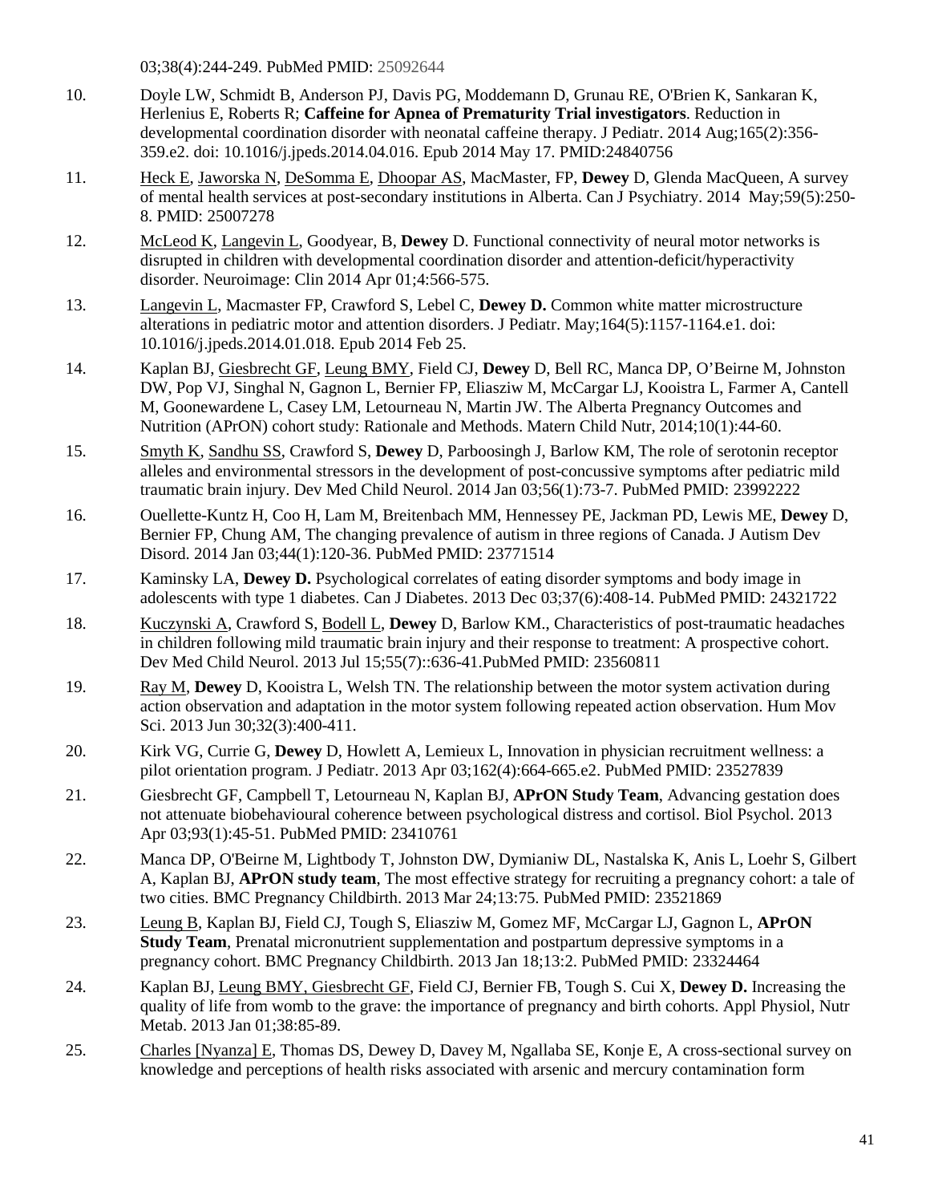03;38(4):244-249. PubMed PMID: 25092644

10. Doyle LW, Schmidt B, Anderson PJ, Davis PG, Moddemann D, Grunau RE, O'Brien K, Sankaran K, Herlenius E, Roberts R; **Caffeine for Apnea of Prematurity Trial investigators**. Reduction in developmental coordination disorder with neonatal caffeine therapy. J Pediatr. 2014 Aug;165(2):356-359.e2. doi: 10.1016/j.jpeds.2014.04.016. Epub 2014 May 17. PMID:24840756

11. Heck E, Jaworska N, DeSomma E, Dhoopar AS, MacMaster, FP, **Dewey** D, Glenda MacQueen, A survey of mental health services at post-secondary institutions in Alberta. Can J Psychiatry. 2014 May;59(5):250-8. PMID: 25007278

12. McLeod K, Langevin L, Goodyear, B, **Dewey** D. Functional connectivity of neural motor networks is disrupted in children with developmental coordination disorder and attention-deficit/hyperactivity disorder. Neuroimage: Clin 2014 Apr 01;4:566-575.

13. Langevin L, Macmaster FP, Crawford S, Lebel C, **Dewey D.** Common white matter microstructure alterations in pediatric motor and attention disorders. J Pediatr. May;164(5):1157-1164.e1. doi: 10.1016/j.jpeds.2014.01.018. Epub 2014 Feb 25.

14. Kaplan BJ, Giesbrecht GF, Leung BMY, Field CJ, **Dewey** D, Bell RC, Manca DP, O'Beirne M, Johnston DW, Pop VJ, Singhal N, Gagnon L, Bernier FP, Eliasziw M, McCargar LJ, Kooistra L, Farmer A, Cantell M, Goonewardene L, Casey LM, Letourneau N, Martin JW. The Alberta Pregnancy Outcomes and Nutrition (APrON) cohort study: Rationale and Methods. Matern Child Nutr, 2014;10(1):44-60.

15. Smyth K, Sandhu SS, Crawford S, **Dewey** D, Parboosingh J, Barlow KM, The role of serotonin receptor alleles and environmental stressors in the development of post-concussive symptoms after pediatric mild traumatic brain injury. Dev Med Child Neurol. 2014 Jan 03;56(1):73-7. PubMed PMID: 23992222

16. Ouellette-Kuntz H, Coo H, Lam M, Breitenbach MM, Hennessey PE, Jackman PD, Lewis ME, **Dewey** D, Bernier FP, Chung AM, The changing prevalence of autism in three regions of Canada. J Autism Dev Disord. 2014 Jan 03;44(1):120-36. PubMed PMID: 23771514

17. Kaminsky LA, **Dewey D.** Psychological correlates of eating disorder symptoms and body image in adolescents with type 1 diabetes. Can J Diabetes. 2013 Dec 03;37(6):408-14. PubMed PMID: 24321722

18. Kuczynski A, Crawford S, Bodell L, **Dewey** D, Barlow KM., Characteristics of post-traumatic headaches in children following mild traumatic brain injury and their response to treatment: A prospective cohort. Dev Med Child Neurol. 2013 Jul 15;55(7)::636-41.PubMed PMID: 23560811

19. Ray M, **Dewey** D, Kooistra L, Welsh TN. The relationship between the motor system activation during action observation and adaptation in the motor system following repeated action observation. Hum Mov Sci. 2013 Jun 30;32(3):400-411.

20. Kirk VG, Currie G, **Dewey** D, Howlett A, Lemieux L, Innovation in physician recruitment wellness: a pilot orientation program. J Pediatr. 2013 Apr 03;162(4):664-665.e2. PubMed PMID: 23527839

21. Giesbrecht GF, Campbell T, Letourneau N, Kaplan BJ, **APrON Study Team**, Advancing gestation does not attenuate biobehavioural coherence between psychological distress and cortisol. Biol Psychol. 2013 Apr 03;93(1):45-51. PubMed PMID: 23410761

22. Manca DP, O'Beirne M, Lightbody T, Johnston DW, Dymianiw DL, Nastalska K, Anis L, Loehr S, Gilbert A, Kaplan BJ, **APrON study team**, The most effective strategy for recruiting a pregnancy cohort: a tale of two cities. BMC Pregnancy Childbirth. 2013 Mar 24;13:75. PubMed PMID: 23521869

23. Leung B, Kaplan BJ, Field CJ, Tough S, Eliasziw M, Gomez MF, McCargar LJ, Gagnon L, **APrON Study Team**, Prenatal micronutrient supplementation and postpartum depressive symptoms in a pregnancy cohort. BMC Pregnancy Childbirth. 2013 Jan 18;13:2. PubMed PMID: 23324464

24. Kaplan BJ, Leung BMY, Giesbrecht GF, Field CJ, Bernier FB, Tough S. Cui X, **Dewey D.** Increasing the quality of life from womb to the grave: the importance of pregnancy and birth cohorts. Appl Physiol, Nutr Metab. 2013 Jan 01;38:85-89.

25. Charles [Nyanza] E, Thomas DS, Dewey D, Davey M, Ngallaba SE, Konje E, A cross-sectional survey on knowledge and perceptions of health risks associated with arsenic and mercury contamination form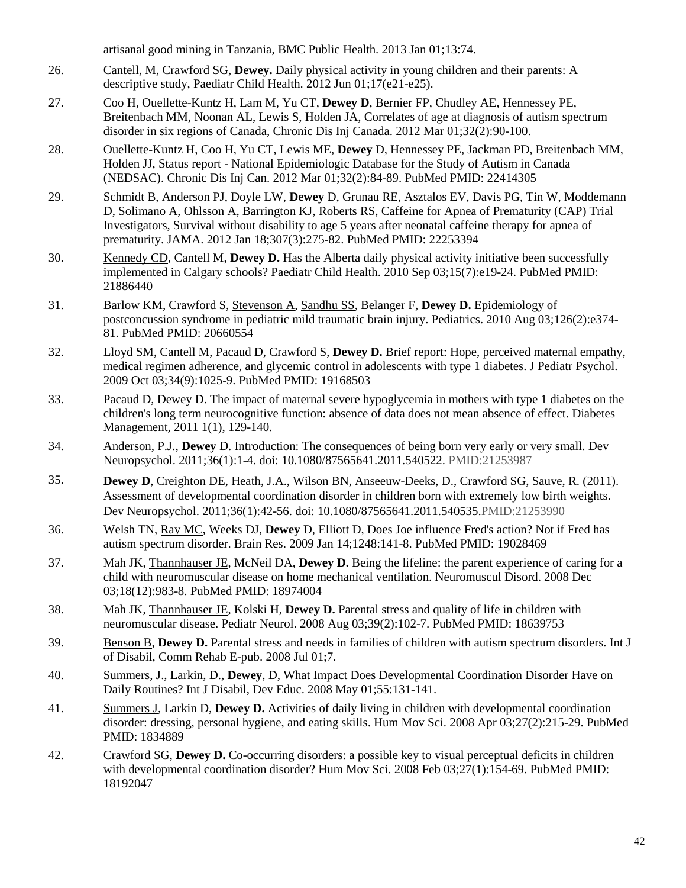artisanal good mining in Tanzania, BMC Public Health. 2013 Jan 01;13:74.

26. Cantell, M, Crawford SG, **Dewey.** Daily physical activity in young children and their parents: A descriptive study, Paediatr Child Health. 2012 Jun 01;17(e21-e25).

27. Coo H, Ouellette-Kuntz H, Lam M, Yu CT, **Dewey D**, Bernier FP, Chudley AE, Hennessey PE, Breitenbach MM, Noonan AL, Lewis S, Holden JA, Correlates of age at diagnosis of autism spectrum disorder in six regions of Canada, Chronic Dis Inj Canada. 2012 Mar 01;32(2):90-100.

28. Ouellette-Kuntz H, Coo H, Yu CT, Lewis ME, **Dewey** D, Hennessey PE, Jackman PD, Breitenbach MM, Holden JJ, Status report - National Epidemiologic Database for the Study of Autism in Canada (NEDSAC). Chronic Dis Inj Can. 2012 Mar 01;32(2):84-89. PubMed PMID: 22414305

29. Schmidt B, Anderson PJ, Doyle LW, **Dewey** D, Grunau RE, Asztalos EV, Davis PG, Tin W, Moddemann D, Solimano A, Ohlsson A, Barrington KJ, Roberts RS, Caffeine for Apnea of Prematurity (CAP) Trial Investigators, Survival without disability to age 5 years after neonatal caffeine therapy for apnea of prematurity. JAMA. 2012 Jan 18;307(3):275-82. PubMed PMID: 22253394

30. Kennedy CD, Cantell M, **Dewey D.** Has the Alberta daily physical activity initiative been successfully implemented in Calgary schools? Paediatr Child Health. 2010 Sep 03;15(7):e19-24. PubMed PMID: 21886440

31. Barlow KM, Crawford S, Stevenson A, Sandhu SS, Belanger F, **Dewey D.** Epidemiology of postconcussion syndrome in pediatric mild traumatic brain injury. Pediatrics. 2010 Aug 03;126(2):e374-81. PubMed PMID: 20660554

32. Lloyd SM, Cantell M, Pacaud D, Crawford S, **Dewey D.** Brief report: Hope, perceived maternal empathy, medical regimen adherence, and glycemic control in adolescents with type 1 diabetes. J Pediatr Psychol. 2009 Oct 03;34(9):1025-9. PubMed PMID: 19168503

33. Pacaud D, Dewey D. The impact of maternal severe hypoglycemia in mothers with type 1 diabetes on the children's long term neurocognitive function: absence of data does not mean absence of effect. Diabetes Management, 2011 1(1), 129-140.

34. Anderson, P.J., **Dewey** D. Introduction: The consequences of being born very early or very small. Dev Neuropsychol. 2011;36(1):1-4. doi: 10.1080/87565641.2011.540522. PMID:21253987

35. **Dewey D**, Creighton DE, Heath, J.A., Wilson BN, Anseeuw-Deeks, D., Crawford SG, Sauve, R. (2011). Assessment of developmental coordination disorder in children born with extremely low birth weights. Dev Neuropsychol. 2011;36(1):42-56. doi: 10.1080/87565641.2011.540535.PMID:21253990

36. Welsh TN, Ray MC, Weeks DJ, **Dewey** D, Elliott D, Does Joe influence Fred's action? Not if Fred has autism spectrum disorder. Brain Res. 2009 Jan 14;1248:141-8. PubMed PMID: 19028469

37. Mah JK, Thannhauser JE, McNeil DA, **Dewey D.** Being the lifeline: the parent experience of caring for a child with neuromuscular disease on home mechanical ventilation. Neuromuscul Disord. 2008 Dec 03;18(12):983-8. PubMed PMID: 18974004

38. Mah JK, Thannhauser JE, Kolski H, **Dewey D.** Parental stress and quality of life in children with neuromuscular disease. Pediatr Neurol. 2008 Aug 03;39(2):102-7. PubMed PMID: 18639753

39. Benson B, **Dewey D.** Parental stress and needs in families of children with autism spectrum disorders. Int J of Disabil, Comm Rehab E-pub. 2008 Jul 01;7.

40. Summers, J., Larkin, D., **Dewey**, D, What Impact Does Developmental Coordination Disorder Have on Daily Routines? Int J Disabil, Dev Educ. 2008 May 01;55:131-141.

41. Summers J, Larkin D, **Dewey D.** Activities of daily living in children with developmental coordination disorder: dressing, personal hygiene, and eating skills. Hum Mov Sci. 2008 Apr 03;27(2):215-29. PubMed PMID: 1834889

42. Crawford SG, **Dewey D.** Co-occurring disorders: a possible key to visual perceptual deficits in children with developmental coordination disorder? Hum Mov Sci. 2008 Feb 03;27(1):154-69. PubMed PMID: 18192047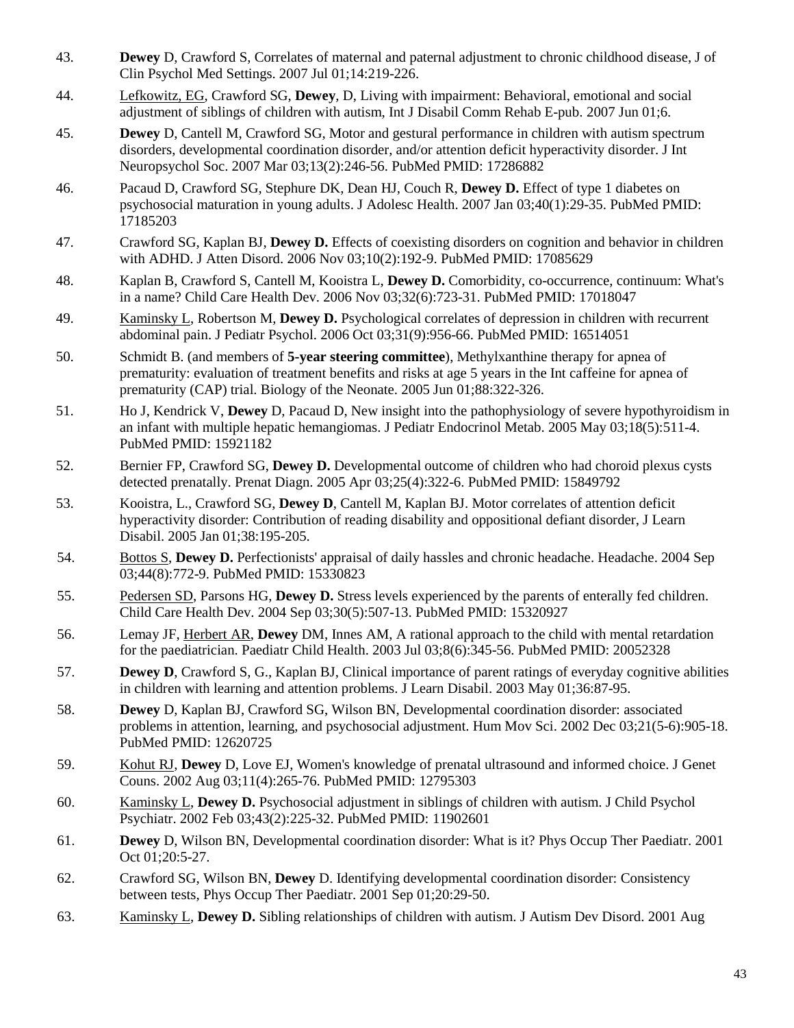43. **Dewey** D, Crawford S, Correlates of maternal and paternal adjustment to chronic childhood disease, J of Clin Psychol Med Settings. 2007 Jul 01;14:219-226.

44. Lefkowitz, EG, Crawford SG, **Dewey**, D, Living with impairment: Behavioral, emotional and social adjustment of siblings of children with autism, Int J Disabil Comm Rehab E-pub. 2007 Jun 01;6.

45. **Dewey** D, Cantell M, Crawford SG, Motor and gestural performance in children with autism spectrum disorders, developmental coordination disorder, and/or attention deficit hyperactivity disorder. J Int Neuropsychol Soc. 2007 Mar 03;13(2):246-56. PubMed PMID: 17286882

46. Pacaud D, Crawford SG, Stephure DK, Dean HJ, Couch R, **Dewey D.** Effect of type 1 diabetes on psychosocial maturation in young adults. J Adolesc Health. 2007 Jan 03;40(1):29-35. PubMed PMID: 17185203

47. Crawford SG, Kaplan BJ, **Dewey D.** Effects of coexisting disorders on cognition and behavior in children with ADHD. J Atten Disord. 2006 Nov 03;10(2):192-9. PubMed PMID: 17085629

48. Kaplan B, Crawford S, Cantell M, Kooistra L, **Dewey D.** Comorbidity, co-occurrence, continuum: What's in a name? Child Care Health Dev. 2006 Nov 03;32(6):723-31. PubMed PMID: 17018047

49. Kaminsky L, Robertson M, **Dewey D.** Psychological correlates of depression in children with recurrent abdominal pain. J Pediatr Psychol. 2006 Oct 03;31(9):956-66. PubMed PMID: 16514051

50. Schmidt B. (and members of **5-year steering committee**), Methylxanthine therapy for apnea of prematurity: evaluation of treatment benefits and risks at age 5 years in the Int caffeine for apnea of prematurity (CAP) trial. Biology of the Neonate. 2005 Jun 01;88:322-326.

51. Ho J, Kendrick V, **Dewey** D, Pacaud D, New insight into the pathophysiology of severe hypothyroidism in an infant with multiple hepatic hemangiomas. J Pediatr Endocrinol Metab. 2005 May 03;18(5):511-4. PubMed PMID: 15921182

52. Bernier FP, Crawford SG, **Dewey D.** Developmental outcome of children who had choroid plexus cysts detected prenatally. Prenat Diagn. 2005 Apr 03;25(4):322-6. PubMed PMID: 15849792

53. Kooistra, L., Crawford SG, **Dewey D**, Cantell M, Kaplan BJ. Motor correlates of attention deficit hyperactivity disorder: Contribution of reading disability and oppositional defiant disorder, J Learn Disabil. 2005 Jan 01;38:195-205.

54. Bottos S, **Dewey D.** Perfectionists' appraisal of daily hassles and chronic headache. Headache. 2004 Sep 03;44(8):772-9. PubMed PMID: 15330823

55. Pedersen SD, Parsons HG, **Dewey D.** Stress levels experienced by the parents of enterally fed children. Child Care Health Dev. 2004 Sep 03;30(5):507-13. PubMed PMID: 15320927

56. Lemay JF, Herbert AR, **Dewey** DM, Innes AM, A rational approach to the child with mental retardation for the paediatrician. Paediatr Child Health. 2003 Jul 03;8(6):345-56. PubMed PMID: 20052328

57. **Dewey D**, Crawford S, G., Kaplan BJ, Clinical importance of parent ratings of everyday cognitive abilities in children with learning and attention problems. J Learn Disabil. 2003 May 01;36:87-95.

58. **Dewey** D, Kaplan BJ, Crawford SG, Wilson BN, Developmental coordination disorder: associated problems in attention, learning, and psychosocial adjustment. Hum Mov Sci. 2002 Dec 03;21(5-6):905-18. PubMed PMID: 12620725

59. Kohut RJ, **Dewey** D, Love EJ, Women's knowledge of prenatal ultrasound and informed choice. J Genet Couns. 2002 Aug 03;11(4):265-76. PubMed PMID: 12795303

60. Kaminsky L, **Dewey D.** Psychosocial adjustment in siblings of children with autism. J Child Psychol Psychiatr. 2002 Feb 03;43(2):225-32. PubMed PMID: 11902601

61. **Dewey** D, Wilson BN, Developmental coordination disorder: What is it? Phys Occup Ther Paediatr. 2001 Oct 01;20:5-27.

62. Crawford SG, Wilson BN, **Dewey** D. Identifying developmental coordination disorder: Consistency between tests, Phys Occup Ther Paediatr. 2001 Sep 01;20:29-50.

63. Kaminsky L, **Dewey D.** Sibling relationships of children with autism. J Autism Dev Disord. 2001 Aug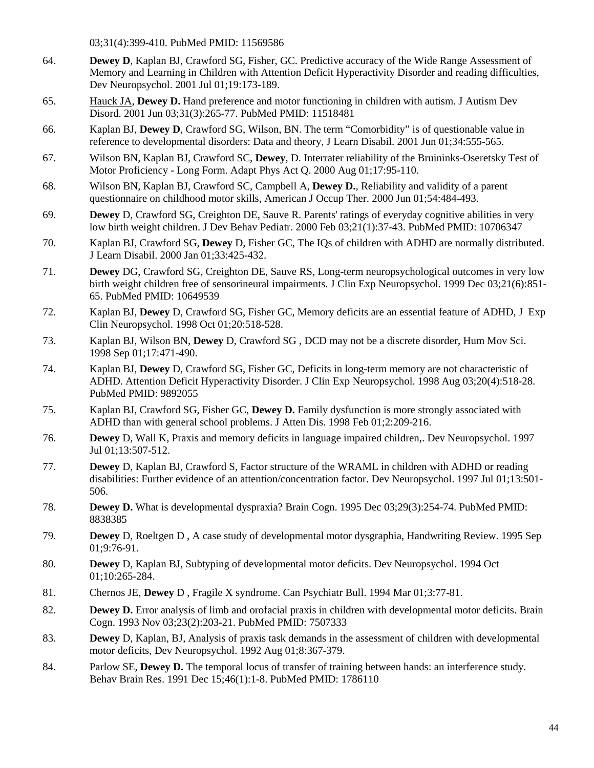03;31(4):399-410. PubMed PMID: 11569586

64. **Dewey D**, Kaplan BJ, Crawford SG, Fisher, GC. Predictive accuracy of the Wide Range Assessment of Memory and Learning in Children with Attention Deficit Hyperactivity Disorder and reading difficulties, Dev Neuropsychol. 2001 Jul 01;19:173-189.

65. Hauck JA, **Dewey D.** Hand preference and motor functioning in children with autism. J Autism Dev Disord. 2001 Jun 03;31(3):265-77. PubMed PMID: 11518481

66. Kaplan BJ, **Dewey D**, Crawford SG, Wilson, BN. The term "Comorbidity" is of questionable value in reference to developmental disorders: Data and theory, J Learn Disabil. 2001 Jun 01;34:555-565.

67. Wilson BN, Kaplan BJ, Crawford SC, **Dewey**, D. Interrater reliability of the Bruininks-Oseretsky Test of Motor Proficiency - Long Form. Adapt Phys Act Q. 2000 Aug 01;17:95-110.

68. Wilson BN, Kaplan BJ, Crawford SC, Campbell A, **Dewey D.**, Reliability and validity of a parent questionnaire on childhood motor skills, American J Occup Ther. 2000 Jun 01;54:484-493.

69. **Dewey** D, Crawford SG, Creighton DE, Sauve R. Parents' ratings of everyday cognitive abilities in very low birth weight children. J Dev Behav Pediatr. 2000 Feb 03;21(1):37-43. PubMed PMID: 10706347

70. Kaplan BJ, Crawford SG, **Dewey** D, Fisher GC, The IQs of children with ADHD are normally distributed. J Learn Disabil. 2000 Jan 01;33:425-432.

71. **Dewey** DG, Crawford SG, Creighton DE, Sauve RS, Long-term neuropsychological outcomes in very low birth weight children free of sensorineural impairments. J Clin Exp Neuropsychol. 1999 Dec 03;21(6):851-65. PubMed PMID: 10649539

72. Kaplan BJ, **Dewey** D, Crawford SG, Fisher GC, Memory deficits are an essential feature of ADHD, J Exp Clin Neuropsychol. 1998 Oct 01;20:518-528.

73. Kaplan BJ, Wilson BN, **Dewey** D, Crawford SG , DCD may not be a discrete disorder, Hum Mov Sci. 1998 Sep 01;17:471-490.

74. Kaplan BJ, **Dewey** D, Crawford SG, Fisher GC, Deficits in long-term memory are not characteristic of ADHD. Attention Deficit Hyperactivity Disorder. J Clin Exp Neuropsychol. 1998 Aug 03;20(4):518-28. PubMed PMID: 9892055

75. Kaplan BJ, Crawford SG, Fisher GC, **Dewey D.** Family dysfunction is more strongly associated with ADHD than with general school problems. J Atten Dis. 1998 Feb 01;2:209-216.

76. **Dewey** D, Wall K, Praxis and memory deficits in language impaired children,. Dev Neuropsychol. 1997 Jul 01;13:507-512.

77. **Dewey** D, Kaplan BJ, Crawford S, Factor structure of the WRAML in children with ADHD or reading disabilities: Further evidence of an attention/concentration factor. Dev Neuropsychol. 1997 Jul 01;13:501-506.

78. **Dewey D.** What is developmental dyspraxia? Brain Cogn. 1995 Dec 03;29(3):254-74. PubMed PMID: 8838385

79. **Dewey** D, Roeltgen D , A case study of developmental motor dysgraphia, Handwriting Review. 1995 Sep 01;9:76-91.

80. **Dewey** D, Kaplan BJ, Subtyping of developmental motor deficits. Dev Neuropsychol. 1994 Oct 01;10:265-284.

81. Chernos JE, **Dewey** D , Fragile X syndrome. Can Psychiatr Bull. 1994 Mar 01;3:77-81.

82. **Dewey D.** Error analysis of limb and orofacial praxis in children with developmental motor deficits. Brain Cogn. 1993 Nov 03;23(2):203-21. PubMed PMID: 7507333

83. **Dewey** D, Kaplan, BJ, Analysis of praxis task demands in the assessment of children with developmental motor deficits, Dev Neuropsychol. 1992 Aug 01;8:367-379.

84. Parlow SE, **Dewey D.** The temporal locus of transfer of training between hands: an interference study. Behav Brain Res. 1991 Dec 15;46(1):1-8. PubMed PMID: 1786110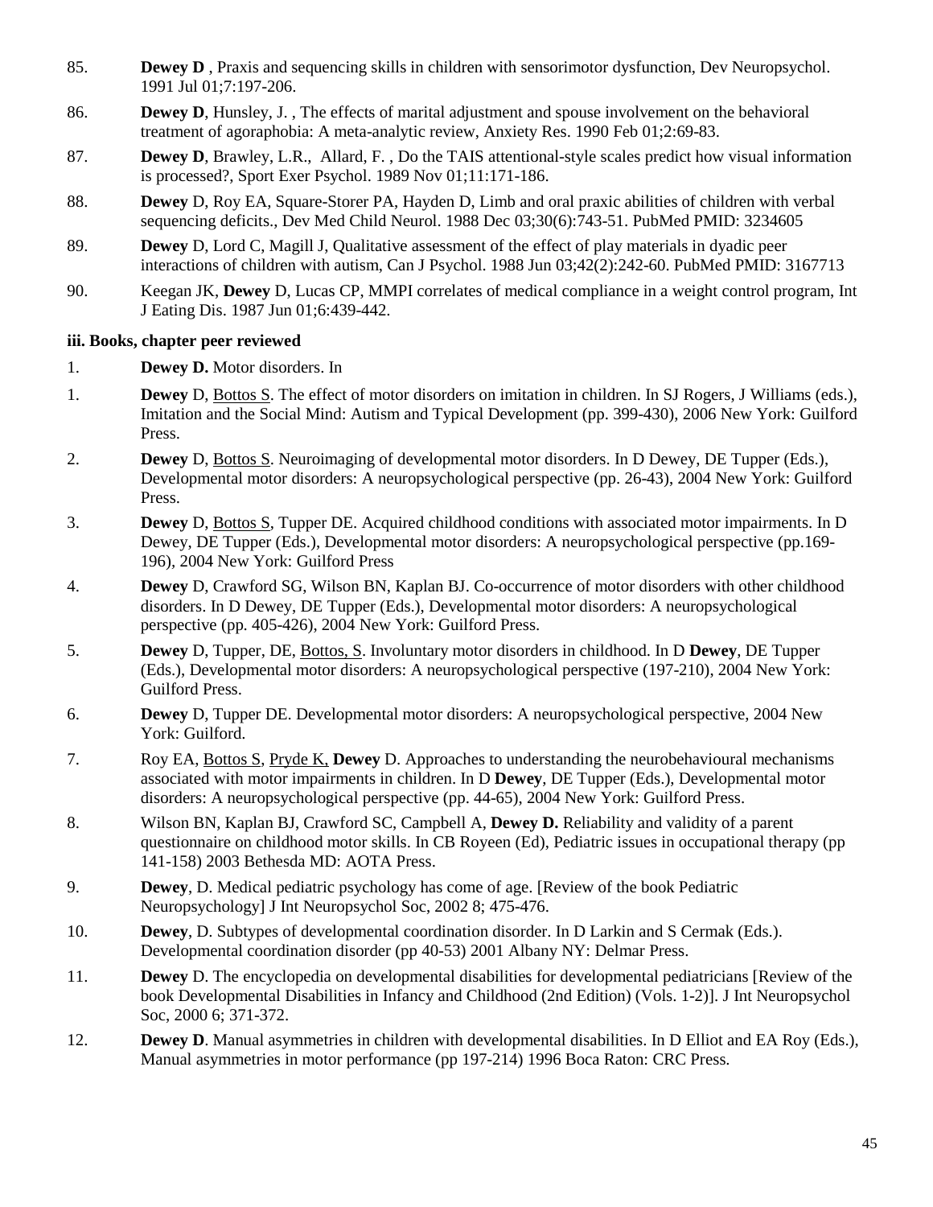85. **Dewey D** , Praxis and sequencing skills in children with sensorimotor dysfunction, Dev Neuropsychol. 1991 Jul 01;7:197-206.

86. **Dewey D**, Hunsley, J. , The effects of marital adjustment and spouse involvement on the behavioral treatment of agoraphobia: A meta-analytic review, Anxiety Res. 1990 Feb 01;2:69-83.

87. **Dewey D**, Brawley, L.R., Allard, F. , Do the TAIS attentional-style scales predict how visual information is processed?, Sport Exer Psychol. 1989 Nov 01;11:171-186.

88. **Dewey** D, Roy EA, Square-Storer PA, Hayden D, Limb and oral praxic abilities of children with verbal sequencing deficits., Dev Med Child Neurol. 1988 Dec 03;30(6):743-51. PubMed PMID: 3234605

89. **Dewey** D, Lord C, Magill J, Qualitative assessment of the effect of play materials in dyadic peer interactions of children with autism, Can J Psychol. 1988 Jun 03;42(2):242-60. PubMed PMID: 3167713

90. Keegan JK, **Dewey** D, Lucas CP, MMPI correlates of medical compliance in a weight control program, Int J Eating Dis. 1987 Jun 01;6:439-442.

**iii. Books, chapter peer reviewed**

1. **Dewey D.** Motor disorders. In

1. **Dewey** D, Bottos S. The effect of motor disorders on imitation in children. In SJ Rogers, J Williams (eds.), Imitation and the Social Mind: Autism and Typical Development (pp. 399-430), 2006 New York: Guilford Press.

2. **Dewey** D, Bottos S. Neuroimaging of developmental motor disorders. In D Dewey, DE Tupper (Eds.), Developmental motor disorders: A neuropsychological perspective (pp. 26-43), 2004 New York: Guilford Press.

3. **Dewey** D, Bottos S, Tupper DE. Acquired childhood conditions with associated motor impairments. In D Dewey, DE Tupper (Eds.), Developmental motor disorders: A neuropsychological perspective (pp.169-196), 2004 New York: Guilford Press

4. **Dewey** D, Crawford SG, Wilson BN, Kaplan BJ. Co-occurrence of motor disorders with other childhood disorders. In D Dewey, DE Tupper (Eds.), Developmental motor disorders: A neuropsychological perspective (pp. 405-426), 2004 New York: Guilford Press.

5. **Dewey** D, Tupper, DE, Bottos, S. Involuntary motor disorders in childhood. In D **Dewey**, DE Tupper (Eds.), Developmental motor disorders: A neuropsychological perspective (197-210), 2004 New York: Guilford Press.

6. **Dewey** D, Tupper DE. Developmental motor disorders: A neuropsychological perspective, 2004 New York: Guilford.

7. Roy EA, Bottos S, Pryde K, **Dewey** D. Approaches to understanding the neurobehavioural mechanisms associated with motor impairments in children. In D **Dewey**, DE Tupper (Eds.), Developmental motor disorders: A neuropsychological perspective (pp. 44-65), 2004 New York: Guilford Press.

8. Wilson BN, Kaplan BJ, Crawford SC, Campbell A, **Dewey D.** Reliability and validity of a parent questionnaire on childhood motor skills. In CB Royeen (Ed), Pediatric issues in occupational therapy (pp 141-158) 2003 Bethesda MD: AOTA Press.

9. **Dewey**, D. Medical pediatric psychology has come of age. [Review of the book Pediatric Neuropsychology] J Int Neuropsychol Soc, 2002 8; 475-476.

10. **Dewey**, D. Subtypes of developmental coordination disorder. In D Larkin and S Cermak (Eds.). Developmental coordination disorder (pp 40-53) 2001 Albany NY: Delmar Press.

11. **Dewey** D. The encyclopedia on developmental disabilities for developmental pediatricians [Review of the book Developmental Disabilities in Infancy and Childhood (2nd Edition) (Vols. 1-2)]. J Int Neuropsychol Soc, 2000 6; 371-372.

12. **Dewey D**. Manual asymmetries in children with developmental disabilities. In D Elliot and EA Roy (Eds.), Manual asymmetries in motor performance (pp 197-214) 1996 Boca Raton: CRC Press.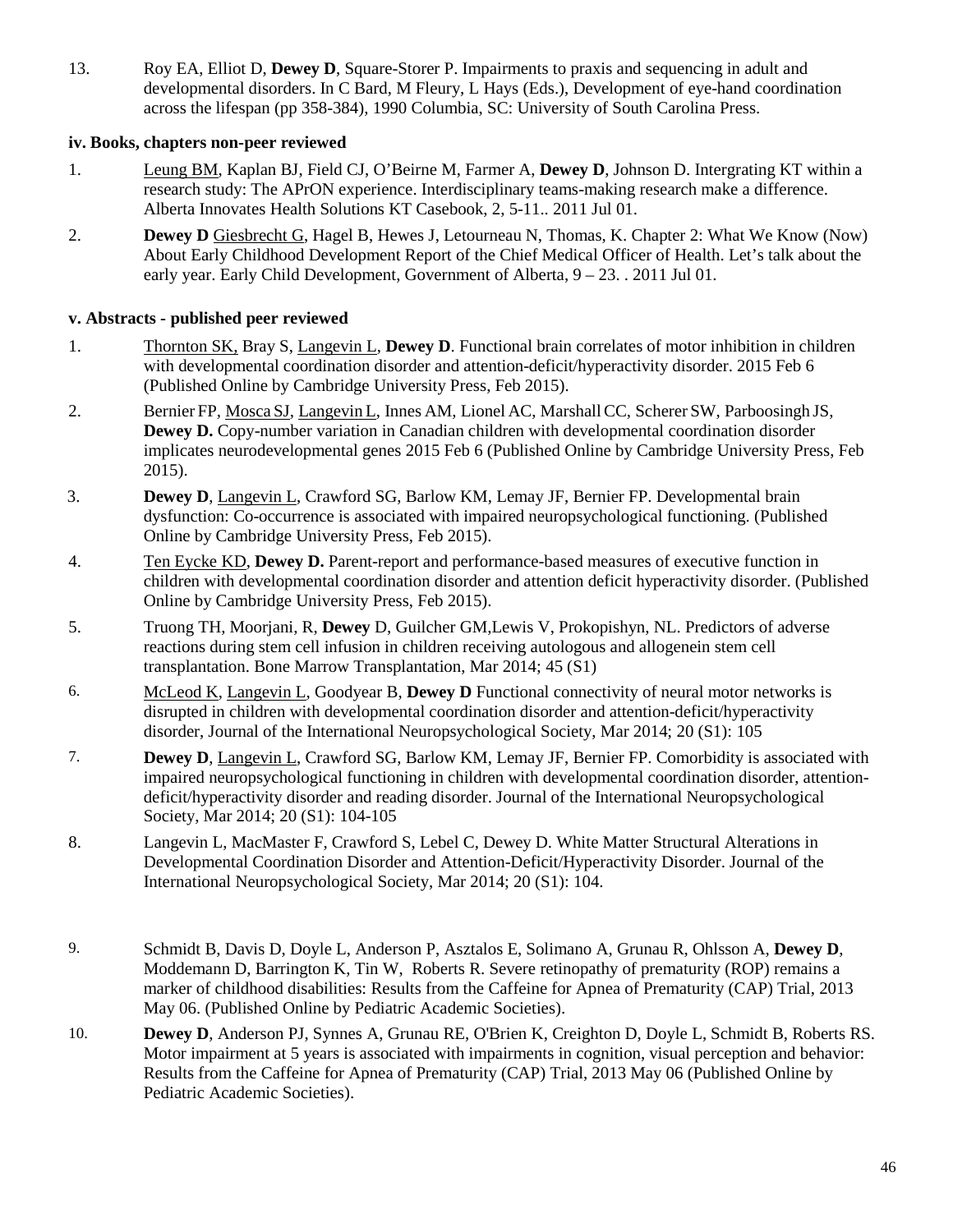13. Roy EA, Elliot D, **Dewey D**, Square-Storer P. Impairments to praxis and sequencing in adult and developmental disorders. In C Bard, M Fleury, L Hays (Eds.), Development of eye-hand coordination across the lifespan (pp 358-384), 1990 Columbia, SC: University of South Carolina Press.

**iv. Books, chapters non-peer reviewed**

1. Leung BM, Kaplan BJ, Field CJ, O'Beirne M, Farmer A, **Dewey D**, Johnson D. Intergrating KT within a research study: The APrON experience. Interdisciplinary teams-making research make a difference. Alberta Innovates Health Solutions KT Casebook, 2, 5-11.. 2011 Jul 01.

2. **Dewey D** Giesbrecht G, Hagel B, Hewes J, Letourneau N, Thomas, K. Chapter 2: What We Know (Now) About Early Childhood Development Report of the Chief Medical Officer of Health. Let's talk about the early year. Early Child Development, Government of Alberta, 9 – 23. . 2011 Jul 01.

**v. Abstracts - published peer reviewed**

1. Thornton SK, Bray S, Langevin L, **Dewey D**. Functional brain correlates of motor inhibition in children with developmental coordination disorder and attention-deficit/hyperactivity disorder. 2015 Feb 6 (Published Online by Cambridge University Press, Feb 2015).

2. Bernier FP, Mosca SJ, Langevin L, Innes AM, Lionel AC, Marshall CC, Scherer SW, Parboosingh JS, **Dewey D.** Copy-number variation in Canadian children with developmental coordination disorder implicates neurodevelopmental genes 2015 Feb 6 (Published Online by Cambridge University Press, Feb 2015).

3. **Dewey D**, Langevin L, Crawford SG, Barlow KM, Lemay JF, Bernier FP. Developmental brain dysfunction: Co-occurrence is associated with impaired neuropsychological functioning. (Published Online by Cambridge University Press, Feb 2015).

4. Ten Eycke KD, **Dewey D.** Parent-report and performance-based measures of executive function in children with developmental coordination disorder and attention deficit hyperactivity disorder. (Published Online by Cambridge University Press, Feb 2015).

5. Truong TH, Moorjani, R, **Dewey** D, Guilcher GM,Lewis V, Prokopishyn, NL. Predictors of adverse reactions during stem cell infusion in children receiving autologous and allogenein stem cell transplantation. Bone Marrow Transplantation, Mar 2014; 45 (S1)

6. McLeod K, Langevin L, Goodyear B, **Dewey D** Functional connectivity of neural motor networks is disrupted in children with developmental coordination disorder and attention-deficit/hyperactivity disorder, Journal of the International Neuropsychological Society, Mar 2014; 20 (S1): 105

7. **Dewey D**, Langevin L, Crawford SG, Barlow KM, Lemay JF, Bernier FP. Comorbidity is associated with impaired neuropsychological functioning in children with developmental coordination disorder, attention-deficit/hyperactivity disorder and reading disorder. Journal of the International Neuropsychological Society, Mar 2014; 20 (S1): 104-105

8. Langevin L, MacMaster F, Crawford S, Lebel C, Dewey D. White Matter Structural Alterations in Developmental Coordination Disorder and Attention-Deficit/Hyperactivity Disorder. Journal of the International Neuropsychological Society, Mar 2014; 20 (S1): 104.

9. Schmidt B, Davis D, Doyle L, Anderson P, Asztalos E, Solimano A, Grunau R, Ohlsson A, **Dewey D**, Moddemann D, Barrington K, Tin W, Roberts R. Severe retinopathy of prematurity (ROP) remains a marker of childhood disabilities: Results from the Caffeine for Apnea of Prematurity (CAP) Trial, 2013 May 06. (Published Online by Pediatric Academic Societies).

10. **Dewey D**, Anderson PJ, Synnes A, Grunau RE, O'Brien K, Creighton D, Doyle L, Schmidt B, Roberts RS. Motor impairment at 5 years is associated with impairments in cognition, visual perception and behavior: Results from the Caffeine for Apnea of Prematurity (CAP) Trial, 2013 May 06 (Published Online by Pediatric Academic Societies).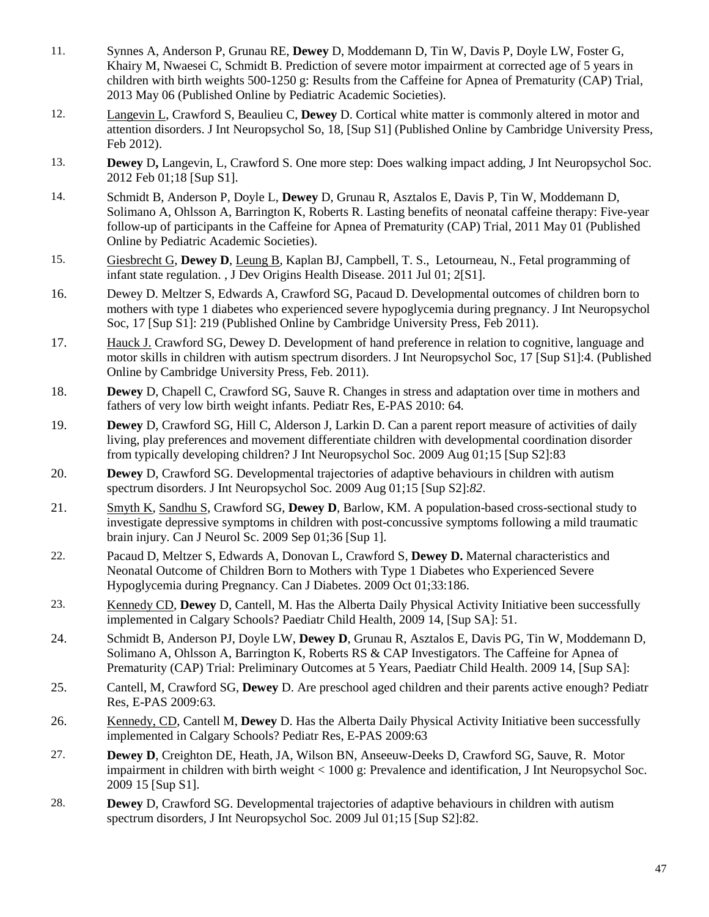11. Synnes A, Anderson P, Grunau RE, **Dewey** D, Moddemann D, Tin W, Davis P, Doyle LW, Foster G, Khairy M, Nwaesei C, Schmidt B. Prediction of severe motor impairment at corrected age of 5 years in children with birth weights 500-1250 g: Results from the Caffeine for Apnea of Prematurity (CAP) Trial, 2013 May 06 (Published Online by Pediatric Academic Societies).

12. Langevin L, Crawford S, Beaulieu C, **Dewey** D. Cortical white matter is commonly altered in motor and attention disorders. J Int Neuropsychol So, 18, [Sup S1] (Published Online by Cambridge University Press, Feb 2012).

13. **Dewey** D**,** Langevin, L, Crawford S. One more step: Does walking impact adding, J Int Neuropsychol Soc. 2012 Feb 01;18 [Sup S1].

14. Schmidt B, Anderson P, Doyle L, **Dewey** D, Grunau R, Asztalos E, Davis P, Tin W, Moddemann D, Solimano A, Ohlsson A, Barrington K, Roberts R. Lasting benefits of neonatal caffeine therapy: Five-year follow-up of participants in the Caffeine for Apnea of Prematurity (CAP) Trial, 2011 May 01 (Published Online by Pediatric Academic Societies).

15. Giesbrecht G, **Dewey D**, Leung B, Kaplan BJ, Campbell, T. S., Letourneau, N., Fetal programming of infant state regulation. , J Dev Origins Health Disease. 2011 Jul 01; 2[S1].

16. Dewey D. Meltzer S, Edwards A, Crawford SG, Pacaud D. Developmental outcomes of children born to mothers with type 1 diabetes who experienced severe hypoglycemia during pregnancy. J Int Neuropsychol Soc, 17 [Sup S1]: 219 (Published Online by Cambridge University Press, Feb 2011).

17. Hauck J. Crawford SG, Dewey D. Development of hand preference in relation to cognitive, language and motor skills in children with autism spectrum disorders. J Int Neuropsychol Soc, 17 [Sup S1]:4. (Published Online by Cambridge University Press, Feb. 2011).

18. **Dewey** D, Chapell C, Crawford SG, Sauve R. Changes in stress and adaptation over time in mothers and fathers of very low birth weight infants. Pediatr Res, E-PAS 2010: 64.

19. **Dewey** D, Crawford SG, Hill C, Alderson J, Larkin D. Can a parent report measure of activities of daily living, play preferences and movement differentiate children with developmental coordination disorder from typically developing children? J Int Neuropsychol Soc. 2009 Aug 01;15 [Sup S2]:83

20. **Dewey** D, Crawford SG. Developmental trajectories of adaptive behaviours in children with autism spectrum disorders. J Int Neuropsychol Soc. 2009 Aug 01;15 [Sup S2]:*82*.

21. Smyth K, Sandhu S, Crawford SG, **Dewey D**, Barlow, KM. A population-based cross-sectional study to investigate depressive symptoms in children with post-concussive symptoms following a mild traumatic brain injury. Can J Neurol Sc. 2009 Sep 01;36 [Sup 1].

22. Pacaud D, Meltzer S, Edwards A, Donovan L, Crawford S, **Dewey D.** Maternal characteristics and Neonatal Outcome of Children Born to Mothers with Type 1 Diabetes who Experienced Severe Hypoglycemia during Pregnancy. Can J Diabetes. 2009 Oct 01;33:186.

23. Kennedy CD, **Dewey** D, Cantell, M. Has the Alberta Daily Physical Activity Initiative been successfully implemented in Calgary Schools? Paediatr Child Health, 2009 14, [Sup SA]: 51.

24. Schmidt B, Anderson PJ, Doyle LW, **Dewey D**, Grunau R, Asztalos E, Davis PG, Tin W, Moddemann D, Solimano A, Ohlsson A, Barrington K, Roberts RS & CAP Investigators. The Caffeine for Apnea of Prematurity (CAP) Trial: Preliminary Outcomes at 5 Years, Paediatr Child Health. 2009 14, [Sup SA]:

25. Cantell, M, Crawford SG, **Dewey** D. Are preschool aged children and their parents active enough? Pediatr Res, E-PAS 2009:63.

26. Kennedy, CD, Cantell M, **Dewey** D. Has the Alberta Daily Physical Activity Initiative been successfully implemented in Calgary Schools? Pediatr Res, E-PAS 2009:63

27. **Dewey D**, Creighton DE, Heath, JA, Wilson BN, Anseeuw-Deeks D, Crawford SG, Sauve, R. Motor impairment in children with birth weight < 1000 g: Prevalence and identification, J Int Neuropsychol Soc. 2009 15 [Sup S1].

28. **Dewey** D, Crawford SG. Developmental trajectories of adaptive behaviours in children with autism spectrum disorders, J Int Neuropsychol Soc. 2009 Jul 01;15 [Sup S2]:82.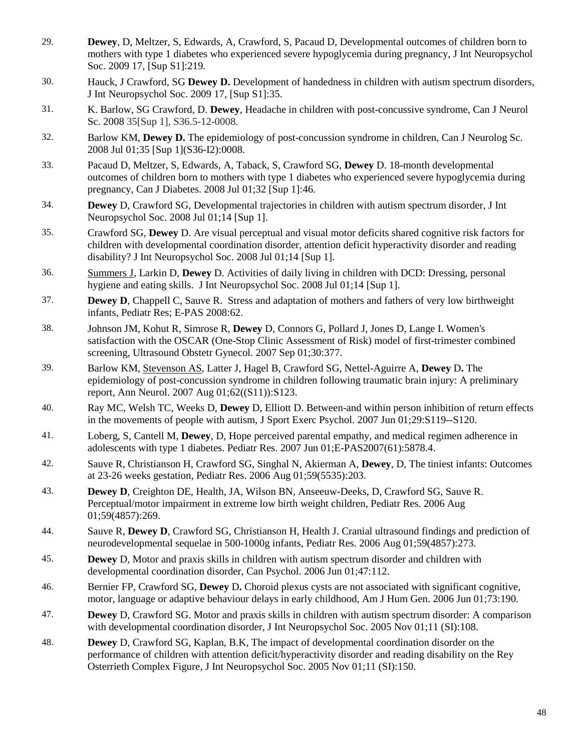29. **Dewey**, D, Meltzer, S, Edwards, A, Crawford, S, Pacaud D, Developmental outcomes of children born to mothers with type 1 diabetes who experienced severe hypoglycemia during pregnancy, J Int Neuropsychol Soc. 2009 17, [Sup S1]:219.

30. Hauck, J Crawford, SG **Dewey D.** Development of handedness in children with autism spectrum disorders, J Int Neuropsychol Soc. 2009 17, [Sup S1]:35.

31. K. Barlow, SG Crawford, D. **Dewey**, Headache in children with post-concussive syndrome, Can J Neurol Sc. 2008 35[Sup 1], S36.5-12-0008.

32. Barlow KM, **Dewey D.** The epidemiology of post-concussion syndrome in children, Can J Neurolog Sc. 2008 Jul 01;35 [Sup 1](S36-I2):0008.

33. Pacaud D, Meltzer, S, Edwards, A, Taback, S, Crawford SG, **Dewey** D. 18-month developmental outcomes of children born to mothers with type 1 diabetes who experienced severe hypoglycemia during pregnancy, Can J Diabetes. 2008 Jul 01;32 [Sup 1]:46.

34. **Dewey** D, Crawford SG, Developmental trajectories in children with autism spectrum disorder, J Int Neuropsychol Soc. 2008 Jul 01;14 [Sup 1].

35. Crawford SG, **Dewey** D. Are visual perceptual and visual motor deficits shared cognitive risk factors for children with developmental coordination disorder, attention deficit hyperactivity disorder and reading disability? J Int Neuropsychol Soc. 2008 Jul 01;14 [Sup 1].

36. Summers J, Larkin D, **Dewey** D. Activities of daily living in children with DCD: Dressing, personal hygiene and eating skills. J Int Neuropsychol Soc. 2008 Jul 01;14 [Sup 1].

37. **Dewey D**, Chappell C, Sauve R. Stress and adaptation of mothers and fathers of very low birthweight infants, Pediatr Res; E-PAS 2008:62.

38. Johnson JM, Kohut R, Simrose R, **Dewey** D, Connors G, Pollard J, Jones D, Lange I. Women's satisfaction with the OSCAR (One-Stop Clinic Assessment of Risk) model of first-trimester combined screening, Ultrasound Obstetr Gynecol. 2007 Sep 01;30:377.

39. Barlow KM, Stevenson AS, Latter J, Hagel B, Crawford SG, Nettel-Aguirre A, **Dewey** D**.** The epidemiology of post-concussion syndrome in children following traumatic brain injury: A preliminary report, Ann Neurol. 2007 Aug 01;62((S11)):S123.

40. Ray MC, Welsh TC, Weeks D, **Dewey** D, Elliott D. Between-and within person inhibition of return effects in the movements of people with autism, J Sport Exerc Psychol. 2007 Jun 01;29:S119--S120.

41. Loberg, S, Cantell M, **Dewey**, D, Hope perceived parental empathy, and medical regimen adherence in adolescents with type 1 diabetes. Pediatr Res. 2007 Jun 01;E-PAS2007(61):5878.4.

42. Sauve R, Christianson H, Crawford SG, Singhal N, Akierman A, **Dewey**, D, The tiniest infants: Outcomes at 23-26 weeks gestation, Pediatr Res. 2006 Aug 01;59(5535):203.

43. **Dewey D**, Creighton DE, Health, JA, Wilson BN, Anseeuw-Deeks, D, Crawford SG, Sauve R. Perceptual/motor impairment in extreme low birth weight children, Pediatr Res. 2006 Aug 01;59(4857):269.

44. Sauve R, **Dewey D**, Crawford SG, Christianson H, Health J. Cranial ultrasound findings and prediction of neurodevelopmental sequelae in 500-1000g infants, Pediatr Res. 2006 Aug 01;59(4857):273.

45. **Dewey** D, Motor and praxis skills in children with autism spectrum disorder and children with developmental coordination disorder, Can Psychol. 2006 Jun 01;47:112.

46. Bernier FP, Crawford SG, **Dewey** D**.** Choroid plexus cysts are not associated with significant cognitive, motor, language or adaptive behaviour delays in early childhood, Am J Hum Gen. 2006 Jun 01;73:190.

47. **Dewey** D, Crawford SG. Motor and praxis skills in children with autism spectrum disorder: A comparison with developmental coordination disorder, J Int Neuropsychol Soc. 2005 Nov 01;11 (SI):108.

48. **Dewey** D, Crawford SG, Kaplan, B.K, The impact of developmental coordination disorder on the performance of children with attention deficit/hyperactivity disorder and reading disability on the Rey Osterrieth Complex Figure, J Int Neuropsychol Soc. 2005 Nov 01;11 (SI):150.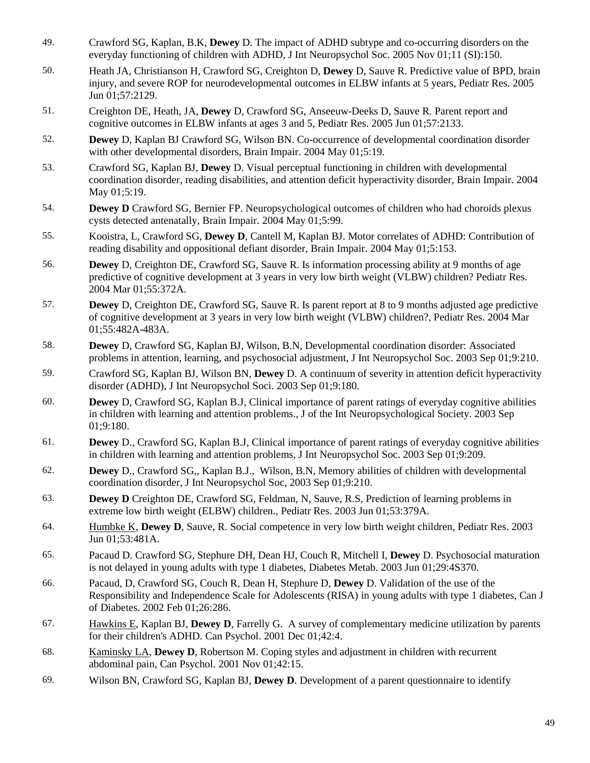49. Crawford SG, Kaplan, B.K, **Dewey** D. The impact of ADHD subtype and co-occurring disorders on the everyday functioning of children with ADHD, J Int Neuropsychol Soc. 2005 Nov 01;11 (SI):150.

50. Heath JA, Christianson H, Crawford SG, Creighton D, **Dewey** D, Sauve R. Predictive value of BPD, brain injury, and severe ROP for neurodevelopmental outcomes in ELBW infants at 5 years, Pediatr Res. 2005 Jun 01;57:2129.

51. Creighton DE, Heath, JA, **Dewey** D, Crawford SG, Anseeuw-Deeks D, Sauve R. Parent report and cognitive outcomes in ELBW infants at ages 3 and 5, Pediatr Res. 2005 Jun 01;57:2133.

52. **Dewey** D, Kaplan BJ Crawford SG, Wilson BN. Co-occurrence of developmental coordination disorder with other developmental disorders, Brain Impair. 2004 May 01;5:19.

53. Crawford SG, Kaplan BJ, **Dewey** D. Visual perceptual functioning in children with developmental coordination disorder, reading disabilities, and attention deficit hyperactivity disorder, Brain Impair. 2004 May 01;5:19.

54. **Dewey D** Crawford SG, Bernier FP. Neuropsychological outcomes of children who had choroids plexus cysts detected antenatally, Brain Impair. 2004 May 01;5:99.

55. Kooistra, L, Crawford SG, **Dewey D**, Cantell M, Kaplan BJ. Motor correlates of ADHD: Contribution of reading disability and oppositional defiant disorder, Brain Impair. 2004 May 01;5:153.

56. **Dewey** D, Creighton DE, Crawford SG, Sauve R. Is information processing ability at 9 months of age predictive of cognitive development at 3 years in very low birth weight (VLBW) children? Pediatr Res. 2004 Mar 01;55:372A.

57. **Dewey** D, Creighton DE, Crawford SG, Sauve R. Is parent report at 8 to 9 months adjusted age predictive of cognitive development at 3 years in very low birth weight (VLBW) children?, Pediatr Res. 2004 Mar 01;55:482A-483A.

58. **Dewey** D, Crawford SG, Kaplan BJ, Wilson, B.N, Developmental coordination disorder: Associated problems in attention, learning, and psychosocial adjustment, J Int Neuropsychol Soc. 2003 Sep 01;9:210.

59. Crawford SG, Kaplan BJ, Wilson BN, **Dewey** D. A continuum of severity in attention deficit hyperactivity disorder (ADHD), J Int Neuropsychol Soci. 2003 Sep 01;9:180.

60. **Dewey** D, Crawford SG, Kaplan B.J, Clinical importance of parent ratings of everyday cognitive abilities in children with learning and attention problems., J of the Int Neuropsychological Society. 2003 Sep 01;9:180.

61. **Dewey** D., Crawford SG, Kaplan B.J, Clinical importance of parent ratings of everyday cognitive abilities in children with learning and attention problems, J Int Neuropsychol Soc. 2003 Sep 01;9:209.

62. **Dewey** D., Crawford SG,, Kaplan B.J., Wilson, B.N, Memory abilities of children with developmental coordination disorder, J Int Neuropsychol Soc, 2003 Sep 01;9:210.

63. **Dewey D** Creighton DE, Crawford SG, Feldman, N, Sauve, R.S, Prediction of learning problems in extreme low birth weight (ELBW) children., Pediatr Res. 2003 Jun 01;53:379A.

64. <u>Humbke K</u>, **Dewey D**, Sauve, R. Social competence in very low birth weight children, Pediatr Res. 2003 Jun 01;53:481A.

65. Pacaud D. Crawford SG, Stephure DH, Dean HJ, Couch R, Mitchell I, **Dewey** D. Psychosocial maturation is not delayed in young adults with type 1 diabetes, Diabetes Metab. 2003 Jun 01;29:4S370.

66. Pacaud, D, Crawford SG, Couch R, Dean H, Stephure D, **Dewey** D. Validation of the use of the Responsibility and Independence Scale for Adolescents (RISA) in young adults with type 1 diabetes, Can J of Diabetes. 2002 Feb 01;26:286.

67. <u>Hawkins E</u>, Kaplan BJ, **Dewey D**, Farrelly G. A survey of complementary medicine utilization by parents for their children's ADHD. Can Psychol. 2001 Dec 01;42:4.

68. <u>Kaminsky LA</u>, **Dewey D**, Robertson M. Coping styles and adjustment in children with recurrent abdominal pain, Can Psychol. 2001 Nov 01;42:15.

69. Wilson BN, Crawford SG, Kaplan BJ, **Dewey D**. Development of a parent questionnaire to identify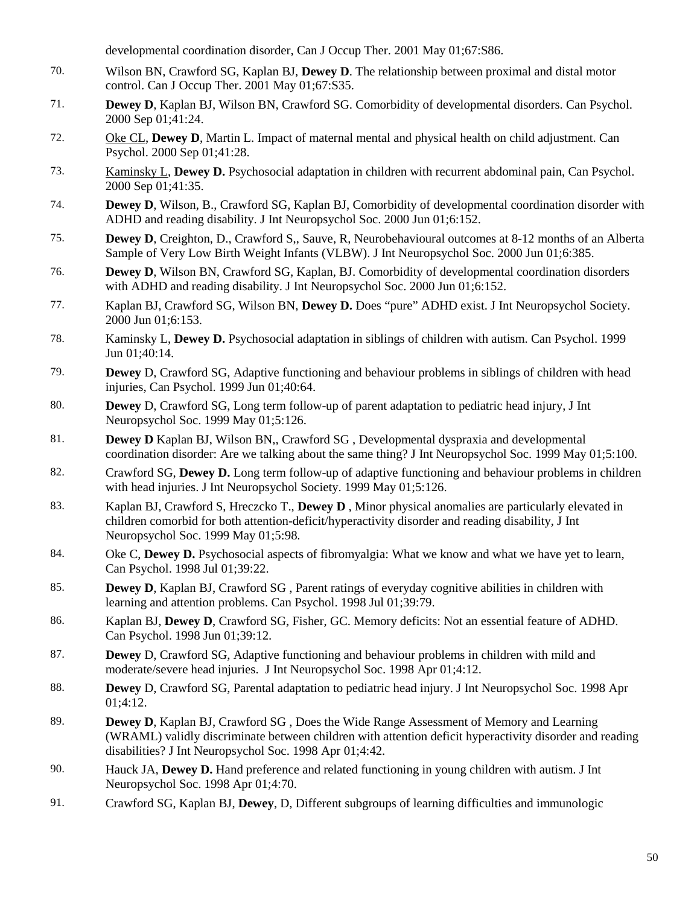developmental coordination disorder, Can J Occup Ther. 2001 May 01;67:S86.

70. Wilson BN, Crawford SG, Kaplan BJ, **Dewey D**. The relationship between proximal and distal motor control. Can J Occup Ther. 2001 May 01;67:S35.

71. **Dewey D**, Kaplan BJ, Wilson BN, Crawford SG. Comorbidity of developmental disorders. Can Psychol. 2000 Sep 01;41:24.

72. Oke CL, **Dewey D**, Martin L. Impact of maternal mental and physical health on child adjustment. Can Psychol. 2000 Sep 01;41:28.

73. Kaminsky L, **Dewey D.** Psychosocial adaptation in children with recurrent abdominal pain, Can Psychol. 2000 Sep 01;41:35.

74. **Dewey D**, Wilson, B., Crawford SG, Kaplan BJ, Comorbidity of developmental coordination disorder with ADHD and reading disability. J Int Neuropsychol Soc. 2000 Jun 01;6:152.

75. **Dewey D**, Creighton, D., Crawford S,, Sauve, R, Neurobehavioural outcomes at 8-12 months of an Alberta Sample of Very Low Birth Weight Infants (VLBW). J Int Neuropsychol Soc. 2000 Jun 01;6:385.

76. **Dewey D**, Wilson BN, Crawford SG, Kaplan, BJ. Comorbidity of developmental coordination disorders with ADHD and reading disability. J Int Neuropsychol Soc. 2000 Jun 01;6:152.

77. Kaplan BJ, Crawford SG, Wilson BN, **Dewey D.** Does "pure" ADHD exist. J Int Neuropsychol Society. 2000 Jun 01;6:153.

78. Kaminsky L, **Dewey D.** Psychosocial adaptation in siblings of children with autism. Can Psychol. 1999 Jun 01;40:14.

79. **Dewey** D, Crawford SG, Adaptive functioning and behaviour problems in siblings of children with head injuries, Can Psychol. 1999 Jun 01;40:64.

80. **Dewey** D, Crawford SG, Long term follow-up of parent adaptation to pediatric head injury, J Int Neuropsychol Soc. 1999 May 01;5:126.

81. **Dewey D** Kaplan BJ, Wilson BN,, Crawford SG , Developmental dyspraxia and developmental coordination disorder: Are we talking about the same thing? J Int Neuropsychol Soc. 1999 May 01;5:100.

82. Crawford SG, **Dewey D.** Long term follow-up of adaptive functioning and behaviour problems in children with head injuries. J Int Neuropsychol Society. 1999 May 01;5:126.

83. Kaplan BJ, Crawford S, Hreczcko T., **Dewey D** , Minor physical anomalies are particularly elevated in children comorbid for both attention-deficit/hyperactivity disorder and reading disability, J Int Neuropsychol Soc. 1999 May 01;5:98.

84. Oke C, **Dewey D.** Psychosocial aspects of fibromyalgia: What we know and what we have yet to learn, Can Psychol. 1998 Jul 01;39:22.

85. **Dewey D**, Kaplan BJ, Crawford SG , Parent ratings of everyday cognitive abilities in children with learning and attention problems. Can Psychol. 1998 Jul 01;39:79.

86. Kaplan BJ, **Dewey D**, Crawford SG, Fisher, GC. Memory deficits: Not an essential feature of ADHD. Can Psychol. 1998 Jun 01;39:12.

87. **Dewey** D, Crawford SG, Adaptive functioning and behaviour problems in children with mild and moderate/severe head injuries. J Int Neuropsychol Soc. 1998 Apr 01;4:12.

88. **Dewey** D, Crawford SG, Parental adaptation to pediatric head injury. J Int Neuropsychol Soc. 1998 Apr 01;4:12.

89. **Dewey D**, Kaplan BJ, Crawford SG , Does the Wide Range Assessment of Memory and Learning (WRAML) validly discriminate between children with attention deficit hyperactivity disorder and reading disabilities? J Int Neuropsychol Soc. 1998 Apr 01;4:42.

90. Hauck JA, **Dewey D.** Hand preference and related functioning in young children with autism. J Int Neuropsychol Soc. 1998 Apr 01;4:70.

91. Crawford SG, Kaplan BJ, **Dewey**, D, Different subgroups of learning difficulties and immunologic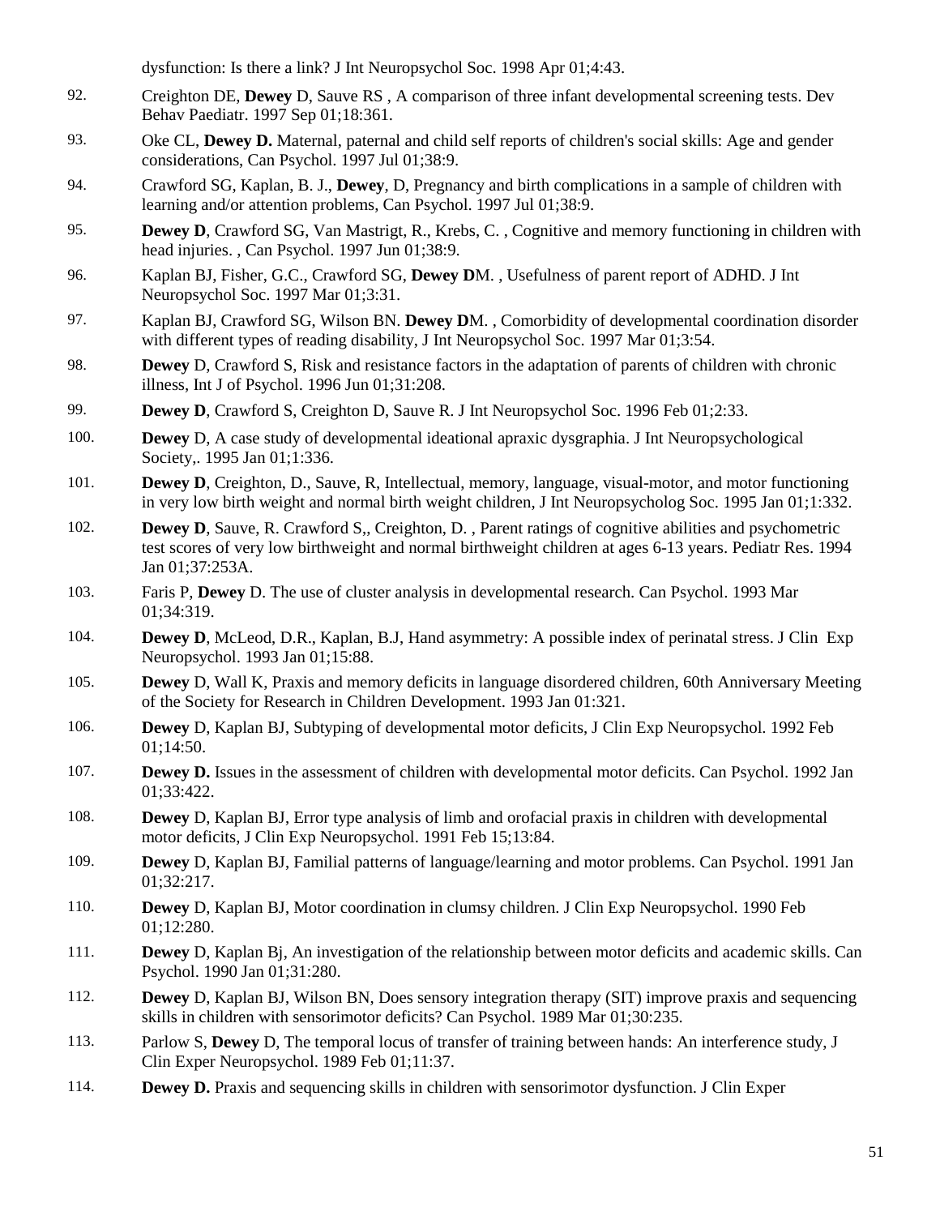dysfunction: Is there a link? J Int Neuropsychol Soc. 1998 Apr 01;4:43.

92. Creighton DE, **Dewey** D, Sauve RS , A comparison of three infant developmental screening tests. Dev Behav Paediatr. 1997 Sep 01;18:361.

93. Oke CL, **Dewey D.** Maternal, paternal and child self reports of children's social skills: Age and gender considerations, Can Psychol. 1997 Jul 01;38:9.

94. Crawford SG, Kaplan, B. J., **Dewey**, D, Pregnancy and birth complications in a sample of children with learning and/or attention problems, Can Psychol. 1997 Jul 01;38:9.

95. **Dewey D**, Crawford SG, Van Mastrigt, R., Krebs, C. , Cognitive and memory functioning in children with head injuries. , Can Psychol. 1997 Jun 01;38:9.

96. Kaplan BJ, Fisher, G.C., Crawford SG, **Dewey D**M. , Usefulness of parent report of ADHD. J Int Neuropsychol Soc. 1997 Mar 01;3:31.

97. Kaplan BJ, Crawford SG, Wilson BN. **Dewey D**M. , Comorbidity of developmental coordination disorder with different types of reading disability, J Int Neuropsychol Soc. 1997 Mar 01;3:54.

98. **Dewey** D, Crawford S, Risk and resistance factors in the adaptation of parents of children with chronic illness, Int J of Psychol. 1996 Jun 01;31:208.

99. **Dewey D**, Crawford S, Creighton D, Sauve R. J Int Neuropsychol Soc. 1996 Feb 01;2:33.

100. **Dewey** D, A case study of developmental ideational apraxic dysgraphia. J Int Neuropsychological Society,. 1995 Jan 01;1:336.

101. **Dewey D**, Creighton, D., Sauve, R, Intellectual, memory, language, visual-motor, and motor functioning in very low birth weight and normal birth weight children, J Int Neuropsycholog Soc. 1995 Jan 01;1:332.

102. **Dewey D**, Sauve, R. Crawford S,, Creighton, D. , Parent ratings of cognitive abilities and psychometric test scores of very low birthweight and normal birthweight children at ages 6-13 years. Pediatr Res. 1994 Jan 01;37:253A.

103. Faris P, **Dewey** D. The use of cluster analysis in developmental research. Can Psychol. 1993 Mar 01;34:319.

104. **Dewey D**, McLeod, D.R., Kaplan, B.J, Hand asymmetry: A possible index of perinatal stress. J Clin Exp Neuropsychol. 1993 Jan 01;15:88.

105. **Dewey** D, Wall K, Praxis and memory deficits in language disordered children, 60th Anniversary Meeting of the Society for Research in Children Development. 1993 Jan 01:321.

106. **Dewey** D, Kaplan BJ, Subtyping of developmental motor deficits, J Clin Exp Neuropsychol. 1992 Feb 01;14:50.

107. **Dewey D.** Issues in the assessment of children with developmental motor deficits. Can Psychol. 1992 Jan 01;33:422.

108. **Dewey** D, Kaplan BJ, Error type analysis of limb and orofacial praxis in children with developmental motor deficits, J Clin Exp Neuropsychol. 1991 Feb 15;13:84.

109. **Dewey** D, Kaplan BJ, Familial patterns of language/learning and motor problems. Can Psychol. 1991 Jan 01;32:217.

110. **Dewey** D, Kaplan BJ, Motor coordination in clumsy children. J Clin Exp Neuropsychol. 1990 Feb 01;12:280.

111. **Dewey** D, Kaplan Bj, An investigation of the relationship between motor deficits and academic skills. Can Psychol. 1990 Jan 01;31:280.

112. **Dewey** D, Kaplan BJ, Wilson BN, Does sensory integration therapy (SIT) improve praxis and sequencing skills in children with sensorimotor deficits? Can Psychol. 1989 Mar 01;30:235.

113. Parlow S, **Dewey** D, The temporal locus of transfer of training between hands: An interference study, J Clin Exper Neuropsychol. 1989 Feb 01;11:37.

114. **Dewey D.** Praxis and sequencing skills in children with sensorimotor dysfunction. J Clin Exper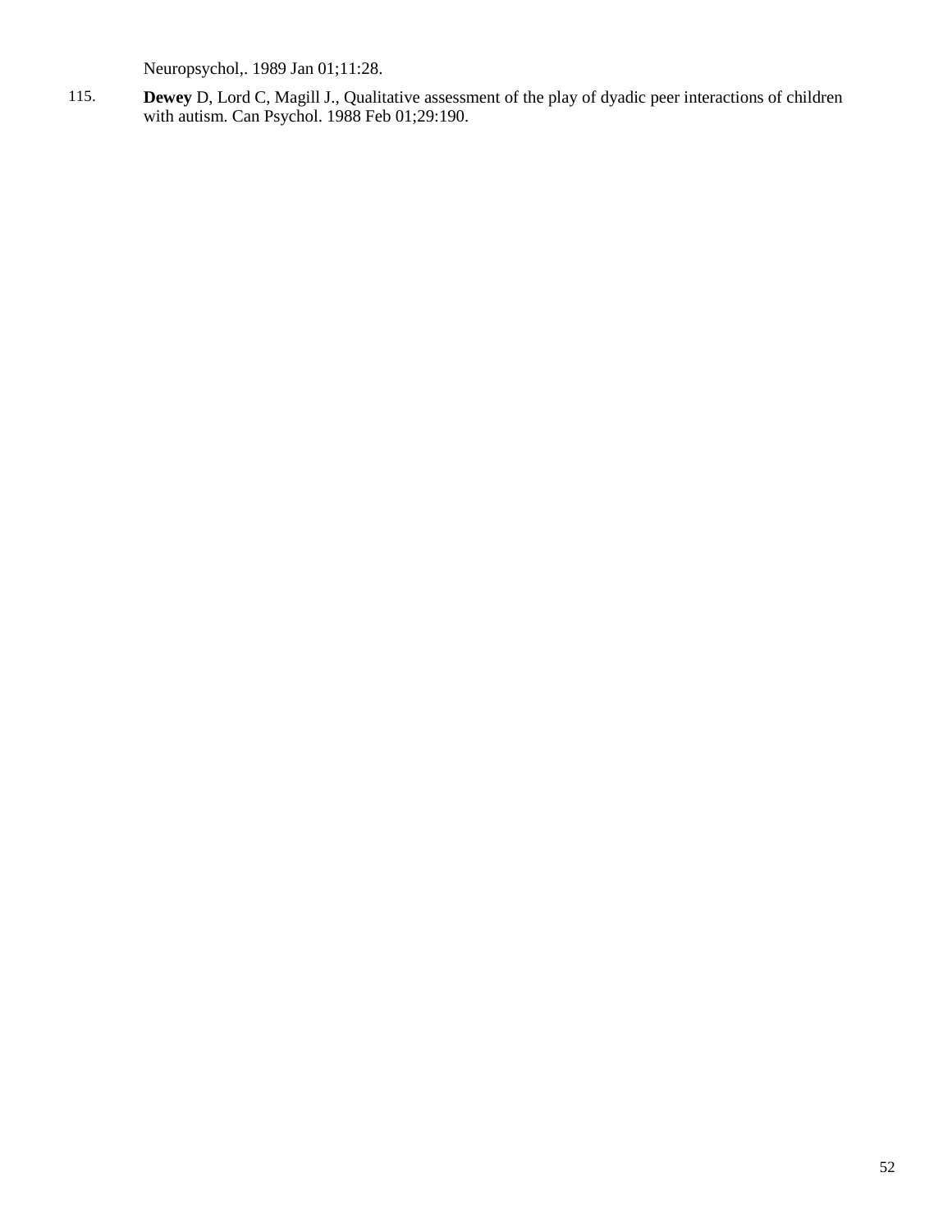Neuropsychol,. 1989 Jan 01;11:28.

115. **Dewey** D, Lord C, Magill J., Qualitative assessment of the play of dyadic peer interactions of children with autism. Can Psychol. 1988 Feb 01;29:190.